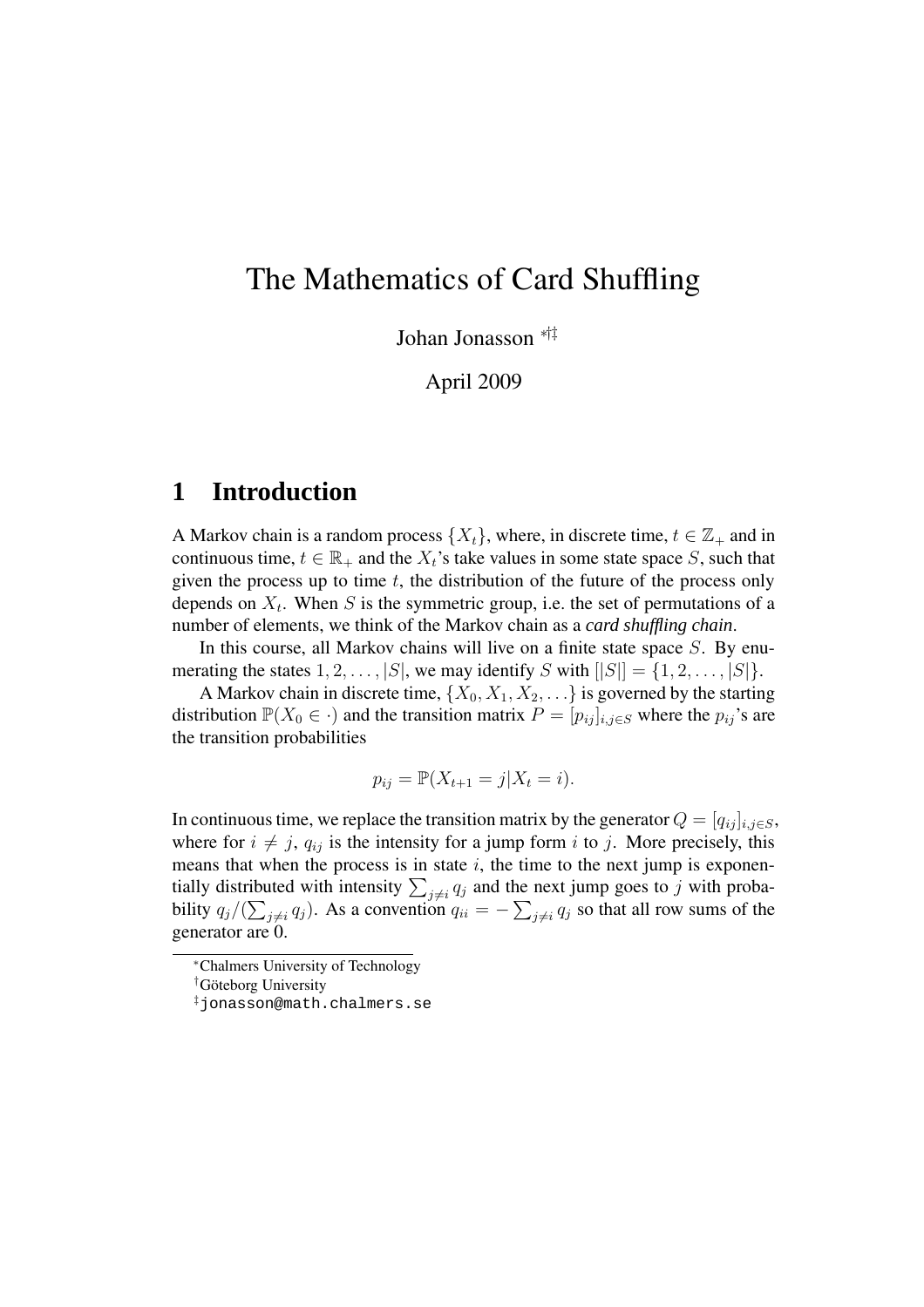# The Mathematics of Card Shuffling

Johan Jonasson [*][†][‡]

April 2009

## 1 Introduction

A Markov chain is a random process $\{X_t\}$, where, in discrete time, $t \in \mathbb{Z}_+$ and in continuous time, $t \in \mathbb{R}_+$ and the $X_t$'s take values in some state space $S$, such that given the process up to time $t$, the distribution of the future of the process only depends on $X_t$. When $S$ is the symmetric group, i.e. the set of permutations of a number of elements, we think of the Markov chain as a ***card shuffling chain***.

In this course, all Markov chains will live on a finite state space $S$. By enumerating the states $1, 2, \ldots, |S|$, we may identify $S$ with $[|S|] = \{1, 2, \ldots, |S|\}$.

A Markov chain in discrete time, $\{X_0, X_1, X_2, \ldots\}$ is governed by the starting distribution $\mathbb{P}(X_0 \in \cdot)$ and the transition matrix $P = [p_{ij}]_{i,j \in S}$ where the $p_{ij}$'s are the transition probabilities

$$p_{ij} = \mathbb{P}(X_{t+1} = j | X_t = i).$$

In continuous time, we replace the transition matrix by the generator $Q = [q_{ij}]_{i,j \in S}$, where for $i \neq j$, $q_{ij}$ is the intensity for a jump form $i$ to $j$. More precisely, this means that when the process is in state $i$, the time to the next jump is exponentially distributed with intensity $\sum_{j \neq i} q_j$ and the next jump goes to $j$ with probability $q_j / (\sum_{j \neq i} q_j)$. As a convention $q_{ii} = -\sum_{j \neq i} q_j$ so that all row sums of the generator are 0.

[*]Chalmers University of Technology

[†]Göteborg University

[‡]`jonasson@math.chalmers.se`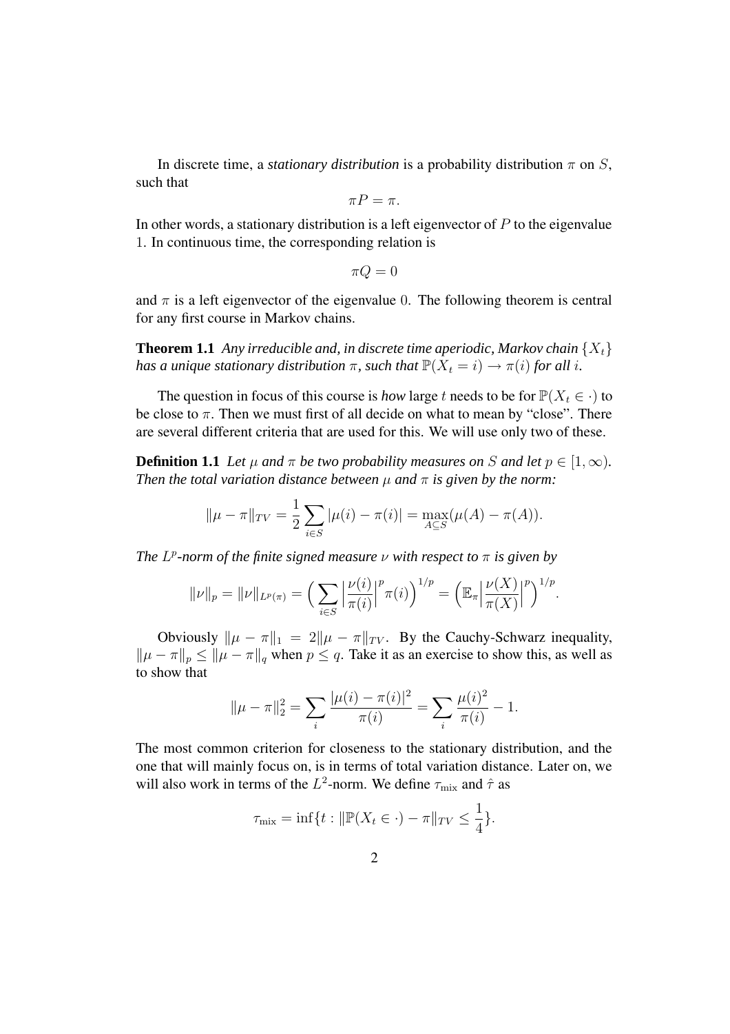In discrete time, a *stationary distribution* is a probability distribution $\pi$ on $S$, such that

$$\pi P = \pi.$$

In other words, a stationary distribution is a left eigenvector of $P$ to the eigenvalue 1. In continuous time, the corresponding relation is

$$\pi Q = 0$$

and $\pi$ is a left eigenvector of the eigenvalue 0. The following theorem is central for any first course in Markov chains.

**Theorem 1.1** *Any irreducible and, in discrete time aperiodic, Markov chain $\{X_t\}$ has a unique stationary distribution $\pi$, such that $\mathbb{P}(X_t = i) \to \pi(i)$ for all $i$.*

The question in focus of this course is *how* large $t$ needs to be for $\mathbb{P}(X_t \in \cdot)$ to be close to $\pi$. Then we must first of all decide on what to mean by "close". There are several different criteria that are used for this. We will use only two of these.

**Definition 1.1** *Let $\mu$ and $\pi$ be two probability measures on $S$ and let $p \in [1, \infty)$. Then the total variation distance between $\mu$ and $\pi$ is given by the norm:*

$$\|\mu - \pi\|_{TV} = \frac{1}{2} \sum_{i \in S} |\mu(i) - \pi(i)| = \max_{A \subseteq S} (\mu(A) - \pi(A)).$$

*The $L^p$-norm of the finite signed measure $\nu$ with respect to $\pi$ is given by*

$$\|\nu\|_p = \|\nu\|_{L^p(\pi)} = \Big( \sum_{i \in S} \Big| \frac{\nu(i)}{\pi(i)} \Big|^p \pi(i) \Big)^{1/p} = \Big( \mathbb{E}_\pi \Big| \frac{\nu(X)}{\pi(X)} \Big|^p \Big)^{1/p}.$$

Obviously $\|\mu - \pi\|_1 = 2\|\mu - \pi\|_{TV}$. By the Cauchy-Schwarz inequality, $\|\mu - \pi\|_p \leq \|\mu - \pi\|_q$ when $p \leq q$. Take it as an exercise to show this, as well as to show that

$$\|\mu - \pi\|_2^2 = \sum_i \frac{|\mu(i) - \pi(i)|^2}{\pi(i)} = \sum_i \frac{\mu(i)^2}{\pi(i)} - 1.$$

The most common criterion for closeness to the stationary distribution, and the one that will mainly focus on, is in terms of total variation distance. Later on, we will also work in terms of the $L^2$-norm. We define $\tau_{\text{mix}}$ and $\hat{\tau}$ as

$$\tau_{\text{mix}} = \inf\{t : \|\mathbb{P}(X_t \in \cdot) - \pi\|_{TV} \leq \frac{1}{4}\}.$$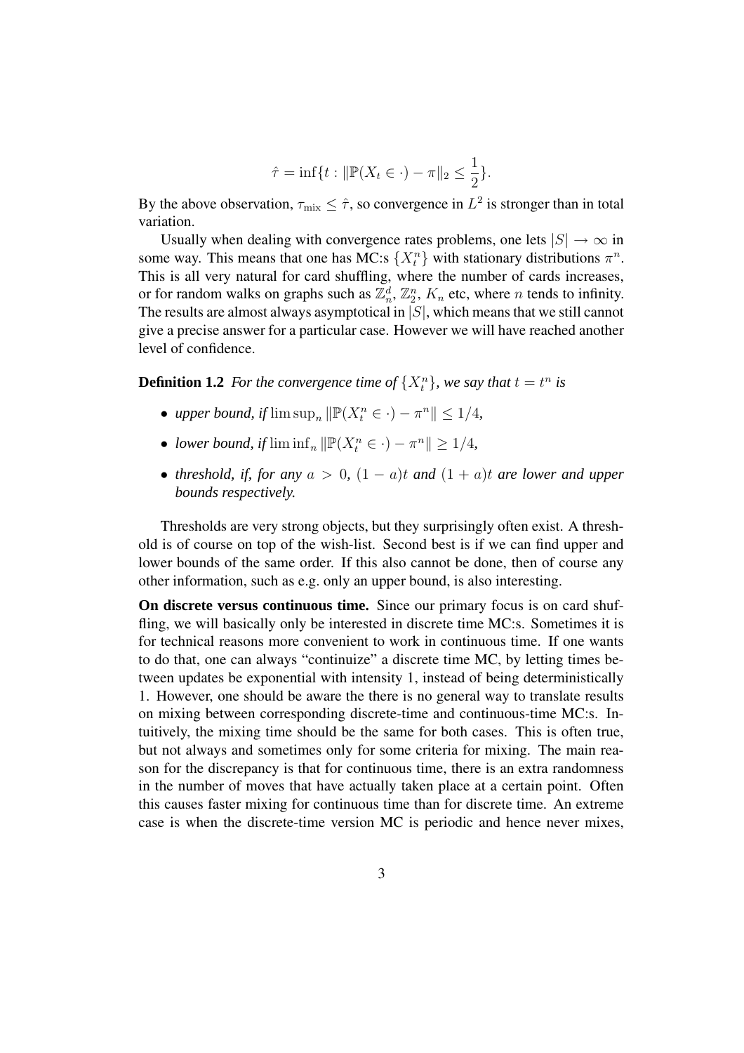$$\hat{\tau} = \inf\{t : \|\mathbb{P}(X_t \in \cdot) - \pi\|_2 \leq \frac{1}{2}\}.$$

By the above observation, $\tau_{\text{mix}} \leq \hat{\tau}$, so convergence in $L^2$ is stronger than in total variation.

Usually when dealing with convergence rates problems, one lets $|S| \to \infty$ in some way. This means that one has MC:s $\{X_t^n\}$ with stationary distributions $\pi^n$. This is all very natural for card shuffling, where the number of cards increases, or for random walks on graphs such as $\mathbb{Z}_n^d$, $\mathbb{Z}_2^n$, $K_n$ etc, where $n$ tends to infinity. The results are almost always asymptotical in $|S|$, which means that we still cannot give a precise answer for a particular case. However we will have reached another level of confidence.

**Definition 1.2** *For the convergence time of $\{X_t^n\}$, we say that $t = t^n$ is*

- *upper bound, if* $\limsup_n \|\mathbb{P}(X_t^n \in \cdot) - \pi^n\| \leq 1/4$*,*
- *lower bound, if* $\liminf_n \|\mathbb{P}(X_t^n \in \cdot) - \pi^n\| \geq 1/4$*,*
- *threshold, if, for any $a > 0$, $(1 - a)t$ and $(1 + a)t$ are lower and upper bounds respectively.*

Thresholds are very strong objects, but they surprisingly often exist. A threshold is of course on top of the wish-list. Second best is if we can find upper and lower bounds of the same order. If this also cannot be done, then of course any other information, such as e.g. only an upper bound, is also interesting.

**On discrete versus continuous time.** Since our primary focus is on card shuffling, we will basically only be interested in discrete time MC:s. Sometimes it is for technical reasons more convenient to work in continuous time. If one wants to do that, one can always "continuize" a discrete time MC, by letting times between updates be exponential with intensity 1, instead of being deterministically 1. However, one should be aware the there is no general way to translate results on mixing between corresponding discrete-time and continuous-time MC:s. Intuitively, the mixing time should be the same for both cases. This is often true, but not always and sometimes only for some criteria for mixing. The main reason for the discrepancy is that for continuous time, there is an extra randomness in the number of moves that have actually taken place at a certain point. Often this causes faster mixing for continuous time than for discrete time. An extreme case is when the discrete-time version MC is periodic and hence never mixes,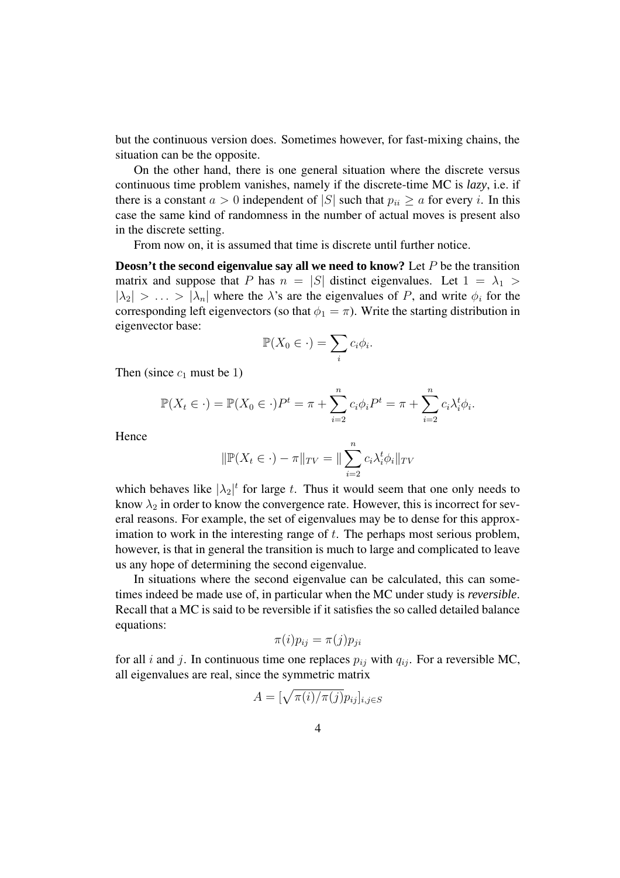but the continuous version does. Sometimes however, for fast-mixing chains, the situation can be the opposite.

On the other hand, there is one general situation where the discrete versus continuous time problem vanishes, namely if the discrete-time MC is ***lazy***, i.e. if there is a constant $a > 0$ independent of $|S|$ such that $p_{ii} \geq a$ for every $i$. In this case the same kind of randomness in the number of actual moves is present also in the discrete setting.

From now on, it is assumed that time is discrete until further notice.

**Deosn't the second eigenvalue say all we need to know?** Let $P$ be the transition matrix and suppose that $P$ has $n = |S|$ distinct eigenvalues. Let $1 = \lambda_1 > |\lambda_2| > \ldots > |\lambda_n|$ where the $\lambda$'s are the eigenvalues of $P$, and write $\phi_i$ for the corresponding left eigenvectors (so that $\phi_1 = \pi$). Write the starting distribution in eigenvector base:

$$\mathbb{P}(X_0 \in \cdot) = \sum_i c_i \phi_i.$$

Then (since $c_1$ must be 1)

$$\mathbb{P}(X_t \in \cdot) = \mathbb{P}(X_0 \in \cdot) P^t = \pi + \sum_{i=2}^n c_i \phi_i P^t = \pi + \sum_{i=2}^n c_i \lambda_i^t \phi_i.$$

Hence

$$\|\mathbb{P}(X_t \in \cdot) - \pi\|_{TV} = \|\sum_{i=2}^n c_i \lambda_i^t \phi_i\|_{TV}$$

which behaves like $|\lambda_2|^t$ for large $t$. Thus it would seem that one only needs to know $\lambda_2$ in order to know the convergence rate. However, this is incorrect for several reasons. For example, the set of eigenvalues may be to dense for this approximation to work in the interesting range of $t$. The perhaps most serious problem, however, is that in general the transition is much to large and complicated to leave us any hope of determining the second eigenvalue.

In situations where the second eigenvalue can be calculated, this can sometimes indeed be made use of, in particular when the MC under study is ***reversible***. Recall that a MC is said to be reversible if it satisfies the so called detailed balance equations:

$$\pi(i) p_{ij} = \pi(j) p_{ji}$$

for all $i$ and $j$. In continuous time one replaces $p_{ij}$ with $q_{ij}$. For a reversible MC, all eigenvalues are real, since the symmetric matrix

$$A = [\sqrt{\pi(i)/\pi(j)} p_{ij}]_{i,j \in S}$$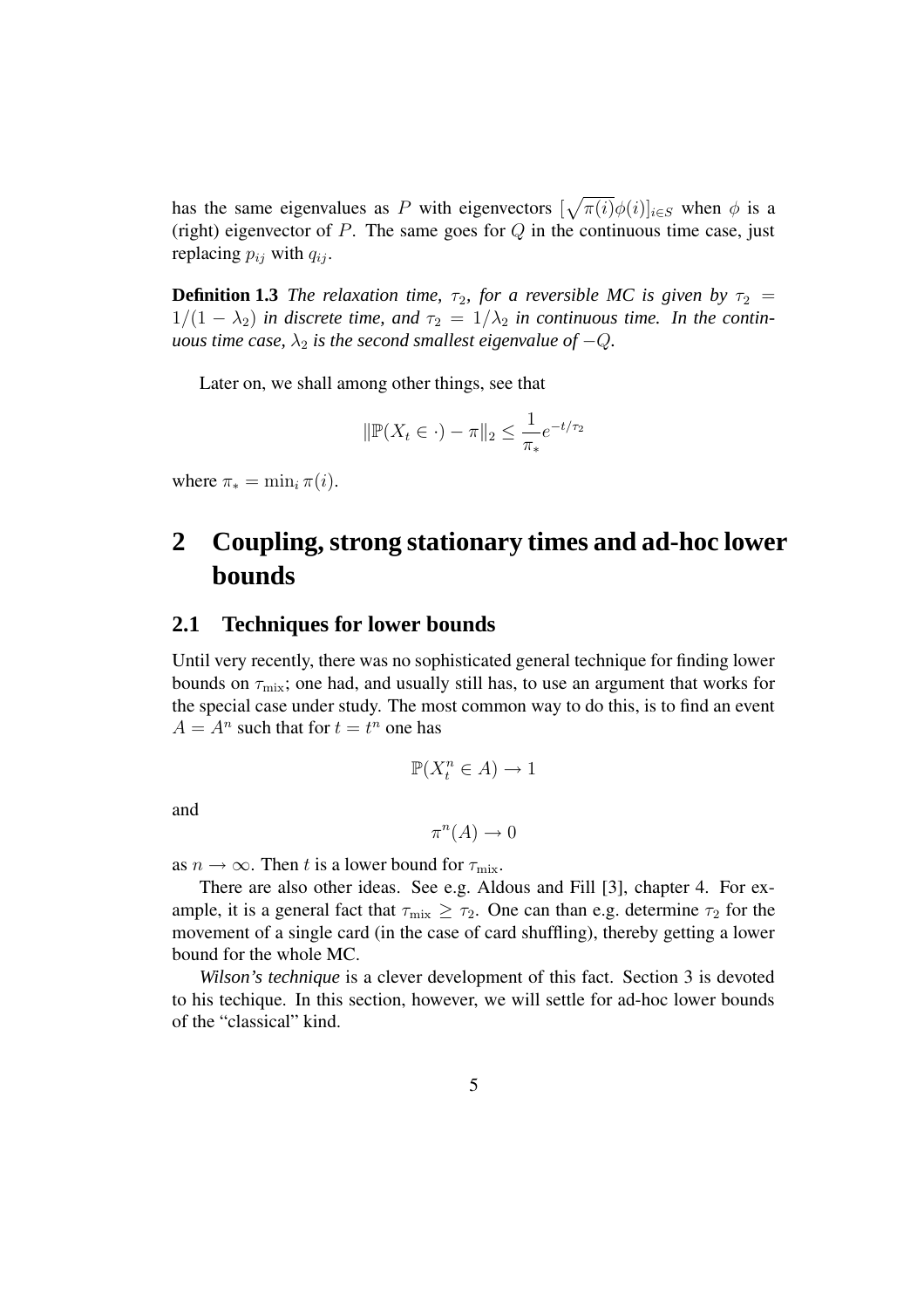has the same eigenvalues as $P$ with eigenvectors $[\sqrt{\pi(i)}\phi(i)]_{i\in S}$ when $\phi$ is a (right) eigenvector of $P$. The same goes for $Q$ in the continuous time case, just replacing $p_{ij}$ with $q_{ij}$.

**Definition 1.3** *The relaxation time, $\tau_2$, for a reversible MC is given by $\tau_2 = 1/(1-\lambda_2)$ in discrete time, and $\tau_2 = 1/\lambda_2$ in continuous time. In the continuous time case, $\lambda_2$ is the second smallest eigenvalue of $-Q$.*

Later on, we shall among other things, see that

$$\|\mathbb{P}(X_t \in \cdot) - \pi\|_2 \leq \frac{1}{\pi_*}e^{-t/\tau_2}$$

where $\pi_* = \min_i \pi(i)$.

# 2 Coupling, strong stationary times and ad-hoc lower bounds

## 2.1 Techniques for lower bounds

Until very recently, there was no sophisticated general technique for finding lower bounds on $\tau_{\mathrm{mix}}$; one had, and usually still has, to use an argument that works for the special case under study. The most common way to do this, is to find an event $A = A^n$ such that for $t = t^n$ one has

$$\mathbb{P}(X_t^n \in A) \to 1$$

and

$$\pi^n(A) \to 0$$

as $n \to \infty$. Then $t$ is a lower bound for $\tau_{\mathrm{mix}}$.

There are also other ideas. See e.g. Aldous and Fill [3], chapter 4. For example, it is a general fact that $\tau_{\mathrm{mix}} \geq \tau_2$. One can than e.g. determine $\tau_2$ for the movement of a single card (in the case of card shuffling), thereby getting a lower bound for the whole MC.

*Wilson's technique* is a clever development of this fact. Section 3 is devoted to his techique. In this section, however, we will settle for ad-hoc lower bounds of the "classical" kind.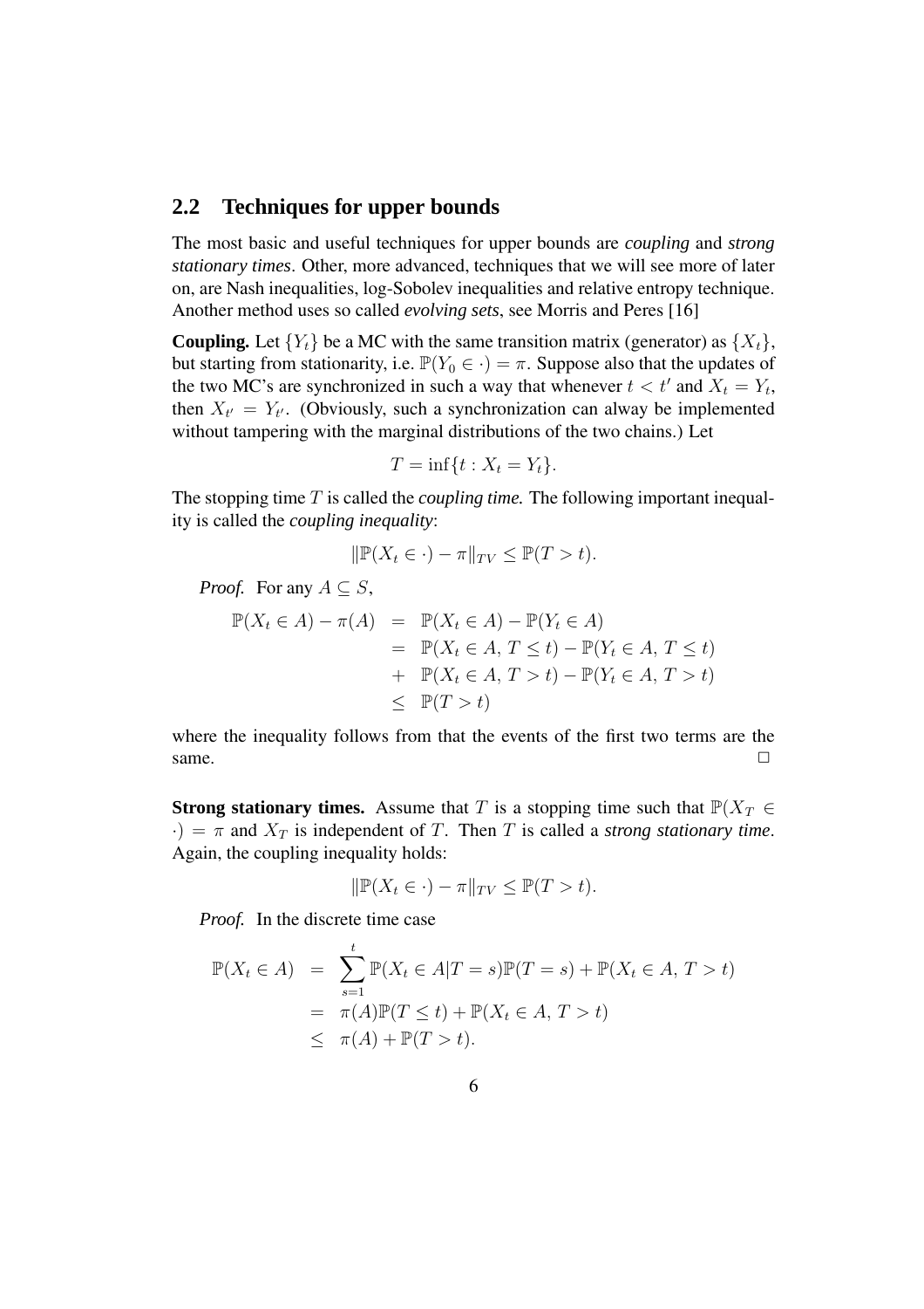## 2.2 Techniques for upper bounds

The most basic and useful techniques for upper bounds are *coupling* and *strong stationary times*. Other, more advanced, techniques that we will see more of later on, are Nash inequalities, log-Sobolev inequalities and relative entropy technique. Another method uses so called *evolving sets*, see Morris and Peres [16]

**Coupling.** Let $\{Y_t\}$ be a MC with the same transition matrix (generator) as $\{X_t\}$, but starting from stationarity, i.e. $\mathbb{P}(Y_0 \in \cdot) = \pi$. Suppose also that the updates of the two MC's are synchronized in such a way that whenever $t < t'$ and $X_t = Y_t$, then $X_{t'} = Y_{t'}$. (Obviously, such a synchronization can alway be implemented without tampering with the marginal distributions of the two chains.) Let

$$T = \inf\{t : X_t = Y_t\}.$$

The stopping time $T$ is called the *coupling time.* The following important inequality is called the *coupling inequality*:

$$\|\mathbb{P}(X_t \in \cdot) - \pi\|_{TV} \leq \mathbb{P}(T > t).$$

*Proof.* For any $A \subseteq S$,

$$\begin{aligned}
\mathbb{P}(X_t \in A) - \pi(A) &= \mathbb{P}(X_t \in A) - \mathbb{P}(Y_t \in A) \\
&= \mathbb{P}(X_t \in A,\, T \leq t) - \mathbb{P}(Y_t \in A,\, T \leq t) \\
&+ \mathbb{P}(X_t \in A,\, T > t) - \mathbb{P}(Y_t \in A,\, T > t) \\
&\leq \mathbb{P}(T > t)
\end{aligned}$$

where the inequality follows from that the events of the first two terms are the same. □

**Strong stationary times.** Assume that $T$ is a stopping time such that $\mathbb{P}(X_T \in \cdot) = \pi$ and $X_T$ is independent of $T$. Then $T$ is called a *strong stationary time*. Again, the coupling inequality holds:

$$\|\mathbb{P}(X_t \in \cdot) - \pi\|_{TV} \leq \mathbb{P}(T > t).$$

*Proof.* In the discrete time case

$$\begin{aligned}
\mathbb{P}(X_t \in A) &= \sum_{s=1}^{t} \mathbb{P}(X_t \in A | T = s)\mathbb{P}(T = s) + \mathbb{P}(X_t \in A,\, T > t) \\
&= \pi(A)\mathbb{P}(T \leq t) + \mathbb{P}(X_t \in A,\, T > t) \\
&\leq \pi(A) + \mathbb{P}(T > t).
\end{aligned}$$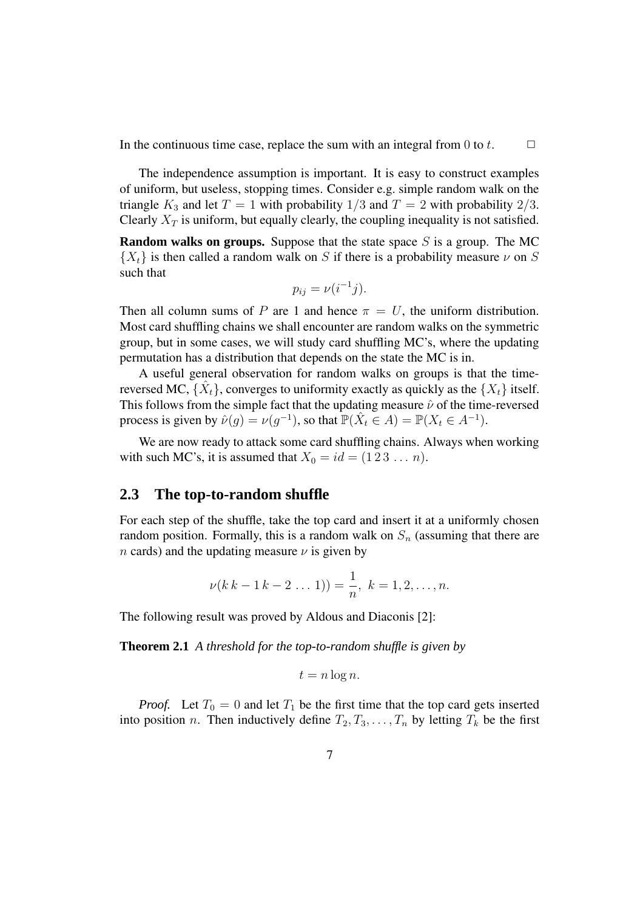In the continuous time case, replace the sum with an integral from $0$ to $t$. $\Box$

The independence assumption is important. It is easy to construct examples of uniform, but useless, stopping times. Consider e.g. simple random walk on the triangle $K_3$ and let $T = 1$ with probability $1/3$ and $T = 2$ with probability $2/3$. Clearly $X_T$ is uniform, but equally clearly, the coupling inequality is not satisfied.

**Random walks on groups.** Suppose that the state space $S$ is a group. The MC $\{X_t\}$ is then called a random walk on $S$ if there is a probability measure $\nu$ on $S$ such that

$$p_{ij} = \nu(i^{-1}j).$$

Then all column sums of $P$ are 1 and hence $\pi = U$, the uniform distribution. Most card shuffling chains we shall encounter are random walks on the symmetric group, but in some cases, we will study card shuffling MC's, where the updating permutation has a distribution that depends on the state the MC is in.

A useful general observation for random walks on groups is that the time-reversed MC, $\{\hat{X}_t\}$, converges to uniformity exactly as quickly as the $\{X_t\}$ itself. This follows from the simple fact that the updating measure $\hat{\nu}$ of the time-reversed process is given by $\hat{\nu}(g) = \nu(g^{-1})$, so that $\mathbb{P}(\hat{X}_t \in A) = \mathbb{P}(X_t \in A^{-1})$.

We are now ready to attack some card shuffling chains. Always when working with such MC's, it is assumed that $X_0 = id = (1\,2\,3\,\ldots\,n)$.

## 2.3 The top-to-random shuffle

For each step of the shuffle, take the top card and insert it at a uniformly chosen random position. Formally, this is a random walk on $S_n$ (assuming that there are $n$ cards) and the updating measure $\nu$ is given by

$$\nu(k\,k-1\,k-2\,\ldots\,1)) = \frac{1}{n},\ k = 1, 2, \ldots, n.$$

The following result was proved by Aldous and Diaconis [2]:

**Theorem 2.1** *A threshold for the top-to-random shuffle is given by*

$$t = n \log n.$$

*Proof.* Let $T_0 = 0$ and let $T_1$ be the first time that the top card gets inserted into position $n$. Then inductively define $T_2, T_3, \ldots, T_n$ by letting $T_k$ be the first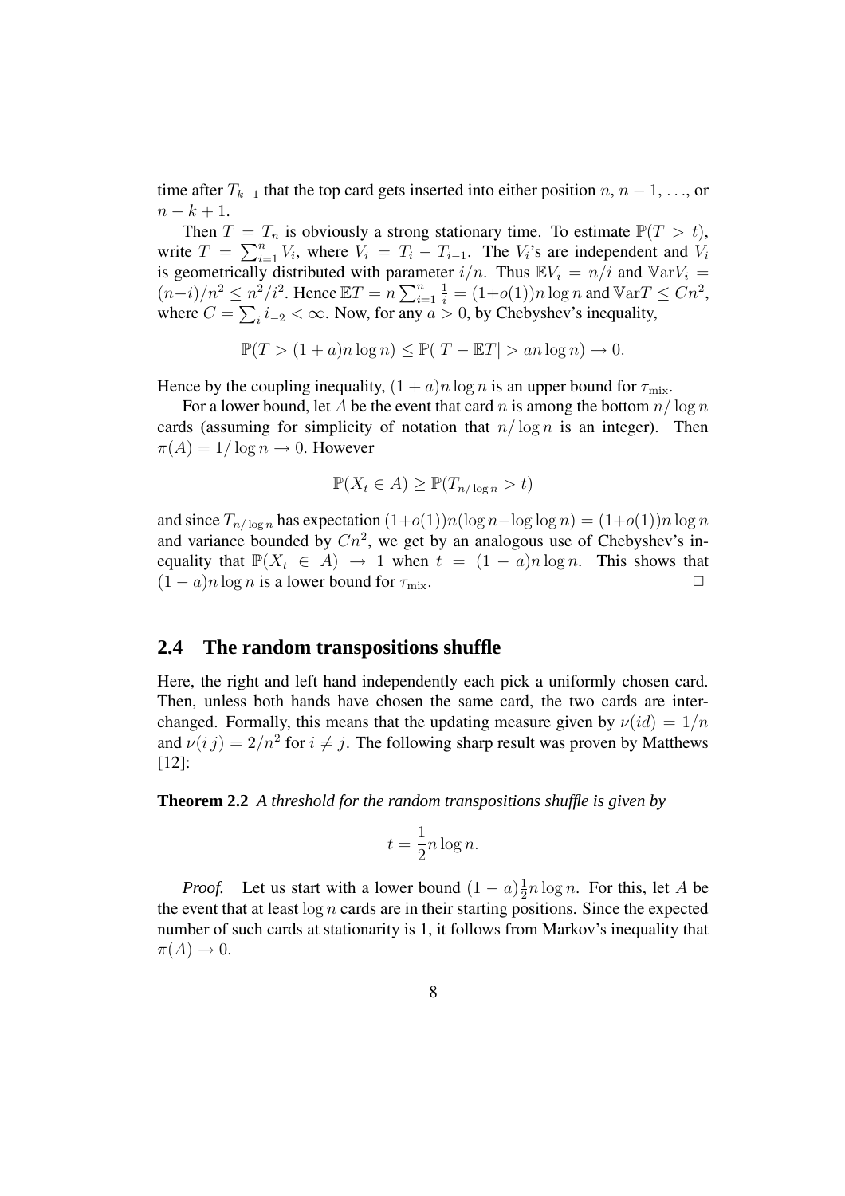time after $T_{k-1}$ that the top card gets inserted into either position $n$, $n-1$, ..., or $n-k+1$.

Then $T = T_n$ is obviously a strong stationary time. To estimate $\mathbb{P}(T > t)$, write $T = \sum_{i=1}^{n} V_i$, where $V_i = T_i - T_{i-1}$. The $V_i$'s are independent and $V_i$ is geometrically distributed with parameter $i/n$. Thus $\mathbb{E}V_i = n/i$ and $\mathbb{V}\text{ar}V_i = (n-i)/n^2 \leq n^2/i^2$. Hence $\mathbb{E}T = n\sum_{i=1}^{n}\frac{1}{i} = (1+o(1))n\log n$ and $\mathbb{V}\text{ar}T \leq Cn^2$, where $C = \sum_i i_{-2} < \infty$. Now, for any $a > 0$, by Chebyshev's inequality,

$$\mathbb{P}(T > (1+a)n\log n) \leq \mathbb{P}(|T - \mathbb{E}T| > an\log n) \to 0.$$

Hence by the coupling inequality, $(1+a)n\log n$ is an upper bound for $\tau_{\text{mix}}$.

For a lower bound, let $A$ be the event that card $n$ is among the bottom $n/\log n$ cards (assuming for simplicity of notation that $n/\log n$ is an integer). Then $\pi(A) = 1/\log n \to 0$. However

$$\mathbb{P}(X_t \in A) \geq \mathbb{P}(T_{n/\log n} > t)$$

and since $T_{n/\log n}$ has expectation $(1+o(1))n(\log n - \log\log n) = (1+o(1))n\log n$ and variance bounded by $Cn^2$, we get by an analogous use of Chebyshev's inequality that $\mathbb{P}(X_t \in A) \to 1$ when $t = (1-a)n\log n$. This shows that $(1-a)n\log n$ is a lower bound for $\tau_{\text{mix}}$. □

## 2.4 The random transpositions shuffle

Here, the right and left hand independently each pick a uniformly chosen card. Then, unless both hands have chosen the same card, the two cards are interchanged. Formally, this means that the updating measure given by $\nu(id) = 1/n$ and $\nu(i\,j) = 2/n^2$ for $i \neq j$. The following sharp result was proven by Matthews [12]:

**Theorem 2.2** *A threshold for the random transpositions shuffle is given by*

$$t = \frac{1}{2}n\log n.$$

*Proof.* Let us start with a lower bound $(1-a)\frac{1}{2}n\log n$. For this, let $A$ be the event that at least $\log n$ cards are in their starting positions. Since the expected number of such cards at stationarity is 1, it follows from Markov's inequality that $\pi(A) \to 0$.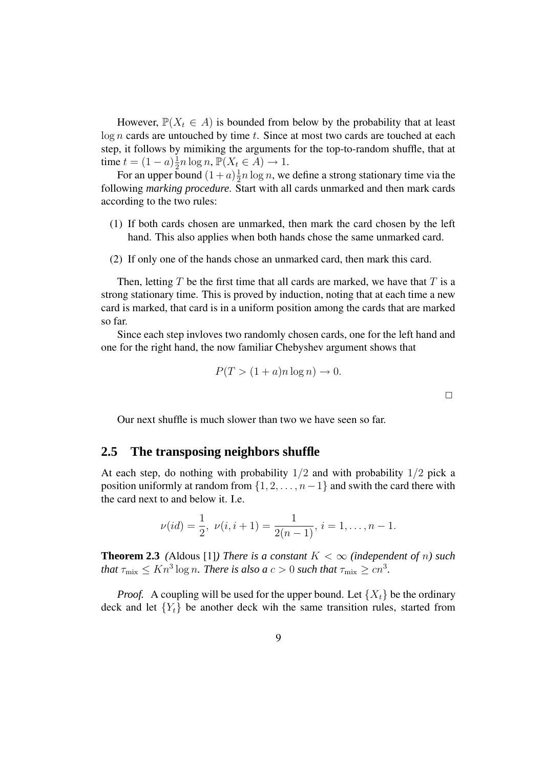However, $\mathbb{P}(X_t \in A)$ is bounded from below by the probability that at least $\log n$ cards are untouched by time $t$. Since at most two cards are touched at each step, it follows by mimiking the arguments for the top-to-random shuffle, that at time $t = (1-a)\frac{1}{2}n \log n$, $\mathbb{P}(X_t \in A) \to 1$.

For an upper bound $(1+a)\frac{1}{2}n \log n$, we define a strong stationary time via the following *marking procedure*. Start with all cards unmarked and then mark cards according to the two rules:

(1) If both cards chosen are unmarked, then mark the card chosen by the left hand. This also applies when both hands chose the same unmarked card.

(2) If only one of the hands chose an unmarked card, then mark this card.

Then, letting $T$ be the first time that all cards are marked, we have that $T$ is a strong stationary time. This is proved by induction, noting that at each time a new card is marked, that card is in a uniform position among the cards that are marked so far.

Since each step invloves two randomly chosen cards, one for the left hand and one for the right hand, the now familiar Chebyshev argument shows that

$$P(T > (1+a)n \log n) \to 0.$$

$\square$

Our next shuffle is much slower than two we have seen so far.

## 2.5 The transposing neighbors shuffle

At each step, do nothing with probability $1/2$ and with probability $1/2$ pick a position uniformly at random from $\{1, 2, \ldots, n-1\}$ and swith the card there with the card next to and below it. I.e.

$$\nu(id) = \frac{1}{2},\ \nu(i, i+1) = \frac{1}{2(n-1)},\ i = 1, \ldots, n-1.$$

**Theorem 2.3** *(*Aldous [1]*) There is a constant $K < \infty$ (independent of $n$) such that $\tau_{\text{mix}} \leq K n^3 \log n$. There is also a $c > 0$ such that $\tau_{\text{mix}} \geq c n^3$.*

*Proof.* A coupling will be used for the upper bound. Let $\{X_t\}$ be the ordinary deck and let $\{Y_t\}$ be another deck wih the same transition rules, started from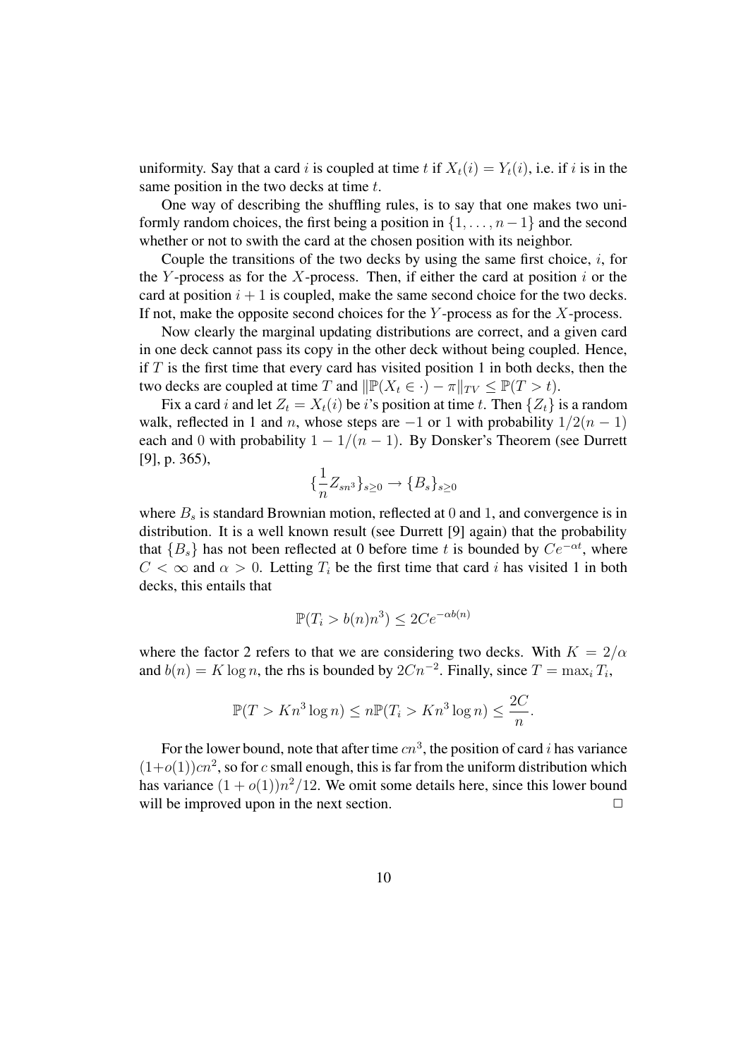uniformity. Say that a card $i$ is coupled at time $t$ if $X_t(i) = Y_t(i)$, i.e. if $i$ is in the same position in the two decks at time $t$.

One way of describing the shuffling rules, is to say that one makes two uniformly random choices, the first being a position in $\{1, \ldots, n-1\}$ and the second whether or not to swith the card at the chosen position with its neighbor.

Couple the transitions of the two decks by using the same first choice, $i$, for the $Y$-process as for the $X$-process. Then, if either the card at position $i$ or the card at position $i+1$ is coupled, make the same second choice for the two decks. If not, make the opposite second choices for the $Y$-process as for the $X$-process.

Now clearly the marginal updating distributions are correct, and a given card in one deck cannot pass its copy in the other deck without being coupled. Hence, if $T$ is the first time that every card has visited position 1 in both decks, then the two decks are coupled at time $T$ and $\|\mathbb{P}(X_t \in \cdot) - \pi\|_{TV} \leq \mathbb{P}(T > t)$.

Fix a card $i$ and let $Z_t = X_t(i)$ be $i$'s position at time $t$. Then $\{Z_t\}$ is a random walk, reflected in 1 and $n$, whose steps are $-1$ or 1 with probability $1/2(n-1)$ each and 0 with probability $1 - 1/(n-1)$. By Donsker's Theorem (see Durrett [9], p. 365),

$$\{\frac{1}{n} Z_{sn^3}\}_{s \geq 0} \rightarrow \{B_s\}_{s \geq 0}$$

where $B_s$ is standard Brownian motion, reflected at 0 and 1, and convergence is in distribution. It is a well known result (see Durrett [9] again) that the probability that $\{B_s\}$ has not been reflected at 0 before time $t$ is bounded by $Ce^{-\alpha t}$, where $C < \infty$ and $\alpha > 0$. Letting $T_i$ be the first time that card $i$ has visited 1 in both decks, this entails that

$$\mathbb{P}(T_i > b(n)n^3) \leq 2Ce^{-\alpha b(n)}$$

where the factor 2 refers to that we are considering two decks. With $K = 2/\alpha$ and $b(n) = K \log n$, the rhs is bounded by $2Cn^{-2}$. Finally, since $T = \max_i T_i$,

$$\mathbb{P}(T > Kn^3 \log n) \leq n\mathbb{P}(T_i > Kn^3 \log n) \leq \frac{2C}{n}.$$

For the lower bound, note that after time $cn^3$, the position of card $i$ has variance $(1+o(1))cn^2$, so for $c$ small enough, this is far from the uniform distribution which has variance $(1 + o(1))n^2/12$. We omit some details here, since this lower bound will be improved upon in the next section. □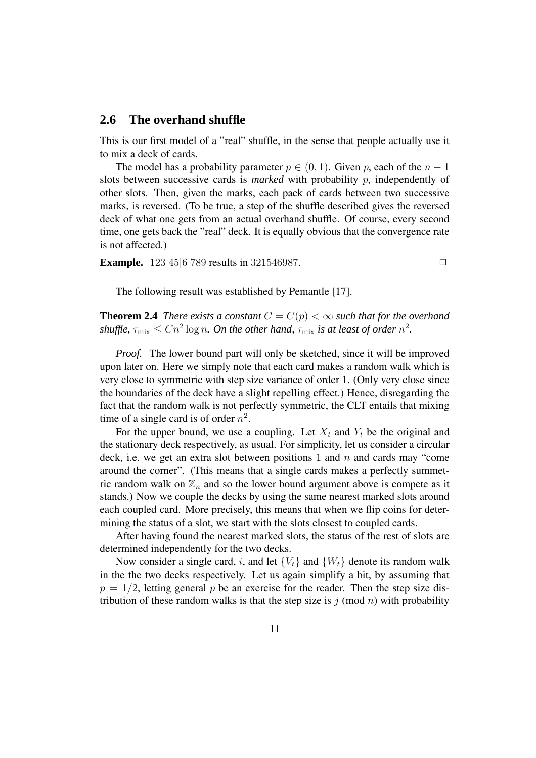## 2.6 The overhand shuffle

This is our first model of a "real" shuffle, in the sense that people actually use it to mix a deck of cards.

The model has a probability parameter $p \in (0, 1)$. Given $p$, each of the $n - 1$ slots between successive cards is *marked* with probability $p$, independently of other slots. Then, given the marks, each pack of cards between two successive marks, is reversed. (To be true, a step of the shuffle described gives the reversed deck of what one gets from an actual overhand shuffle. Of course, every second time, one gets back the "real" deck. It is equally obvious that the convergence rate is not affected.)

**Example.** $123|45|6|789$ results in $321546987$. □

The following result was established by Pemantle [17].

**Theorem 2.4** *There exists a constant $C = C(p) < \infty$ such that for the overhand shuffle, $\tau_{\mathrm{mix}} \leq Cn^2 \log n$. On the other hand, $\tau_{\mathrm{mix}}$ is at least of order $n^2$.*

*Proof.* The lower bound part will only be sketched, since it will be improved upon later on. Here we simply note that each card makes a random walk which is very close to symmetric with step size variance of order 1. (Only very close since the boundaries of the deck have a slight repelling effect.) Hence, disregarding the fact that the random walk is not perfectly symmetric, the CLT entails that mixing time of a single card is of order $n^2$.

For the upper bound, we use a coupling. Let $X_t$ and $Y_t$ be the original and the stationary deck respectively, as usual. For simplicity, let us consider a circular deck, i.e. we get an extra slot between positions $1$ and $n$ and cards may "come around the corner". (This means that a single cards makes a perfectly summetric random walk on $\mathbb{Z}_n$ and so the lower bound argument above is compete as it stands.) Now we couple the decks by using the same nearest marked slots around each coupled card. More precisely, this means that when we flip coins for determining the status of a slot, we start with the slots closest to coupled cards.

After having found the nearest marked slots, the status of the rest of slots are determined independently for the two decks.

Now consider a single card, $i$, and let $\{V_t\}$ and $\{W_t\}$ denote its random walk in the the two decks respectively. Let us again simplify a bit, by assuming that $p = 1/2$, letting general $p$ be an exercise for the reader. Then the step size distribution of these random walks is that the step size is $j$ (mod $n$) with probability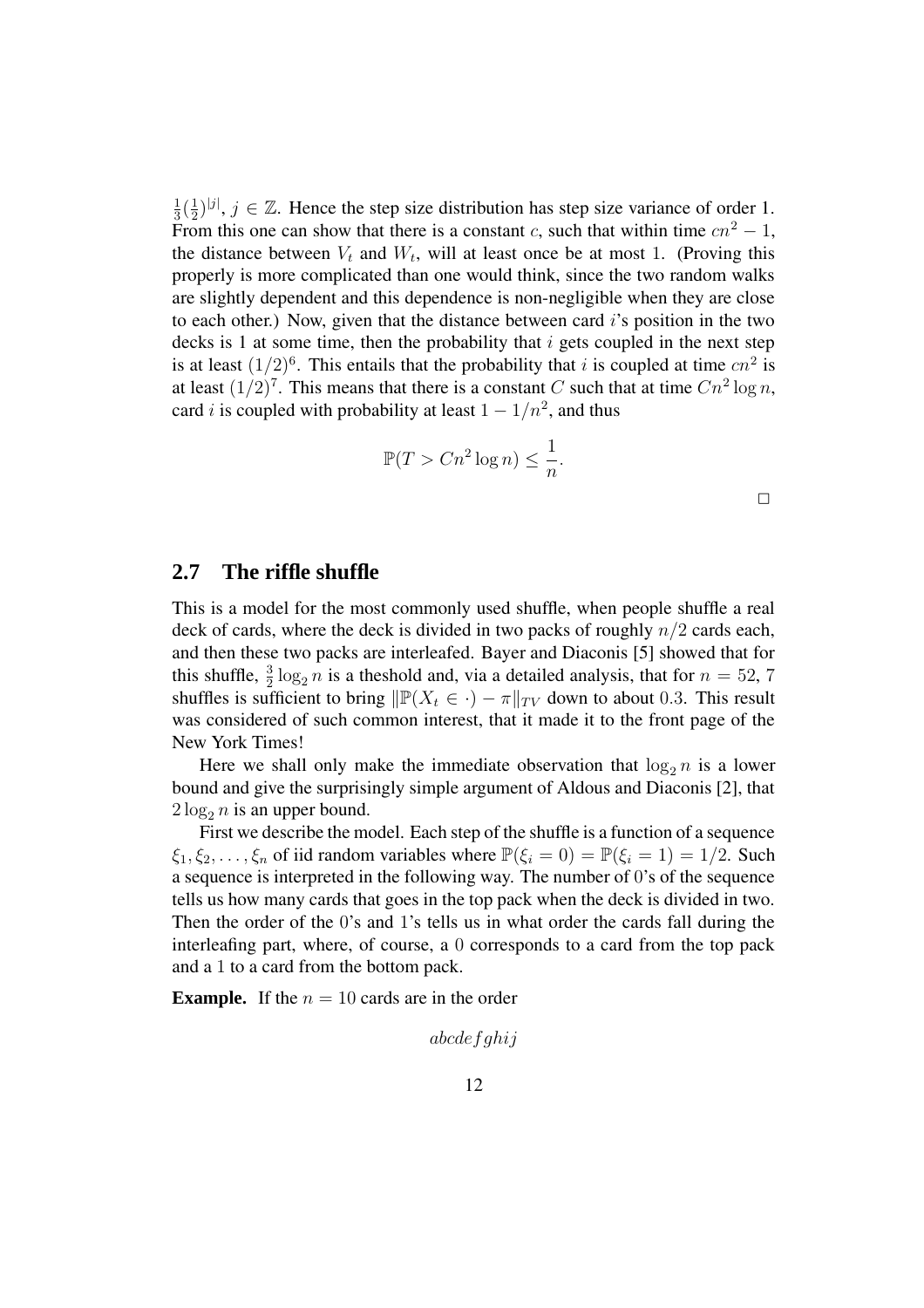$\frac{1}{3}(\frac{1}{2})^{|j|}$, $j \in \mathbb{Z}$. Hence the step size distribution has step size variance of order 1. From this one can show that there is a constant $c$, such that within time $cn^2 - 1$, the distance between $V_t$ and $W_t$, will at least once be at most 1. (Proving this properly is more complicated than one would think, since the two random walks are slightly dependent and this dependence is non-negligible when they are close to each other.) Now, given that the distance between card $i$'s position in the two decks is 1 at some time, then the probability that $i$ gets coupled in the next step is at least $(1/2)^6$. This entails that the probability that $i$ is coupled at time $cn^2$ is at least $(1/2)^7$. This means that there is a constant $C$ such that at time $Cn^2 \log n$, card $i$ is coupled with probability at least $1 - 1/n^2$, and thus

$$\mathbb{P}(T > Cn^2 \log n) \leq \frac{1}{n}.$$

□

## 2.7 The riffle shuffle

This is a model for the most commonly used shuffle, when people shuffle a real deck of cards, where the deck is divided in two packs of roughly $n/2$ cards each, and then these two packs are interleafed. Bayer and Diaconis [5] showed that for this shuffle, $\frac{3}{2}\log_2 n$ is a theshold and, via a detailed analysis, that for $n = 52$, 7 shuffles is sufficient to bring $\|\mathbb{P}(X_t \in \cdot) - \pi\|_{TV}$ down to about $0.3$. This result was considered of such common interest, that it made it to the front page of the New York Times!

Here we shall only make the immediate observation that $\log_2 n$ is a lower bound and give the surprisingly simple argument of Aldous and Diaconis [2], that $2\log_2 n$ is an upper bound.

First we describe the model. Each step of the shuffle is a function of a sequence $\xi_1, \xi_2, \ldots, \xi_n$ of iid random variables where $\mathbb{P}(\xi_i = 0) = \mathbb{P}(\xi_i = 1) = 1/2$. Such a sequence is interpreted in the following way. The number of 0's of the sequence tells us how many cards that goes in the top pack when the deck is divided in two. Then the order of the 0's and 1's tells us in what order the cards fall during the interleafing part, where, of course, a 0 corresponds to a card from the top pack and a 1 to a card from the bottom pack.

**Example.** If the $n = 10$ cards are in the order

$$abcdefghij$$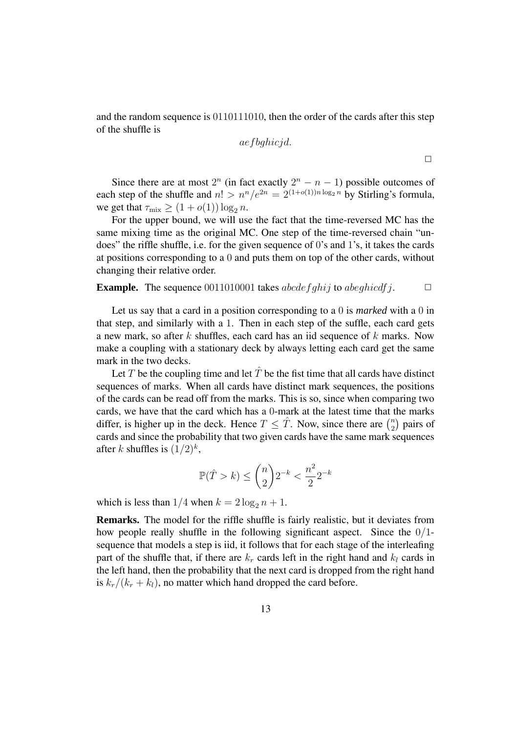and the random sequence is 0110111010, then the order of the cards after this step of the shuffle is

$$aefbghicjd.$$

□

Since there are at most $2^n$ (in fact exactly $2^n - n - 1$) possible outcomes of each step of the shuffle and $n! > n^n/e^{2n} = 2^{(1+o(1))n \log_2 n}$ by Stirling's formula, we get that $\tau_{\text{mix}} \geq (1 + o(1)) \log_2 n$.

For the upper bound, we will use the fact that the time-reversed MC has the same mixing time as the original MC. One step of the time-reversed chain "undoes" the riffle shuffle, i.e. for the given sequence of 0's and 1's, it takes the cards at positions corresponding to a 0 and puts them on top of the other cards, without changing their relative order.

**Example.** The sequence 0011010001 takes $abcdefghij$ to $abeghicdfj$. □

Let us say that a card in a position corresponding to a 0 is ***marked*** with a 0 in that step, and similarly with a 1. Then in each step of the suffle, each card gets a new mark, so after $k$ shuffles, each card has an iid sequence of $k$ marks. Now make a coupling with a stationary deck by always letting each card get the same mark in the two decks.

Let $T$ be the coupling time and let $\hat{T}$ be the fist time that all cards have distinct sequences of marks. When all cards have distinct mark sequences, the positions of the cards can be read off from the marks. This is so, since when comparing two cards, we have that the card which has a 0-mark at the latest time that the marks differ, is higher up in the deck. Hence $T \leq \hat{T}$. Now, since there are $\binom{n}{2}$ pairs of cards and since the probability that two given cards have the same mark sequences after $k$ shuffles is $(1/2)^k$,

$$\mathbb{P}(\hat{T} > k) \leq \binom{n}{2} 2^{-k} < \frac{n^2}{2} 2^{-k}$$

which is less than $1/4$ when $k = 2\log_2 n + 1$.

**Remarks.** The model for the riffle shuffle is fairly realistic, but it deviates from how people really shuffle in the following significant aspect. Since the 0/1-sequence that models a step is iid, it follows that for each stage of the interleafing part of the shuffle that, if there are $k_r$ cards left in the right hand and $k_l$ cards in the left hand, then the probability that the next card is dropped from the right hand is $k_r/(k_r + k_l)$, no matter which hand dropped the card before.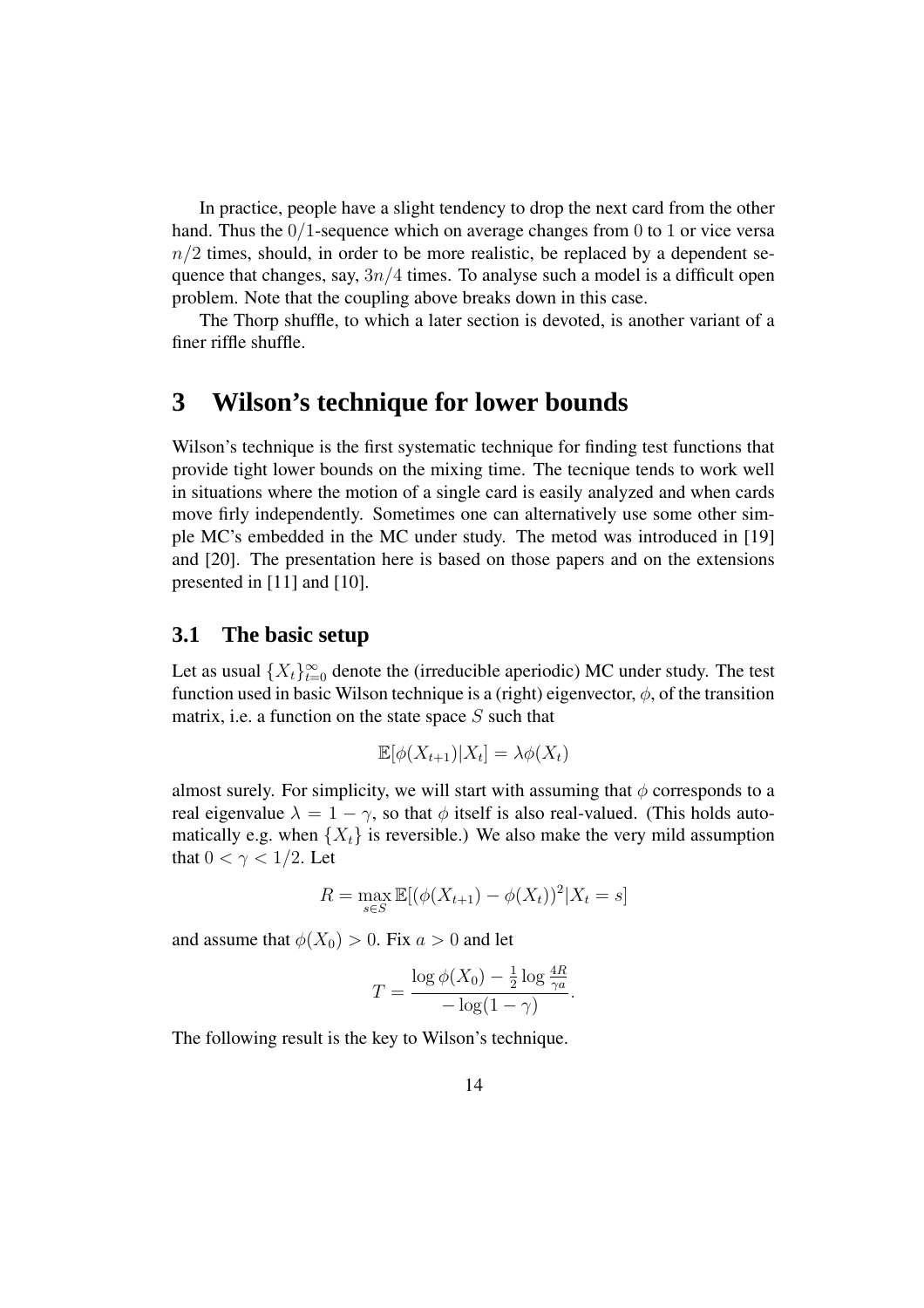In practice, people have a slight tendency to drop the next card from the other hand. Thus the $0/1$-sequence which on average changes from $0$ to $1$ or vice versa $n/2$ times, should, in order to be more realistic, be replaced by a dependent sequence that changes, say, $3n/4$ times. To analyse such a model is a difficult open problem. Note that the coupling above breaks down in this case.

The Thorp shuffle, to which a later section is devoted, is another variant of a finer riffle shuffle.

# 3 Wilson's technique for lower bounds

Wilson's technique is the first systematic technique for finding test functions that provide tight lower bounds on the mixing time. The tecnique tends to work well in situations where the motion of a single card is easily analyzed and when cards move firly independently. Sometimes one can alternatively use some other simple MC's embedded in the MC under study. The metod was introduced in [19] and [20]. The presentation here is based on those papers and on the extensions presented in [11] and [10].

## 3.1 The basic setup

Let as usual $\{X_t\}_{t=0}^{\infty}$ denote the (irreducible aperiodic) MC under study. The test function used in basic Wilson technique is a (right) eigenvector, $\phi$, of the transition matrix, i.e. a function on the state space $S$ such that

$$\mathbb{E}[\phi(X_{t+1})|X_t] = \lambda\phi(X_t)$$

almost surely. For simplicity, we will start with assuming that $\phi$ corresponds to a real eigenvalue $\lambda = 1 - \gamma$, so that $\phi$ itself is also real-valued. (This holds automatically e.g. when $\{X_t\}$ is reversible.) We also make the very mild assumption that $0 < \gamma < 1/2$. Let

$$R = \max_{s \in S} \mathbb{E}[(\phi(X_{t+1}) - \phi(X_t))^2 | X_t = s]$$

and assume that $\phi(X_0) > 0$. Fix $a > 0$ and let

$$T = \frac{\log\phi(X_0) - \frac{1}{2}\log\frac{4R}{\gamma a}}{-\log(1-\gamma)}.$$

The following result is the key to Wilson's technique.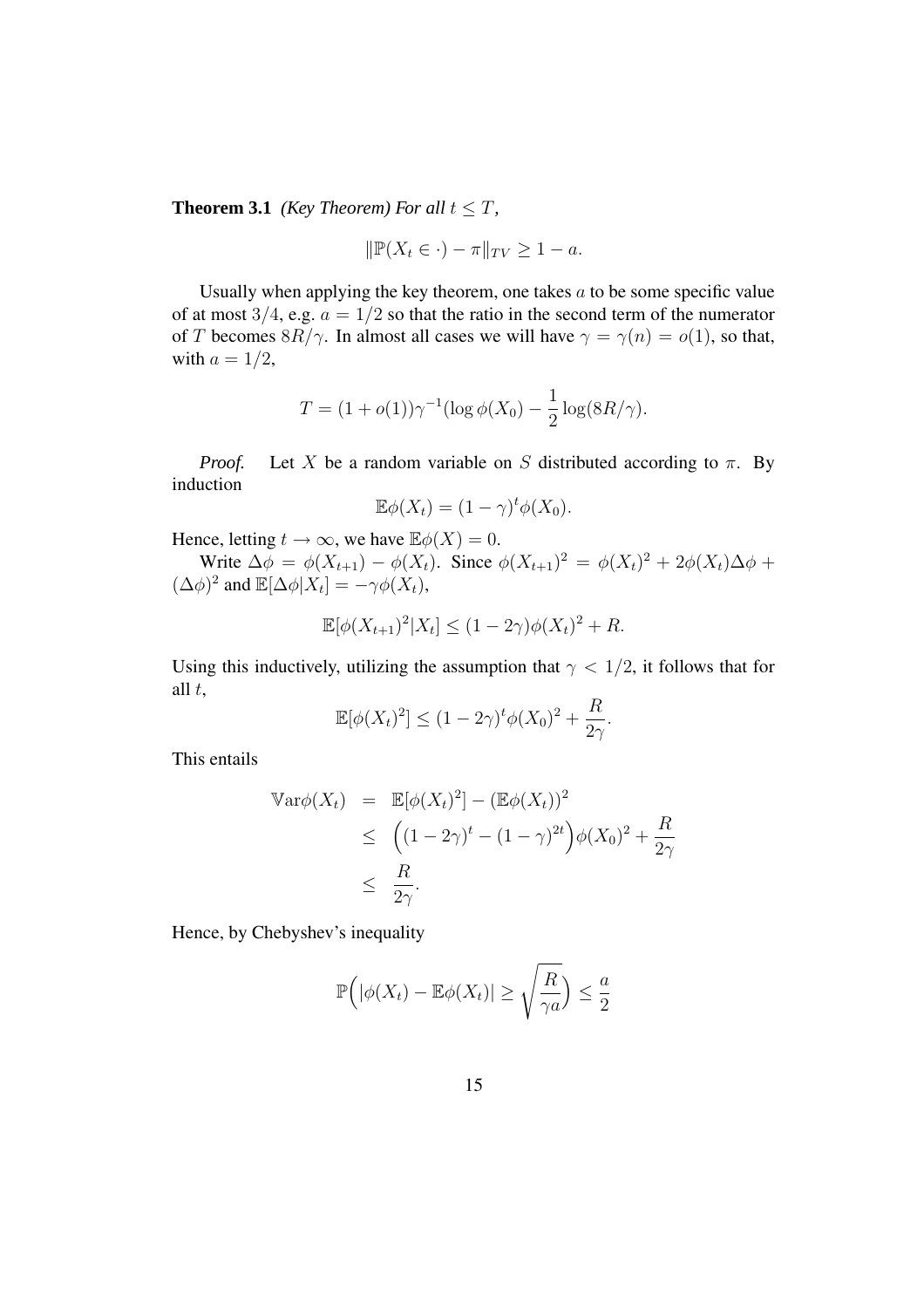**Theorem 3.1** *(Key Theorem) For all $t \leq T$,*

$$\|\mathbb{P}(X_t \in \cdot) - \pi\|_{TV} \geq 1 - a.$$

Usually when applying the key theorem, one takes $a$ to be some specific value of at most $3/4$, e.g. $a = 1/2$ so that the ratio in the second term of the numerator of $T$ becomes $8R/\gamma$. In almost all cases we will have $\gamma = \gamma(n) = o(1)$, so that, with $a = 1/2$,

$$T = (1 + o(1))\gamma^{-1}(\log \phi(X_0) - \frac{1}{2}\log(8R/\gamma).$$

*Proof.* Let $X$ be a random variable on $S$ distributed according to $\pi$. By induction

$$\mathbb{E}\phi(X_t) = (1 - \gamma)^t \phi(X_0).$$

Hence, letting $t \to \infty$, we have $\mathbb{E}\phi(X) = 0$.

Write $\Delta\phi = \phi(X_{t+1}) - \phi(X_t)$. Since $\phi(X_{t+1})^2 = \phi(X_t)^2 + 2\phi(X_t)\Delta\phi + (\Delta\phi)^2$ and $\mathbb{E}[\Delta\phi | X_t] = -\gamma\phi(X_t)$,

$$\mathbb{E}[\phi(X_{t+1})^2 | X_t] \leq (1 - 2\gamma)\phi(X_t)^2 + R.$$

Using this inductively, utilizing the assumption that $\gamma < 1/2$, it follows that for all $t$,

$$\mathbb{E}[\phi(X_t)^2] \leq (1 - 2\gamma)^t \phi(X_0)^2 + \frac{R}{2\gamma}.$$

This entails

$$\begin{aligned}
\mathbb{V}\mathrm{ar}\phi(X_t) &= \mathbb{E}[\phi(X_t)^2] - (\mathbb{E}\phi(X_t))^2 \\
&\leq \Big((1 - 2\gamma)^t - (1 - \gamma)^{2t}\Big)\phi(X_0)^2 + \frac{R}{2\gamma} \\
&\leq \frac{R}{2\gamma}.
\end{aligned}$$

Hence, by Chebyshev's inequality

$$\mathbb{P}\Big(|\phi(X_t) - \mathbb{E}\phi(X_t)| \geq \sqrt{\frac{R}{\gamma a}}\Big) \leq \frac{a}{2}$$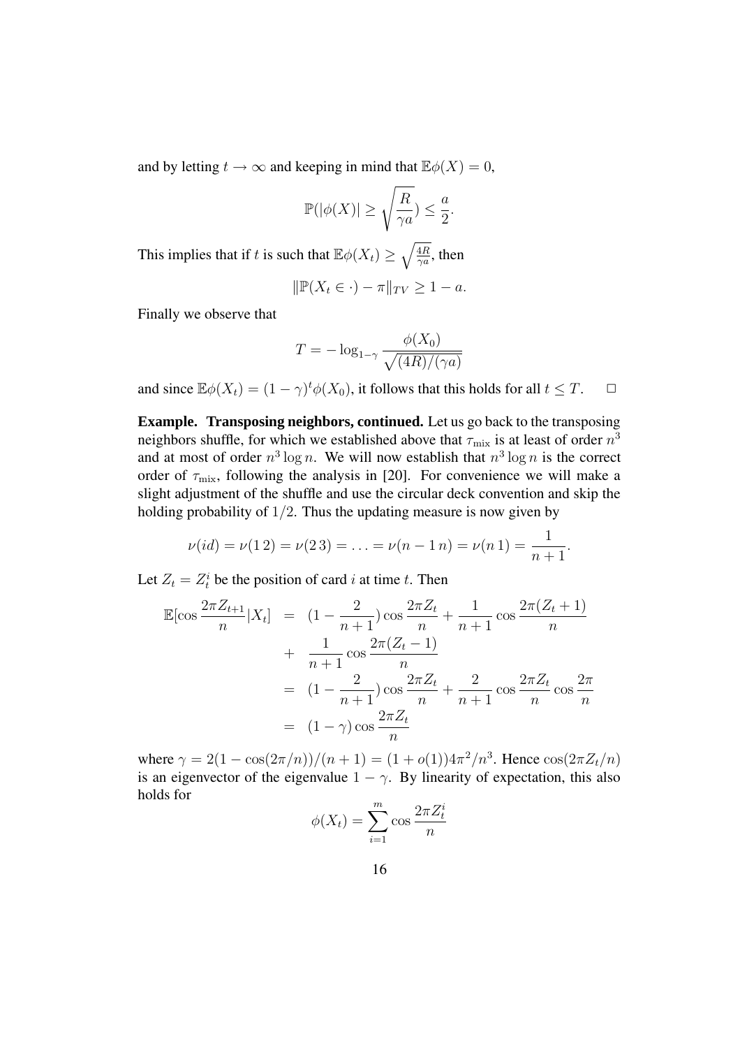and by letting $t \to \infty$ and keeping in mind that $\mathbb{E}\phi(X) = 0$,

$$\mathbb{P}(|\phi(X)| \geq \sqrt{\frac{R}{\gamma a}}) \leq \frac{a}{2}.$$

This implies that if $t$ is such that $\mathbb{E}\phi(X_t) \geq \sqrt{\frac{4R}{\gamma a}}$, then

$$\|\mathbb{P}(X_t \in \cdot) - \pi\|_{TV} \geq 1 - a.$$

Finally we observe that

$$T = -\log_{1-\gamma} \frac{\phi(X_0)}{\sqrt{(4R)/(\gamma a)}}$$

and since $\mathbb{E}\phi(X_t) = (1-\gamma)^t \phi(X_0)$, it follows that this holds for all $t \leq T$. $\Box$

**Example. Transposing neighbors, continued.** Let us go back to the transposing neighbors shuffle, for which we established above that $\tau_{\text{mix}}$ is at least of order $n^3$ and at most of order $n^3 \log n$. We will now establish that $n^3 \log n$ is the correct order of $\tau_{\text{mix}}$, following the analysis in [20]. For convenience we will make a slight adjustment of the shuffle and use the circular deck convention and skip the holding probability of $1/2$. Thus the updating measure is now given by

$$\nu(id) = \nu(1\,2) = \nu(2\,3) = \ldots = \nu(n-1\,n) = \nu(n\,1) = \frac{1}{n+1}.$$

Let $Z_t = Z_t^i$ be the position of card $i$ at time $t$. Then

$$\begin{aligned}
\mathbb{E}[\cos\frac{2\pi Z_{t+1}}{n}|X_t] &= (1-\frac{2}{n+1})\cos\frac{2\pi Z_t}{n} + \frac{1}{n+1}\cos\frac{2\pi(Z_t+1)}{n} \\
&+ \frac{1}{n+1}\cos\frac{2\pi(Z_t-1)}{n} \\
&= (1-\frac{2}{n+1})\cos\frac{2\pi Z_t}{n} + \frac{2}{n+1}\cos\frac{2\pi Z_t}{n}\cos\frac{2\pi}{n} \\
&= (1-\gamma)\cos\frac{2\pi Z_t}{n}
\end{aligned}$$

where $\gamma = 2(1-\cos(2\pi/n))/(n+1) = (1+o(1))4\pi^2/n^3$. Hence $\cos(2\pi Z_t/n)$ is an eigenvector of the eigenvalue $1-\gamma$. By linearity of expectation, this also holds for

$$\phi(X_t) = \sum_{i=1}^{m} \cos\frac{2\pi Z_t^i}{n}$$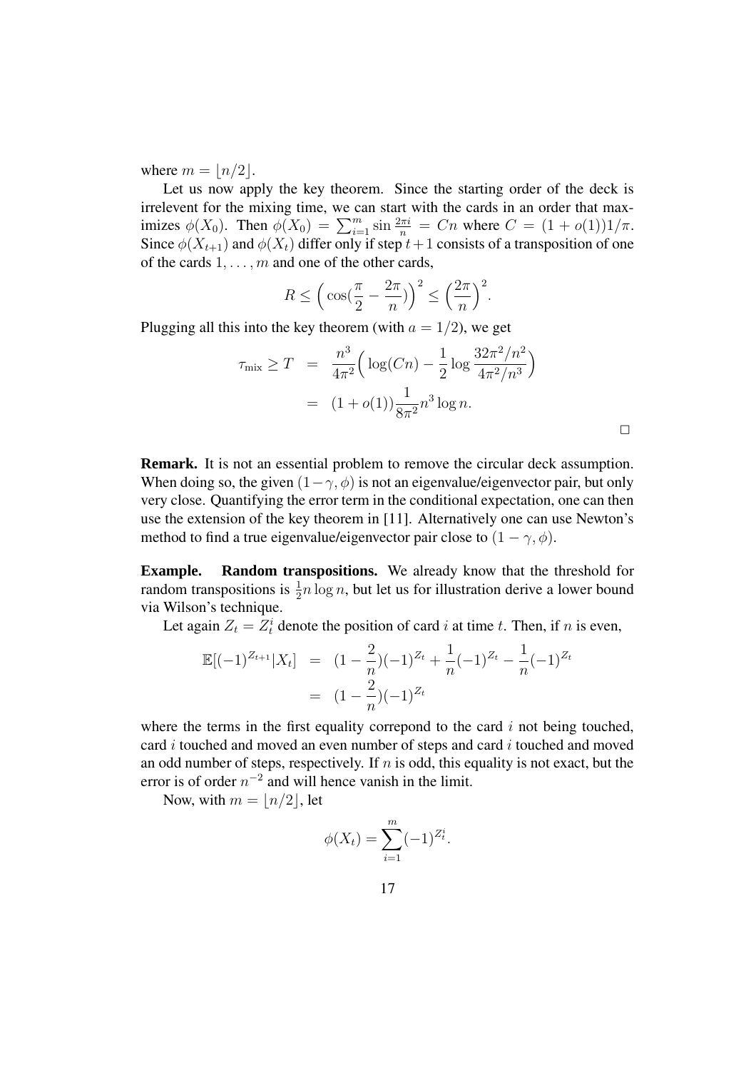where $m = \lfloor n/2 \rfloor$.

Let us now apply the key theorem. Since the starting order of the deck is irrelevent for the mixing time, we can start with the cards in an order that maximizes $\phi(X_0)$. Then $\phi(X_0) = \sum_{i=1}^{m} \sin \frac{2\pi i}{n} = Cn$ where $C = (1 + o(1))1/\pi$. Since $\phi(X_{t+1})$ and $\phi(X_t)$ differ only if step $t+1$ consists of a transposition of one of the cards $1, \ldots, m$ and one of the other cards,

$$R \leq \Big( \cos(\frac{\pi}{2} - \frac{2\pi}{n}) \Big)^2 \leq \Big( \frac{2\pi}{n} \Big)^2.$$

Plugging all this into the key theorem (with $a = 1/2$), we get

$$\begin{aligned} \tau_{\text{mix}} \geq T &= \frac{n^3}{4\pi^2} \Big( \log(Cn) - \frac{1}{2} \log \frac{32\pi^2/n^2}{4\pi^2/n^3} \Big) \\ &= (1 + o(1)) \frac{1}{8\pi^2} n^3 \log n. \end{aligned}$$

□

**Remark.** It is not an essential problem to remove the circular deck assumption. When doing so, the given $(1-\gamma, \phi)$ is not an eigenvalue/eigenvector pair, but only very close. Quantifying the error term in the conditional expectation, one can then use the extension of the key theorem in [11]. Alternatively one can use Newton's method to find a true eigenvalue/eigenvector pair close to $(1 - \gamma, \phi)$.

**Example. Random transpositions.** We already know that the threshold for random transpositions is $\frac{1}{2} n \log n$, but let us for illustration derive a lower bound via Wilson's technique.

Let again $Z_t = Z_t^i$ denote the position of card $i$ at time $t$. Then, if $n$ is even,

$$\begin{aligned} \mathbb{E}[(-1)^{Z_{t+1}} | X_t] &= (1 - \frac{2}{n})(-1)^{Z_t} + \frac{1}{n}(-1)^{Z_t} - \frac{1}{n}(-1)^{Z_t} \\ &= (1 - \frac{2}{n})(-1)^{Z_t} \end{aligned}$$

where the terms in the first equality correpond to the card $i$ not being touched, card $i$ touched and moved an even number of steps and card $i$ touched and moved an odd number of steps, respectively. If $n$ is odd, this equality is not exact, but the error is of order $n^{-2}$ and will hence vanish in the limit.

Now, with $m = \lfloor n/2 \rfloor$, let

$$\phi(X_t) = \sum_{i=1}^{m} (-1)^{Z_t^i}.$$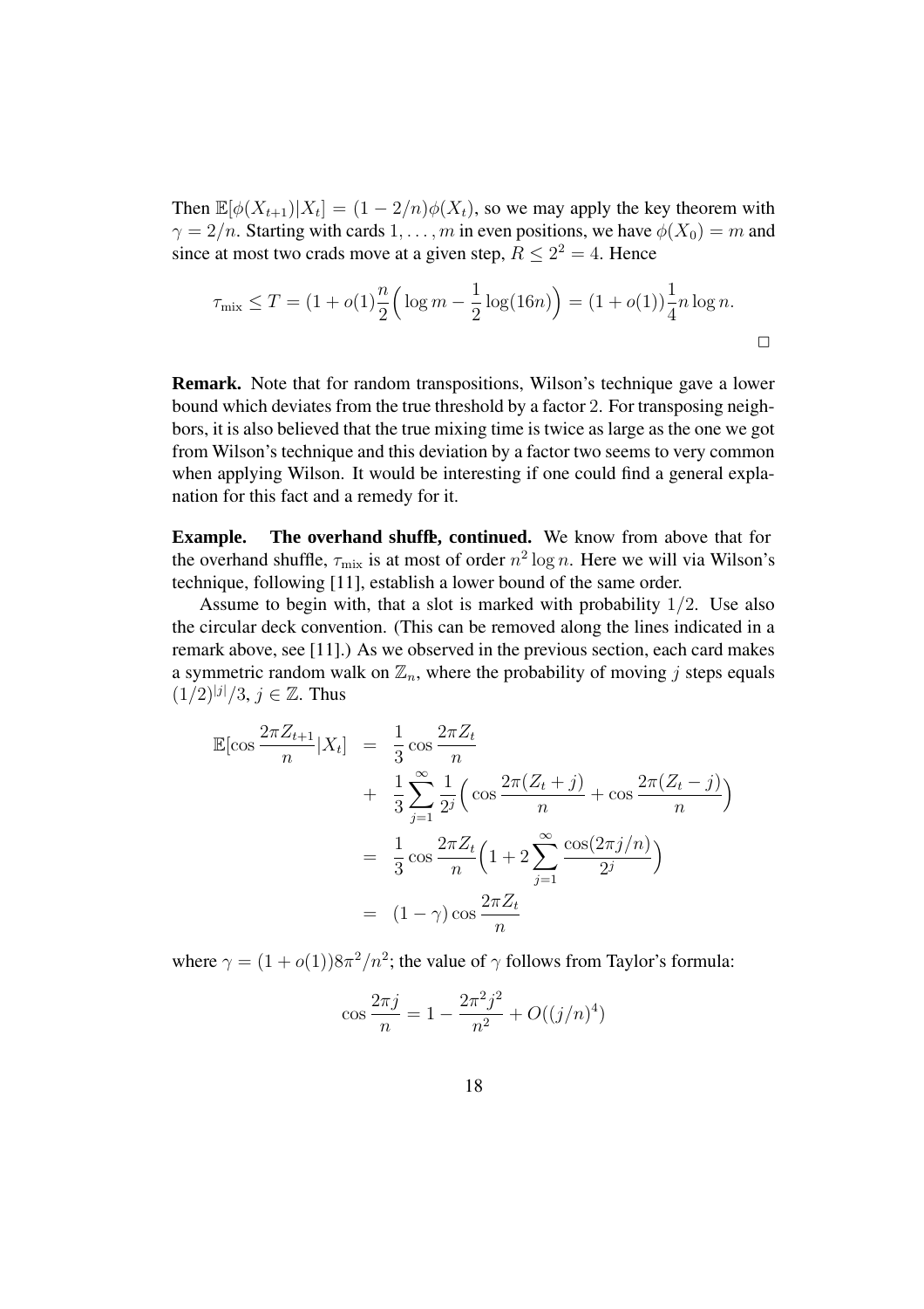Then $\mathbb{E}[\phi(X_{t+1})|X_t] = (1 - 2/n)\phi(X_t)$, so we may apply the key theorem with $\gamma = 2/n$. Starting with cards $1, \ldots, m$ in even positions, we have $\phi(X_0) = m$ and since at most two crads move at a given step, $R \leq 2^2 = 4$. Hence

$$\tau_{\text{mix}} \leq T = (1 + o(1)\frac{n}{2}\Big(\log m - \frac{1}{2}\log(16n)\Big) = (1 + o(1))\frac{1}{4}n \log n.$$

□

**Remark.** Note that for random transpositions, Wilson's technique gave a lower bound which deviates from the true threshold by a factor 2. For transposing neighbors, it is also believed that the true mixing time is twice as large as the one we got from Wilson's technique and this deviation by a factor two seems to very common when applying Wilson. It would be interesting if one could find a general explanation for this fact and a remedy for it.

**Example. The overhand shuffle, continued.** We know from above that for the overhand shuffle, $\tau_{\text{mix}}$ is at most of order $n^2 \log n$. Here we will via Wilson's technique, following [11], establish a lower bound of the same order.

Assume to begin with, that a slot is marked with probability $1/2$. Use also the circular deck convention. (This can be removed along the lines indicated in a remark above, see [11].) As we observed in the previous section, each card makes a symmetric random walk on $\mathbb{Z}_n$, where the probability of moving $j$ steps equals $(1/2)^{|j|}/3$, $j \in \mathbb{Z}$. Thus

$$\begin{aligned}
\mathbb{E}[\cos\frac{2\pi Z_{t+1}}{n}|X_t] &= \frac{1}{3}\cos\frac{2\pi Z_t}{n} \\
&+ \frac{1}{3}\sum_{j=1}^{\infty}\frac{1}{2^j}\Big(\cos\frac{2\pi(Z_t + j)}{n} + \cos\frac{2\pi(Z_t - j)}{n}\Big) \\
&= \frac{1}{3}\cos\frac{2\pi Z_t}{n}\Big(1 + 2\sum_{j=1}^{\infty}\frac{\cos(2\pi j/n)}{2^j}\Big) \\
&= (1 - \gamma)\cos\frac{2\pi Z_t}{n}
\end{aligned}$$

where $\gamma = (1 + o(1))8\pi^2/n^2$; the value of $\gamma$ follows from Taylor's formula:

$$\cos\frac{2\pi j}{n} = 1 - \frac{2\pi^2 j^2}{n^2} + O((j/n)^4)$$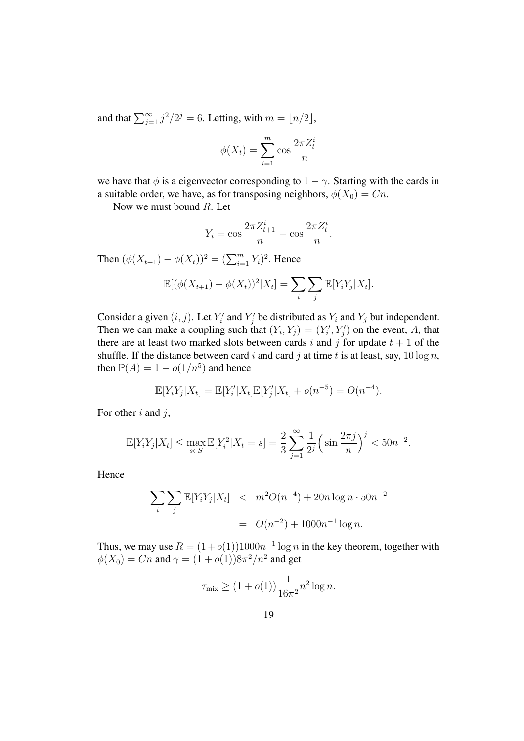and that $\sum_{j=1}^{\infty} j^2/2^j = 6$. Letting, with $m = \lfloor n/2 \rfloor$,

$$\phi(X_t) = \sum_{i=1}^{m} \cos \frac{2\pi Z_t^i}{n}$$

we have that $\phi$ is a eigenvector corresponding to $1-\gamma$. Starting with the cards in a suitable order, we have, as for transposing neighbors, $\phi(X_0) = Cn$.

Now we must bound $R$. Let

$$Y_i = \cos \frac{2\pi Z_{t+1}^i}{n} - \cos \frac{2\pi Z_t^i}{n}.$$

Then $(\phi(X_{t+1}) - \phi(X_t))^2 = (\sum_{i=1}^m Y_i)^2$. Hence

$$\mathbb{E}[(\phi(X_{t+1}) - \phi(X_t))^2 | X_t] = \sum_i \sum_j \mathbb{E}[Y_i Y_j | X_t].$$

Consider a given $(i,j)$. Let $Y_i'$ and $Y_j'$ be distributed as $Y_i$ and $Y_j$ but independent. Then we can make a coupling such that $(Y_i, Y_j) = (Y_i', Y_j')$ on the event, $A$, that there are at least two marked slots between cards $i$ and $j$ for update $t+1$ of the shuffle. If the distance between card $i$ and card $j$ at time $t$ is at least, say, $10 \log n$, then $\mathbb{P}(A) = 1 - o(1/n^5)$ and hence

$$\mathbb{E}[Y_i Y_j | X_t] = \mathbb{E}[Y_i' | X_t] \mathbb{E}[Y_j' | X_t] + o(n^{-5}) = O(n^{-4}).$$

For other $i$ and $j$,

$$\mathbb{E}[Y_i Y_j | X_t] \leq \max_{s \in S} \mathbb{E}[Y_i^2 | X_t = s] = \frac{2}{3} \sum_{j=1}^{\infty} \frac{1}{2^j} \Big( \sin \frac{2\pi j}{n} \Big)^j < 50 n^{-2}.$$

Hence

$$\begin{aligned}
\sum_i \sum_j \mathbb{E}[Y_i Y_j | X_t] &< m^2 O(n^{-4}) + 20 n \log n \cdot 50 n^{-2} \\
&= O(n^{-2}) + 1000 n^{-1} \log n.
\end{aligned}$$

Thus, we may use $R = (1+o(1)) 1000 n^{-1} \log n$ in the key theorem, together with $\phi(X_0) = Cn$ and $\gamma = (1+o(1)) 8\pi^2/n^2$ and get

$$\tau_{\text{mix}} \geq (1+o(1)) \frac{1}{16\pi^2} n^2 \log n.$$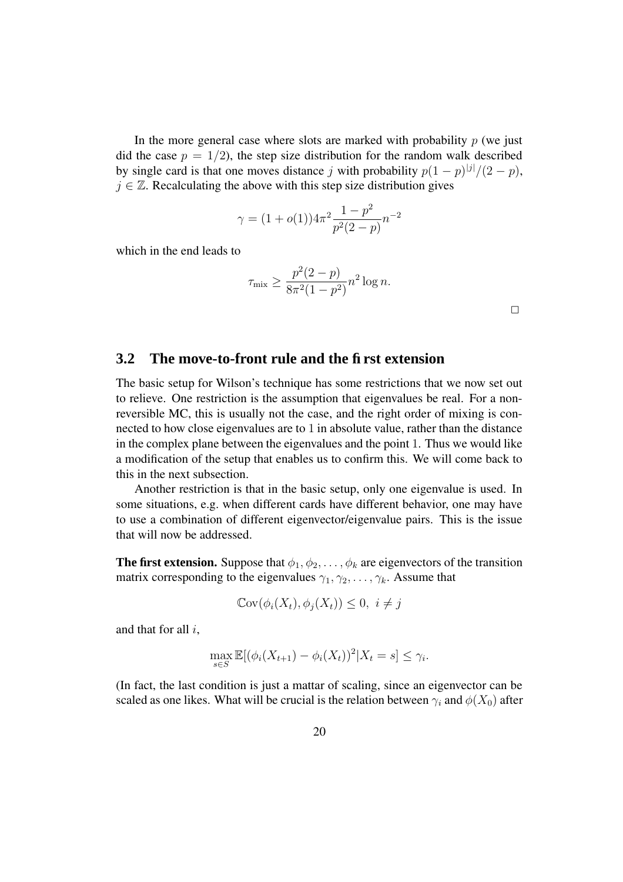In the more general case where slots are marked with probability $p$ (we just did the case $p = 1/2$), the step size distribution for the random walk described by single card is that one moves distance $j$ with probability $p(1-p)^{|j|}/(2-p)$, $j \in \mathbb{Z}$. Recalculating the above with this step size distribution gives

$$\gamma = (1 + o(1))4\pi^2 \frac{1-p^2}{p^2(2-p)} n^{-2}$$

which in the end leads to

$$\tau_{\text{mix}} \geq \frac{p^2(2-p)}{8\pi^2(1-p^2)} n^2 \log n.$$

□

## 3.2 The move-to-front rule and the first extension

The basic setup for Wilson's technique has some restrictions that we now set out to relieve. One restriction is the assumption that eigenvalues be real. For a non-reversible MC, this is usually not the case, and the right order of mixing is connected to how close eigenvalues are to 1 in absolute value, rather than the distance in the complex plane between the eigenvalues and the point 1. Thus we would like a modification of the setup that enables us to confirm this. We will come back to this in the next subsection.

Another restriction is that in the basic setup, only one eigenvalue is used. In some situations, e.g. when different cards have different behavior, one may have to use a combination of different eigenvector/eigenvalue pairs. This is the issue that will now be addressed.

**The first extension.** Suppose that $\phi_1, \phi_2, \ldots, \phi_k$ are eigenvectors of the transition matrix corresponding to the eigenvalues $\gamma_1, \gamma_2, \ldots, \gamma_k$. Assume that

$$\mathbb{C}\text{ov}(\phi_i(X_t), \phi_j(X_t)) \leq 0, \;\; i \neq j$$

and that for all $i$,

$$\max_{s \in S} \mathbb{E}[(\phi_i(X_{t+1}) - \phi_i(X_t))^2 | X_t = s] \leq \gamma_i.$$

(In fact, the last condition is just a mattar of scaling, since an eigenvector can be scaled as one likes. What will be crucial is the relation between $\gamma_i$ and $\phi(X_0)$ after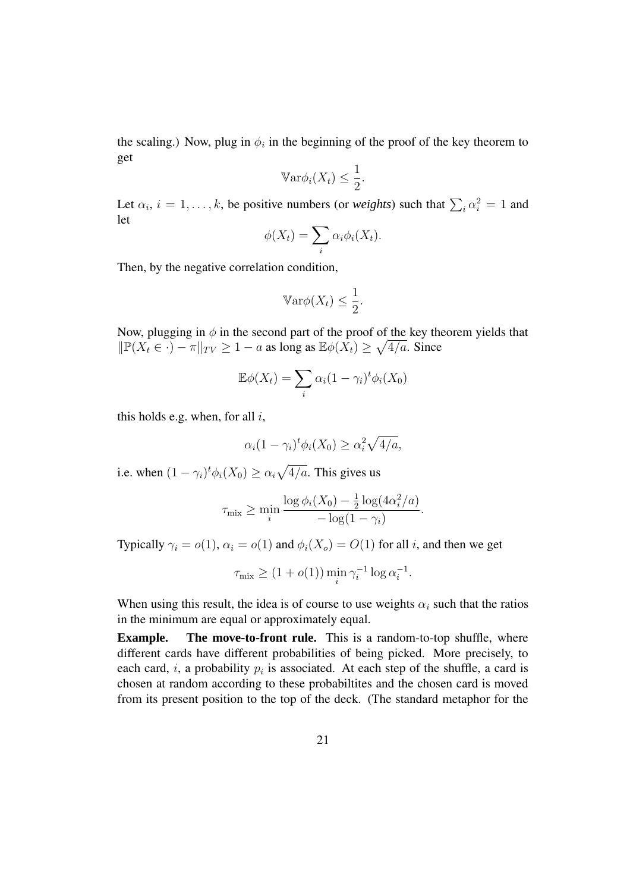the scaling.) Now, plug in $\phi_i$ in the beginning of the proof of the key theorem to get

$$\mathbb{V}\mathrm{ar}\phi_i(X_t) \leq \frac{1}{2}.$$

Let $\alpha_i$, $i = 1, \ldots, k$, be positive numbers (or *weights*) such that $\sum_i \alpha_i^2 = 1$ and let

$$\phi(X_t) = \sum_i \alpha_i \phi_i(X_t).$$

Then, by the negative correlation condition,

$$\mathbb{V}\mathrm{ar}\phi(X_t) \leq \frac{1}{2}.$$

Now, plugging in $\phi$ in the second part of the proof of the key theorem yields that $\|\mathbb{P}(X_t \in \cdot) - \pi\|_{TV} \geq 1 - a$ as long as $\mathbb{E}\phi(X_t) \geq \sqrt{4/a}$. Since

$$\mathbb{E}\phi(X_t) = \sum_i \alpha_i (1 - \gamma_i)^t \phi_i(X_0)$$

this holds e.g. when, for all $i$,

$$\alpha_i (1 - \gamma_i)^t \phi_i(X_0) \geq \alpha_i^2 \sqrt{4/a},$$

i.e. when $(1 - \gamma_i)^t \phi_i(X_0) \geq \alpha_i \sqrt{4/a}$. This gives us

$$\tau_{\mathrm{mix}} \geq \min_i \frac{\log \phi_i(X_0) - \frac{1}{2}\log(4\alpha_i^2/a)}{-\log(1 - \gamma_i)}.$$

Typically $\gamma_i = o(1)$, $\alpha_i = o(1)$ and $\phi_i(X_o) = O(1)$ for all $i$, and then we get

$$\tau_{\mathrm{mix}} \geq (1 + o(1)) \min_i \gamma_i^{-1} \log \alpha_i^{-1}.$$

When using this result, the idea is of course to use weights $\alpha_i$ such that the ratios in the minimum are equal or approximately equal.

**Example.** **The move-to-front rule.** This is a random-to-top shuffle, where different cards have different probabilities of being picked. More precisely, to each card, $i$, a probability $p_i$ is associated. At each step of the shuffle, a card is chosen at random according to these probabiltites and the chosen card is moved from its present position to the top of the deck. (The standard metaphor for the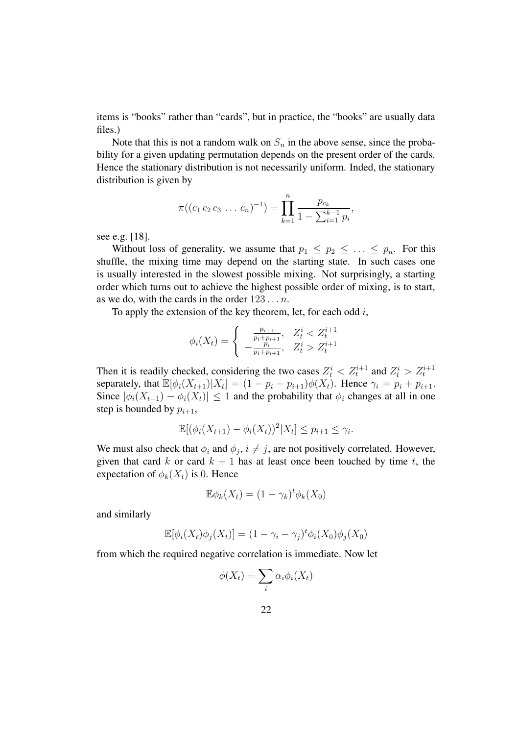items is “books” rather than “cards”, but in practice, the “books” are usually data files.)

Note that this is not a random walk on $S_n$ in the above sense, since the probability for a given updating permutation depends on the present order of the cards. Hence the stationary distribution is not necessarily uniform. Indeed, the stationary distribution is given by

$$\pi((c_1\, c_2\, c_3\, \ldots\, c_n)^{-1}) = \prod_{k=1}^{n} \frac{p_{c_k}}{1 - \sum_{i=1}^{k-1} p_i},$$

see e.g. [18].

Without loss of generality, we assume that $p_1 \leq p_2 \leq \ldots \leq p_n$. For this shuffle, the mixing time may depend on the starting state. In such cases one is usually interested in the slowest possible mixing. Not surprisingly, a starting order which turns out to achieve the highest possible order of mixing, is to start, as we do, with the cards in the order $123\ldots n$.

To apply the extension of the key theorem, let, for each odd $i$,

$$\phi_i(X_t) = \begin{cases} \frac{p_{i+1}}{p_i + p_{i+1}}, & Z_t^i < Z_t^{i+1} \\ -\frac{p_i}{p_i + p_{i+1}}, & Z_t^i > Z_t^{i+1} \end{cases}$$

Then it is readily checked, considering the two cases $Z_t^i < Z_t^{i+1}$ and $Z_t^i > Z_t^{i+1}$ separately, that $\mathbb{E}[\phi_i(X_{t+1})|X_t] = (1 - p_i - p_{i+1})\phi(X_t)$. Hence $\gamma_i = p_i + p_{i+1}$. Since $|\phi_i(X_{t+1}) - \phi_i(X_t)| \leq 1$ and the probability that $\phi_i$ changes at all in one step is bounded by $p_{i+1}$,

$$\mathbb{E}[(\phi_i(X_{t+1}) - \phi_i(X_t))^2|X_t] \leq p_{i+1} \leq \gamma_i.$$

We must also check that $\phi_i$ and $\phi_j$, $i \neq j$, are not positively correlated. However, given that card $k$ or card $k+1$ has at least once been touched by time $t$, the expectation of $\phi_k(X_t)$ is 0. Hence

$$\mathbb{E}\phi_k(X_t) = (1 - \gamma_k)^t \phi_k(X_0)$$

and similarly

$$\mathbb{E}[\phi_i(X_t)\phi_j(X_t)] = (1 - \gamma_i - \gamma_j)^t \phi_i(X_0)\phi_j(X_0)$$

from which the required negative correlation is immediate. Now let

$$\phi(X_t) = \sum_i \alpha_i \phi_i(X_t)$$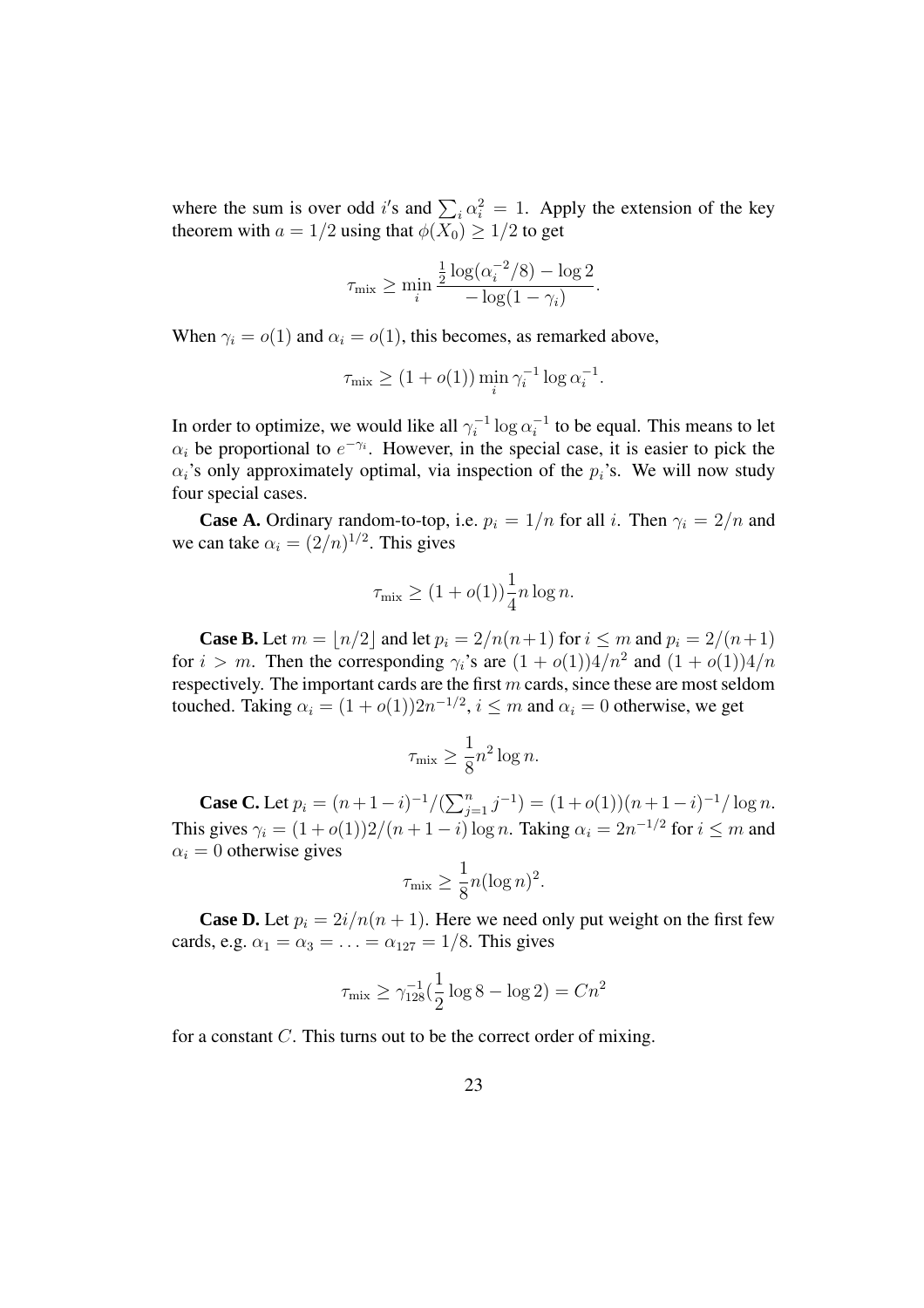where the sum is over odd $i'$s and $\sum_i \alpha_i^2 = 1$. Apply the extension of the key theorem with $a = 1/2$ using that $\phi(X_0) \geq 1/2$ to get

$$\tau_{\text{mix}} \geq \min_i \frac{\frac{1}{2}\log(\alpha_i^{-2}/8) - \log 2}{-\log(1-\gamma_i)}.$$

When $\gamma_i = o(1)$ and $\alpha_i = o(1)$, this becomes, as remarked above,

$$\tau_{\text{mix}} \geq (1 + o(1)) \min_i \gamma_i^{-1} \log \alpha_i^{-1}.$$

In order to optimize, we would like all $\gamma_i^{-1} \log \alpha_i^{-1}$ to be equal. This means to let $\alpha_i$ be proportional to $e^{-\gamma_i}$. However, in the special case, it is easier to pick the $\alpha_i$'s only approximately optimal, via inspection of the $p_i$'s. We will now study four special cases.

**Case A.** Ordinary random-to-top, i.e. $p_i = 1/n$ for all $i$. Then $\gamma_i = 2/n$ and we can take $\alpha_i = (2/n)^{1/2}$. This gives

$$\tau_{\text{mix}} \geq (1 + o(1))\frac{1}{4} n \log n.$$

**Case B.** Let $m = \lfloor n/2 \rfloor$ and let $p_i = 2/n(n+1)$ for $i \leq m$ and $p_i = 2/(n+1)$ for $i > m$. Then the corresponding $\gamma_i$'s are $(1 + o(1))4/n^2$ and $(1 + o(1))4/n$ respectively. The important cards are the first $m$ cards, since these are most seldom touched. Taking $\alpha_i = (1 + o(1))2n^{-1/2}$, $i \leq m$ and $\alpha_i = 0$ otherwise, we get

$$\tau_{\text{mix}} \geq \frac{1}{8} n^2 \log n.$$

**Case C.** Let $p_i = (n+1-i)^{-1}/(\sum_{j=1}^n j^{-1}) = (1+o(1))(n+1-i)^{-1}/\log n$. This gives $\gamma_i = (1 + o(1))2/(n + 1 - i)\log n$. Taking $\alpha_i = 2n^{-1/2}$ for $i \leq m$ and $\alpha_i = 0$ otherwise gives

$$\tau_{\text{mix}} \geq \frac{1}{8} n (\log n)^2.$$

**Case D.** Let $p_i = 2i/n(n + 1)$. Here we need only put weight on the first few cards, e.g. $\alpha_1 = \alpha_3 = \ldots = \alpha_{127} = 1/8$. This gives

$$\tau_{\text{mix}} \geq \gamma_{128}^{-1}(\frac{1}{2}\log 8 - \log 2) = Cn^2$$

for a constant $C$. This turns out to be the correct order of mixing.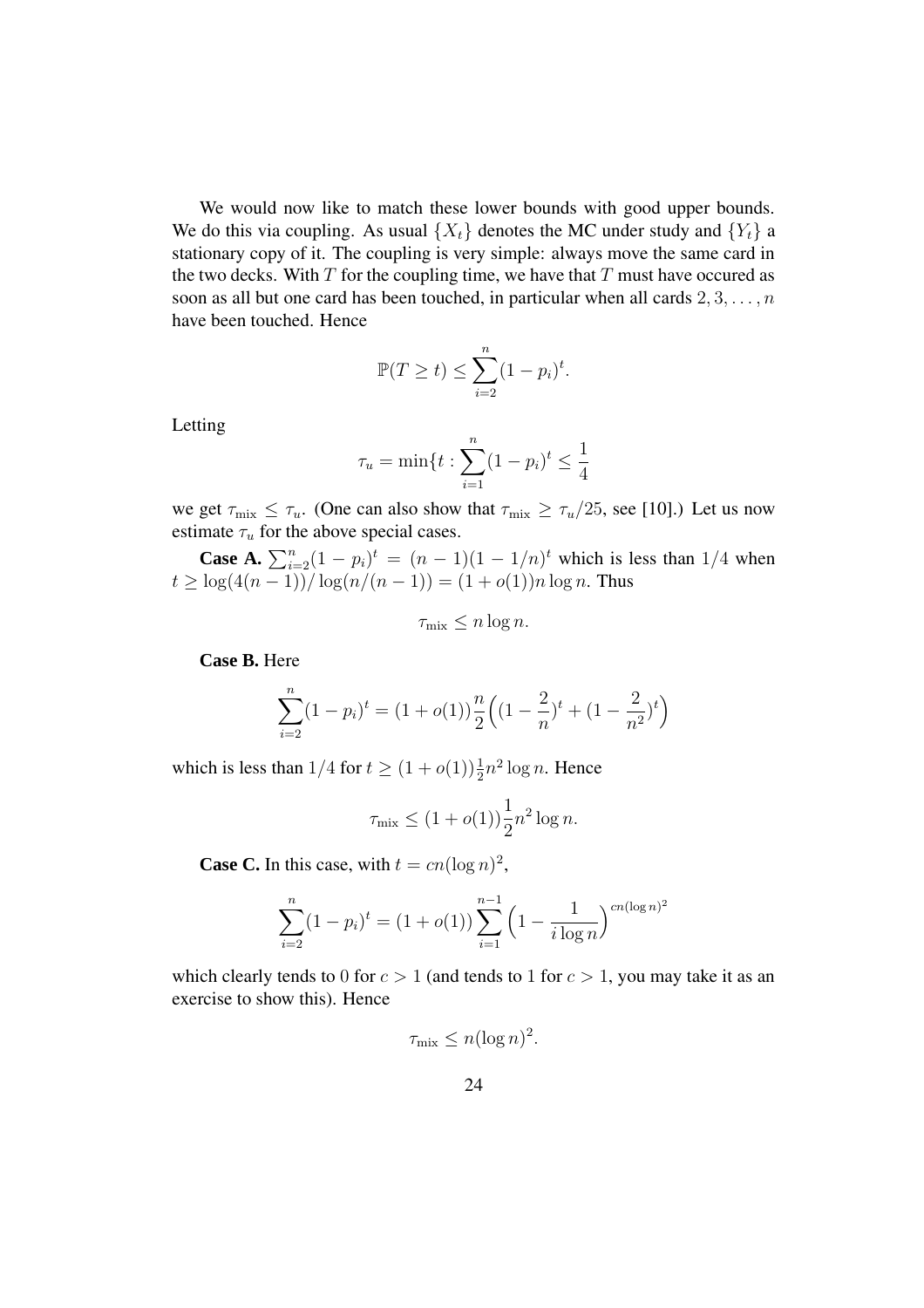We would now like to match these lower bounds with good upper bounds. We do this via coupling. As usual $\{X_t\}$ denotes the MC under study and $\{Y_t\}$ a stationary copy of it. The coupling is very simple: always move the same card in the two decks. With $T$ for the coupling time, we have that $T$ must have occured as soon as all but one card has been touched, in particular when all cards $2, 3, \ldots, n$ have been touched. Hence

$$\mathbb{P}(T \geq t) \leq \sum_{i=2}^{n} (1 - p_i)^t.$$

Letting

$$\tau_u = \min\{t : \sum_{i=1}^{n} (1 - p_i)^t \leq \frac{1}{4}$$

we get $\tau_{\text{mix}} \leq \tau_u$. (One can also show that $\tau_{\text{mix}} \geq \tau_u/25$, see [10].) Let us now estimate $\tau_u$ for the above special cases.

**Case A.** $\sum_{i=2}^{n}(1 - p_i)^t = (n-1)(1 - 1/n)^t$ which is less than $1/4$ when $t \geq \log(4(n-1))/\log(n/(n-1)) = (1 + o(1))n \log n$. Thus

$$\tau_{\text{mix}} \leq n \log n.$$

**Case B.** Here

$$\sum_{i=2}^{n}(1 - p_i)^t = (1 + o(1))\frac{n}{2}\Big((1 - \frac{2}{n})^t + (1 - \frac{2}{n^2})^t\Big)$$

which is less than $1/4$ for $t \geq (1 + o(1))\frac{1}{2}n^2 \log n$. Hence

$$\tau_{\text{mix}} \leq (1 + o(1))\frac{1}{2}n^2 \log n.$$

**Case C.** In this case, with $t = cn(\log n)^2$,

$$\sum_{i=2}^{n}(1 - p_i)^t = (1 + o(1))\sum_{i=1}^{n-1}\Big(1 - \frac{1}{i \log n}\Big)^{cn(\log n)^2}$$

which clearly tends to $0$ for $c > 1$ (and tends to $1$ for $c > 1$, you may take it as an exercise to show this). Hence

$$\tau_{\text{mix}} \leq n(\log n)^2.$$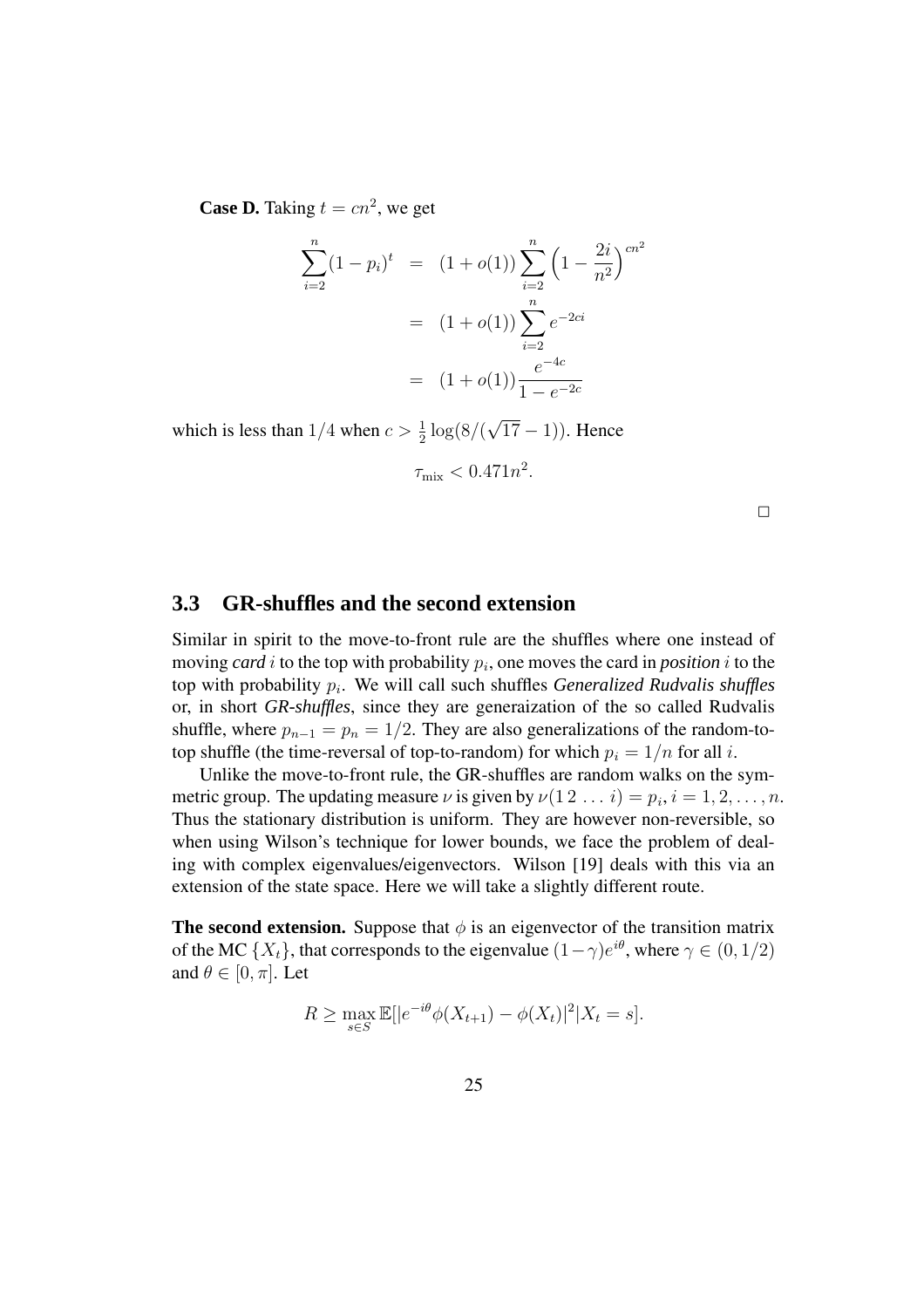**Case D.** Taking $t = cn^2$, we get

$$
\begin{aligned}
\sum_{i=2}^{n} (1-p_i)^t &= (1+o(1)) \sum_{i=2}^{n} \Big(1 - \frac{2i}{n^2}\Big)^{cn^2} \\
&= (1+o(1)) \sum_{i=2}^{n} e^{-2ci} \\
&= (1+o(1)) \frac{e^{-4c}}{1-e^{-2c}}
\end{aligned}
$$

which is less than $1/4$ when $c > \frac{1}{2}\log(8/(\sqrt{17}-1))$. Hence

$$
\tau_{\text{mix}} < 0.471 n^2.
$$

□

## 3.3 GR-shuffles and the second extension

Similar in spirit to the move-to-front rule are the shuffles where one instead of moving *card* $i$ to the top with probability $p_i$, one moves the card in *position* $i$ to the top with probability $p_i$. We will call such shuffles *Generalized Rudvalis shuffles* or, in short *GR-shuffles*, since they are generaization of the so called Rudvalis shuffle, where $p_{n-1} = p_n = 1/2$. They are also generalizations of the random-to-top shuffle (the time-reversal of top-to-random) for which $p_i = 1/n$ for all $i$.

Unlike the move-to-front rule, the GR-shuffles are random walks on the symmetric group. The updating measure $\nu$ is given by $\nu(1\,2\,\ldots\,i) = p_i, i = 1, 2, \ldots, n$. Thus the stationary distribution is uniform. They are however non-reversible, so when using Wilson's technique for lower bounds, we face the problem of dealing with complex eigenvalues/eigenvectors. Wilson [19] deals with this via an extension of the state space. Here we will take a slightly different route.

**The second extension.** Suppose that $\phi$ is an eigenvector of the transition matrix of the MC $\{X_t\}$, that corresponds to the eigenvalue $(1-\gamma)e^{i\theta}$, where $\gamma \in (0, 1/2)$ and $\theta \in [0, \pi]$. Let

$$
R \geq \max_{s \in S} \mathbb{E}[|e^{-i\theta}\phi(X_{t+1}) - \phi(X_t)|^2 | X_t = s].
$$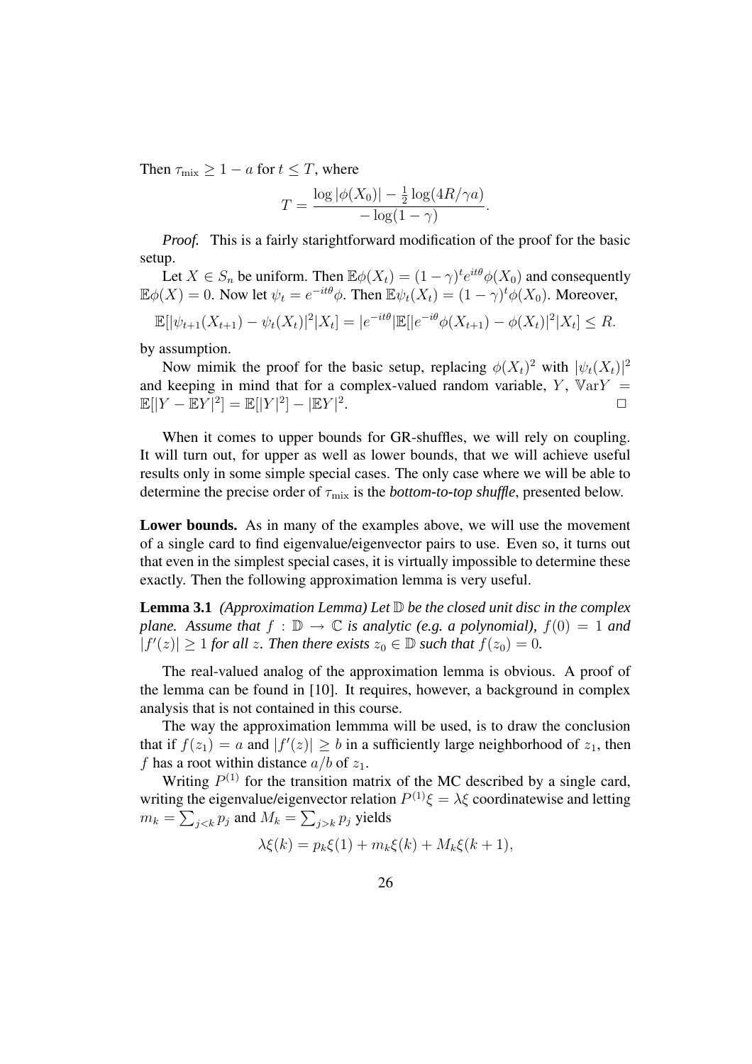Then $\tau_{\rm mix} \geq 1-a$ for $t \leq T$, where

$$T = \frac{\log|\phi(X_0)| - \frac{1}{2}\log(4R/\gamma a)}{-\log(1-\gamma)}.$$

*Proof.* This is a fairly starightforward modification of the proof for the basic setup.

Let $X \in S_n$ be uniform. Then $\mathbb{E}\phi(X_t) = (1-\gamma)^t e^{it\theta}\phi(X_0)$ and consequently $\mathbb{E}\phi(X) = 0$. Now let $\psi_t = e^{-it\theta}\phi$. Then $\mathbb{E}\psi_t(X_t) = (1-\gamma)^t\phi(X_0)$. Moreover,

$$\mathbb{E}[|\psi_{t+1}(X_{t+1}) - \psi_t(X_t)|^2|X_t] = |e^{-it\theta}|\mathbb{E}[|e^{-i\theta}\phi(X_{t+1}) - \phi(X_t)|^2|X_t] \leq R.$$

by assumption.

Now mimik the proof for the basic setup, replacing $\phi(X_t)^2$ with $|\psi_t(X_t)|^2$ and keeping in mind that for a complex-valued random variable, $Y$, $\mathbb{V}{\rm ar}Y = \mathbb{E}[|Y - \mathbb{E}Y|^2] = \mathbb{E}[|Y|^2] - |\mathbb{E}Y|^2$. $\square$

When it comes to upper bounds for GR-shuffles, we will rely on coupling. It will turn out, for upper as well as lower bounds, that we will achieve useful results only in some simple special cases. The only case where we will be able to determine the precise order of $\tau_{\rm mix}$ is the *bottom-to-top shuffle*, presented below.

**Lower bounds.** As in many of the examples above, we will use the movement of a single card to find eigenvalue/eigenvector pairs to use. Even so, it turns out that even in the simplest special cases, it is virtually impossible to determine these exactly. Then the following approximation lemma is very useful.

**Lemma 3.1** *(Approximation Lemma) Let $\mathbb{D}$ be the closed unit disc in the complex plane. Assume that $f : \mathbb{D} \to \mathbb{C}$ is analytic (e.g. a polynomial), $f(0) = 1$ and $|f'(z)| \geq 1$ for all $z$. Then there exists $z_0 \in \mathbb{D}$ such that $f(z_0) = 0$.*

The real-valued analog of the approximation lemma is obvious. A proof of the lemma can be found in [10]. It requires, however, a background in complex analysis that is not contained in this course.

The way the approximation lemmma will be used, is to draw the conclusion that if $f(z_1) = a$ and $|f'(z)| \geq b$ in a sufficiently large neighborhood of $z_1$, then $f$ has a root within distance $a/b$ of $z_1$.

Writing $P^{(1)}$ for the transition matrix of the MC described by a single card, writing the eigenvalue/eigenvector relation $P^{(1)}\xi = \lambda\xi$ coordinatewise and letting $m_k = \sum_{j<k} p_j$ and $M_k = \sum_{j>k} p_j$ yields

$$\lambda\xi(k) = p_k\xi(1) + m_k\xi(k) + M_k\xi(k+1),$$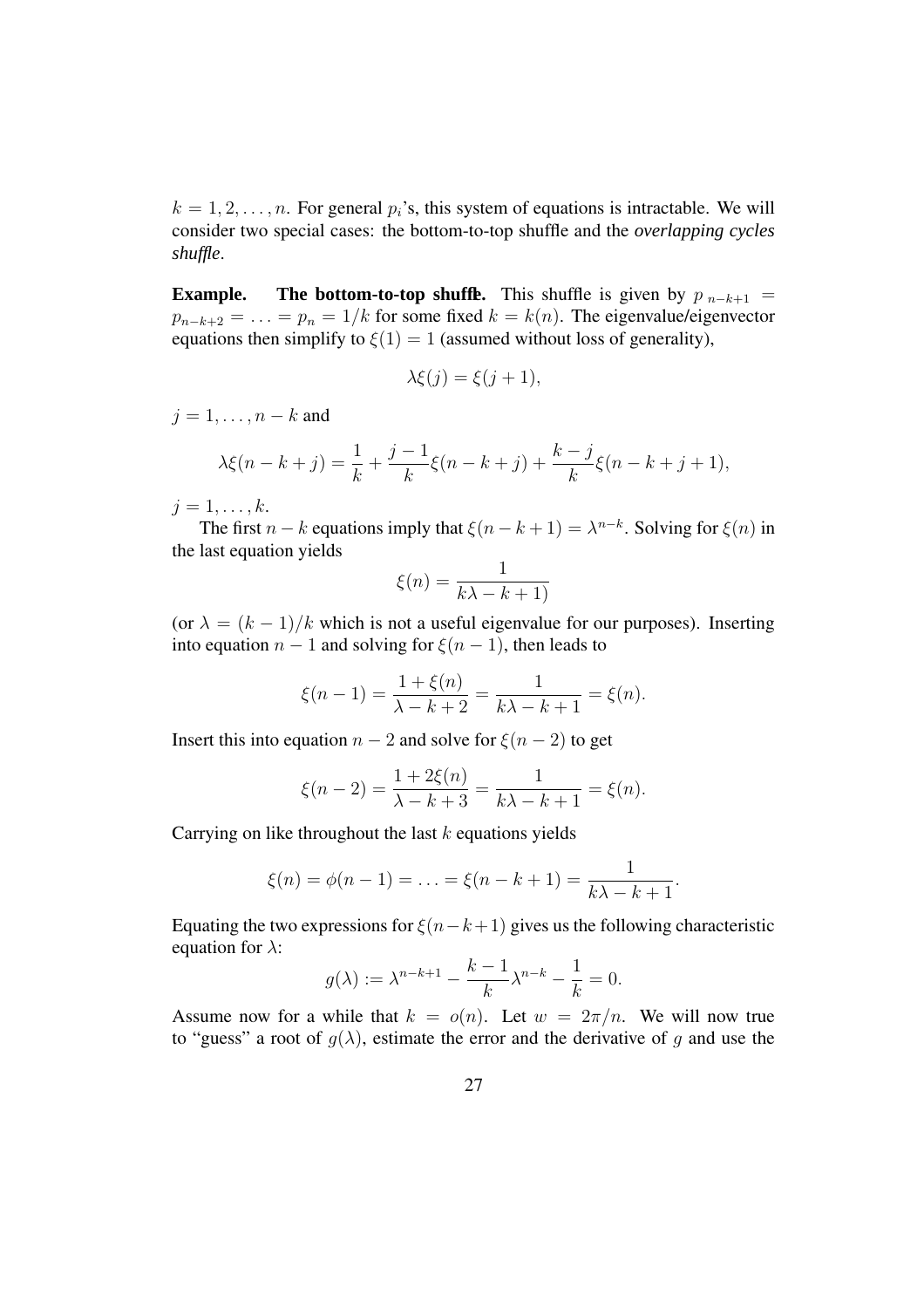$k = 1, 2, \ldots, n$. For general $p_i$'s, this system of equations is intractable. We will consider two special cases: the bottom-to-top shuffle and the *overlapping cycles shuffle*.

**Example. The bottom-to-top shuffle.** This shuffle is given by $p_{n-k+1} = p_{n-k+2} = \ldots = p_n = 1/k$ for some fixed $k = k(n)$. The eigenvalue/eigenvector equations then simplify to $\xi(1) = 1$ (assumed without loss of generality),

$$\lambda\xi(j) = \xi(j+1),$$

$j = 1, \ldots, n-k$ and

$$\lambda\xi(n-k+j) = \frac{1}{k} + \frac{j-1}{k}\xi(n-k+j) + \frac{k-j}{k}\xi(n-k+j+1),$$

$j = 1, \ldots, k$.

The first $n-k$ equations imply that $\xi(n-k+1) = \lambda^{n-k}$. Solving for $\xi(n)$ in the last equation yields

$$\xi(n) = \frac{1}{k\lambda - k + 1)}$$

(or $\lambda = (k-1)/k$ which is not a useful eigenvalue for our purposes). Inserting into equation $n-1$ and solving for $\xi(n-1)$, then leads to

$$\xi(n-1) = \frac{1+\xi(n)}{\lambda - k + 2} = \frac{1}{k\lambda - k + 1} = \xi(n).$$

Insert this into equation $n-2$ and solve for $\xi(n-2)$ to get

$$\xi(n-2) = \frac{1+2\xi(n)}{\lambda - k + 3} = \frac{1}{k\lambda - k + 1} = \xi(n).$$

Carrying on like throughout the last $k$ equations yields

$$\xi(n) = \phi(n-1) = \ldots = \xi(n-k+1) = \frac{1}{k\lambda - k + 1}.$$

Equating the two expressions for $\xi(n-k+1)$ gives us the following characteristic equation for $\lambda$:

$$g(\lambda) := \lambda^{n-k+1} - \frac{k-1}{k}\lambda^{n-k} - \frac{1}{k} = 0.$$

Assume now for a while that $k = o(n)$. Let $w = 2\pi/n$. We will now true to "guess" a root of $g(\lambda)$, estimate the error and the derivative of $g$ and use the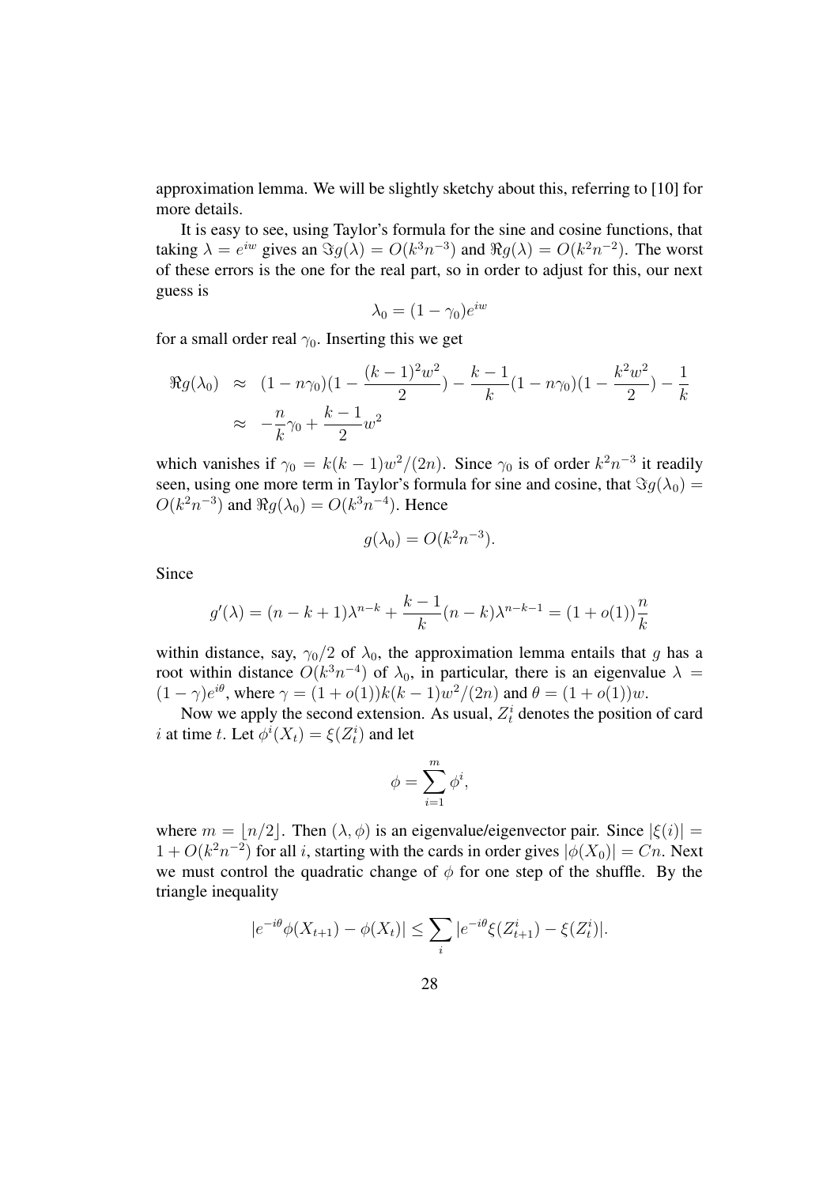approximation lemma. We will be slightly sketchy about this, referring to [10] for more details.

It is easy to see, using Taylor's formula for the sine and cosine functions, that taking $\lambda = e^{iw}$ gives an $\Im g(\lambda) = O(k^3 n^{-3})$ and $\Re g(\lambda) = O(k^2 n^{-2})$. The worst of these errors is the one for the real part, so in order to adjust for this, our next guess is

$$\lambda_0 = (1 - \gamma_0)e^{iw}$$

for a small order real $\gamma_0$. Inserting this we get

$$\begin{aligned}
\Re g(\lambda_0) &\approx (1 - n\gamma_0)(1 - \frac{(k-1)^2 w^2}{2}) - \frac{k-1}{k}(1 - n\gamma_0)(1 - \frac{k^2 w^2}{2}) - \frac{1}{k} \\
&\approx -\frac{n}{k}\gamma_0 + \frac{k-1}{2}w^2
\end{aligned}$$

which vanishes if $\gamma_0 = k(k-1)w^2/(2n)$. Since $\gamma_0$ is of order $k^2 n^{-3}$ it readily seen, using one more term in Taylor's formula for sine and cosine, that $\Im g(\lambda_0) = O(k^2 n^{-3})$ and $\Re g(\lambda_0) = O(k^3 n^{-4})$. Hence

$$g(\lambda_0) = O(k^2 n^{-3}).$$

Since

$$g'(\lambda) = (n - k + 1)\lambda^{n-k} + \frac{k-1}{k}(n-k)\lambda^{n-k-1} = (1 + o(1))\frac{n}{k}$$

within distance, say, $\gamma_0/2$ of $\lambda_0$, the approximation lemma entails that $g$ has a root within distance $O(k^3 n^{-4})$ of $\lambda_0$, in particular, there is an eigenvalue $\lambda = (1-\gamma)e^{i\theta}$, where $\gamma = (1 + o(1))k(k-1)w^2/(2n)$ and $\theta = (1 + o(1))w$.

Now we apply the second extension. As usual, $Z_t^i$ denotes the position of card $i$ at time $t$. Let $\phi^i(X_t) = \xi(Z_t^i)$ and let

$$\phi = \sum_{i=1}^{m} \phi^i,$$

where $m = \lfloor n/2 \rfloor$. Then $(\lambda, \phi)$ is an eigenvalue/eigenvector pair. Since $|\xi(i)| = 1 + O(k^2 n^{-2})$ for all $i$, starting with the cards in order gives $|\phi(X_0)| = Cn$. Next we must control the quadratic change of $\phi$ for one step of the shuffle. By the triangle inequality

$$|e^{-i\theta}\phi(X_{t+1}) - \phi(X_t)| \leq \sum_i |e^{-i\theta}\xi(Z_{t+1}^i) - \xi(Z_t^i)|.$$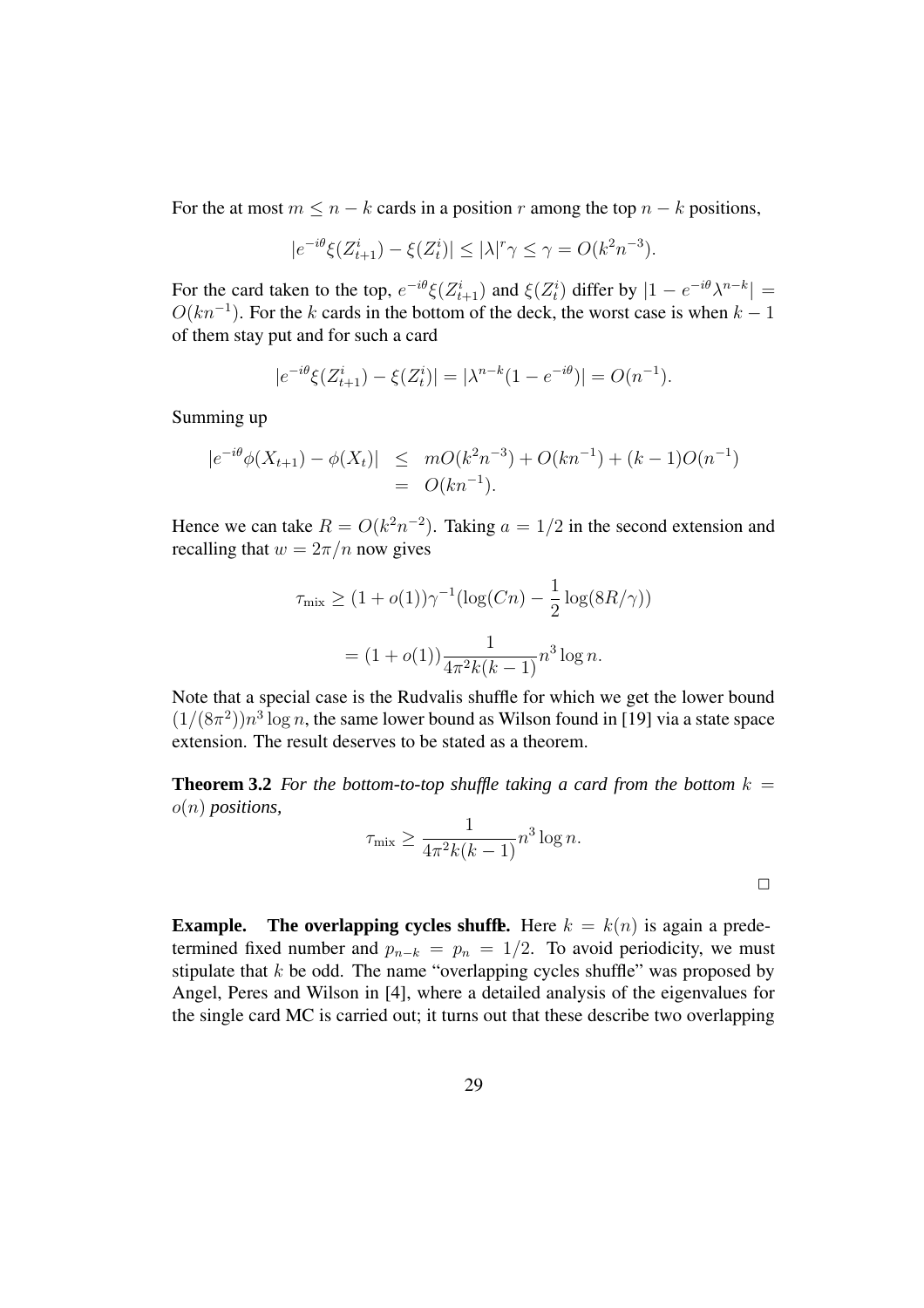For the at most $m \leq n-k$ cards in a position $r$ among the top $n-k$ positions,

$$|e^{-i\theta}\xi(Z_{t+1}^i) - \xi(Z_t^i)| \leq |\lambda|^r \gamma \leq \gamma = O(k^2 n^{-3}).$$

For the card taken to the top, $e^{-i\theta}\xi(Z_{t+1}^i)$ and $\xi(Z_t^i)$ differ by $|1 - e^{-i\theta}\lambda^{n-k}| = O(kn^{-1})$. For the $k$ cards in the bottom of the deck, the worst case is when $k-1$ of them stay put and for such a card

$$|e^{-i\theta}\xi(Z_{t+1}^i) - \xi(Z_t^i)| = |\lambda^{n-k}(1 - e^{-i\theta})| = O(n^{-1}).$$

Summing up

$$\begin{aligned} |e^{-i\theta}\phi(X_{t+1}) - \phi(X_t)| &\leq mO(k^2 n^{-3}) + O(kn^{-1}) + (k-1)O(n^{-1}) \\ &= O(kn^{-1}). \end{aligned}$$

Hence we can take $R = O(k^2 n^{-2})$. Taking $a = 1/2$ in the second extension and recalling that $w = 2\pi/n$ now gives

$$\tau_{\text{mix}} \geq (1 + o(1))\gamma^{-1}(\log(Cn) - \frac{1}{2}\log(8R/\gamma))$$

$$= (1 + o(1))\frac{1}{4\pi^2 k(k-1)} n^3 \log n.$$

Note that a special case is the Rudvalis shuffle for which we get the lower bound $(1/(8\pi^2))n^3 \log n$, the same lower bound as Wilson found in [19] via a state space extension. The result deserves to be stated as a theorem.

**Theorem 3.2** *For the bottom-to-top shuffle taking a card from the bottom $k = o(n)$ positions,*

$$\tau_{\text{mix}} \geq \frac{1}{4\pi^2 k(k-1)} n^3 \log n.$$

$\square$

**Example. The overlapping cycles shuffle.** Here $k = k(n)$ is again a predetermined fixed number and $p_{n-k} = p_n = 1/2$. To avoid periodicity, we must stipulate that $k$ be odd. The name "overlapping cycles shuffle" was proposed by Angel, Peres and Wilson in [4], where a detailed analysis of the eigenvalues for the single card MC is carried out; it turns out that these describe two overlapping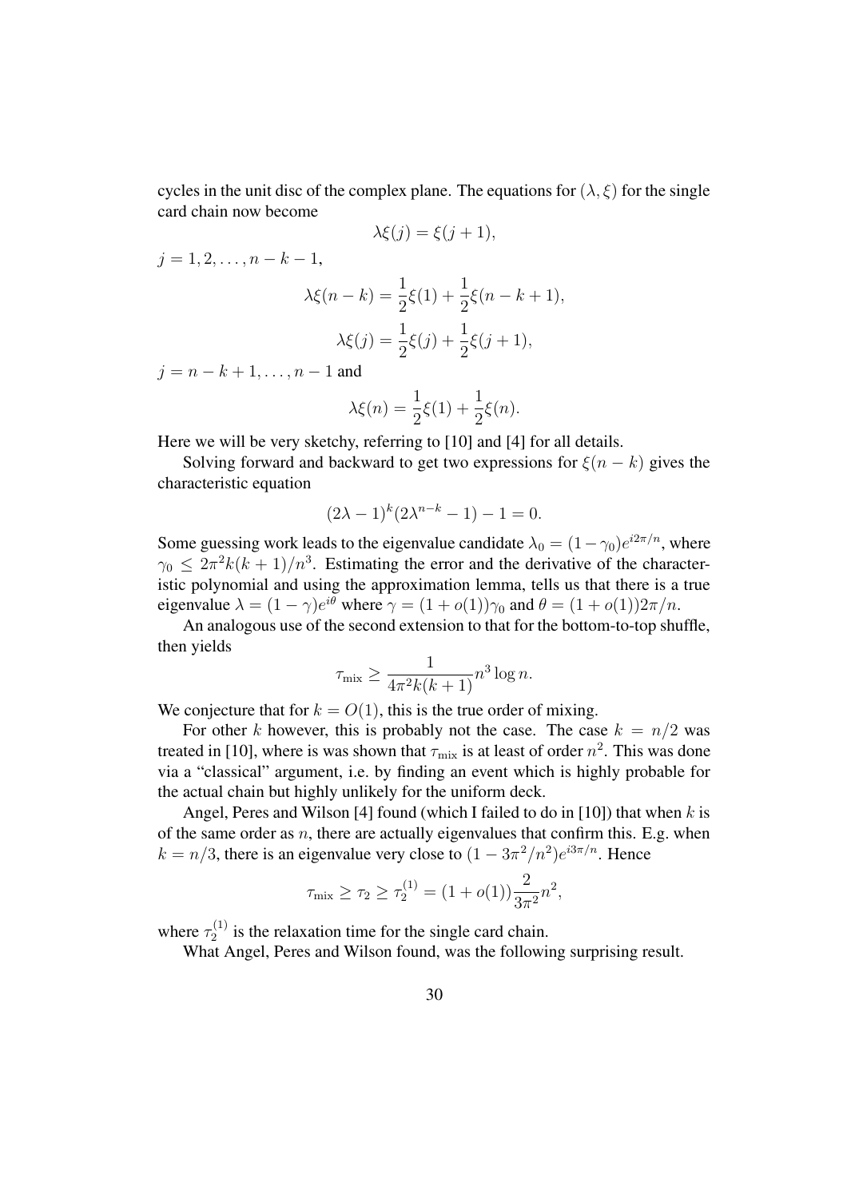cycles in the unit disc of the complex plane. The equations for $(\lambda, \xi)$ for the single card chain now become

$$\lambda\xi(j) = \xi(j+1),$$

$j = 1, 2, \ldots, n-k-1,$

$$\lambda\xi(n-k) = \frac{1}{2}\xi(1) + \frac{1}{2}\xi(n-k+1),$$

$$\lambda\xi(j) = \frac{1}{2}\xi(j) + \frac{1}{2}\xi(j+1),$$

$j = n-k+1, \ldots, n-1$ and

$$\lambda\xi(n) = \frac{1}{2}\xi(1) + \frac{1}{2}\xi(n).$$

Here we will be very sketchy, referring to [10] and [4] for all details.

Solving forward and backward to get two expressions for $\xi(n-k)$ gives the characteristic equation

$$(2\lambda - 1)^k(2\lambda^{n-k} - 1) - 1 = 0.$$

Some guessing work leads to the eigenvalue candidate $\lambda_0 = (1-\gamma_0)e^{i2\pi/n}$, where $\gamma_0 \leq 2\pi^2 k(k+1)/n^3$. Estimating the error and the derivative of the characteristic polynomial and using the approximation lemma, tells us that there is a true eigenvalue $\lambda = (1-\gamma)e^{i\theta}$ where $\gamma = (1+o(1))\gamma_0$ and $\theta = (1+o(1))2\pi/n$.

An analogous use of the second extension to that for the bottom-to-top shuffle, then yields

$$\tau_{\text{mix}} \geq \frac{1}{4\pi^2 k(k+1)} n^3 \log n.$$

We conjecture that for $k = O(1)$, this is the true order of mixing.

For other $k$ however, this is probably not the case. The case $k = n/2$ was treated in [10], where is was shown that $\tau_{\text{mix}}$ is at least of order $n^2$. This was done via a "classical" argument, i.e. by finding an event which is highly probable for the actual chain but highly unlikely for the uniform deck.

Angel, Peres and Wilson [4] found (which I failed to do in [10]) that when $k$ is of the same order as $n$, there are actually eigenvalues that confirm this. E.g. when $k = n/3$, there is an eigenvalue very close to $(1 - 3\pi^2/n^2)e^{i3\pi/n}$. Hence

$$\tau_{\text{mix}} \geq \tau_2 \geq \tau_2^{(1)} = (1+o(1))\frac{2}{3\pi^2}n^2,$$

where $\tau_2^{(1)}$ is the relaxation time for the single card chain.

What Angel, Peres and Wilson found, was the following surprising result.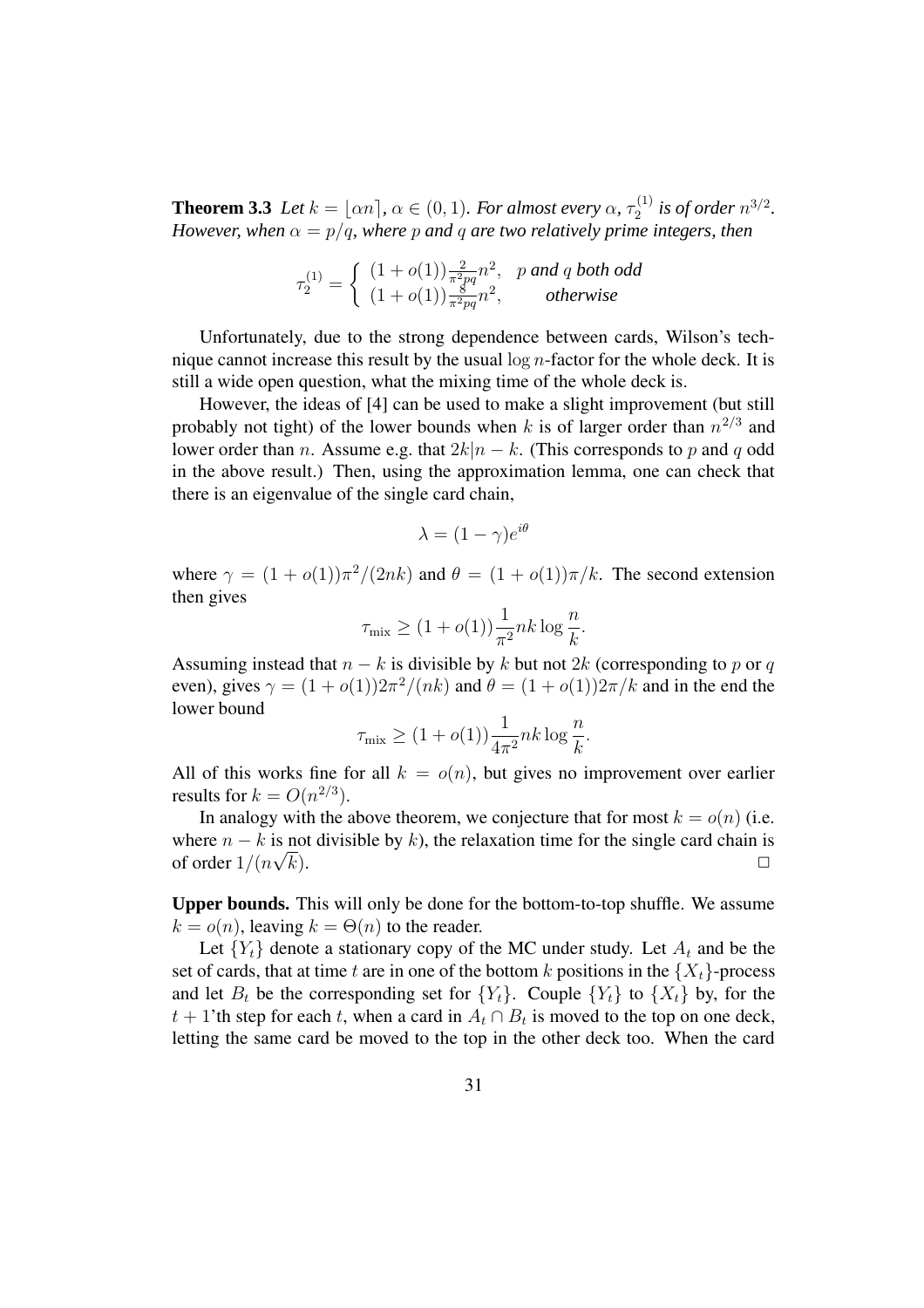**Theorem 3.3** *Let $k = \lfloor \alpha n \rceil$, $\alpha \in (0,1)$. For almost every $\alpha$, $\tau_2^{(1)}$ is of order $n^{3/2}$. However, when $\alpha = p/q$, where $p$ and $q$ are two relatively prime integers, then*

$$\tau_2^{(1)} = \begin{cases} (1+o(1))\frac{2}{\pi^2 pq} n^2, & p \text{ and } q \text{ both odd} \\ (1+o(1))\frac{8}{\pi^2 pq} n^2, & \text{otherwise} \end{cases}$$

Unfortunately, due to the strong dependence between cards, Wilson's technique cannot increase this result by the usual $\log n$-factor for the whole deck. It is still a wide open question, what the mixing time of the whole deck is.

However, the ideas of [4] can be used to make a slight improvement (but still probably not tight) of the lower bounds when $k$ is of larger order than $n^{2/3}$ and lower order than $n$. Assume e.g. that $2k | n-k$. (This corresponds to $p$ and $q$ odd in the above result.) Then, using the approximation lemma, one can check that there is an eigenvalue of the single card chain,

$$\lambda = (1-\gamma)e^{i\theta}$$

where $\gamma = (1+o(1))\pi^2/(2nk)$ and $\theta = (1+o(1))\pi/k$. The second extension then gives

$$\tau_{\text{mix}} \geq (1+o(1))\frac{1}{\pi^2} nk \log \frac{n}{k}.$$

Assuming instead that $n-k$ is divisible by $k$ but not $2k$ (corresponding to $p$ or $q$ even), gives $\gamma = (1+o(1))2\pi^2/(nk)$ and $\theta = (1+o(1))2\pi/k$ and in the end the lower bound

$$\tau_{\text{mix}} \geq (1+o(1))\frac{1}{4\pi^2} nk \log \frac{n}{k}.$$

All of this works fine for all $k = o(n)$, but gives no improvement over earlier results for $k = O(n^{2/3})$.

In analogy with the above theorem, we conjecture that for most $k = o(n)$ (i.e. where $n-k$ is not divisible by $k$), the relaxation time for the single card chain is of order $1/(n\sqrt{k})$. □

**Upper bounds.** This will only be done for the bottom-to-top shuffle. We assume $k = o(n)$, leaving $k = \Theta(n)$ to the reader.

Let $\{Y_t\}$ denote a stationary copy of the MC under study. Let $A_t$ and be the set of cards, that at time $t$ are in one of the bottom $k$ positions in the $\{X_t\}$-process and let $B_t$ be the corresponding set for $\{Y_t\}$. Couple $\{Y_t\}$ to $\{X_t\}$ by, for the $t+1$'th step for each $t$, when a card in $A_t \cap B_t$ is moved to the top on one deck, letting the same card be moved to the top in the other deck too. When the card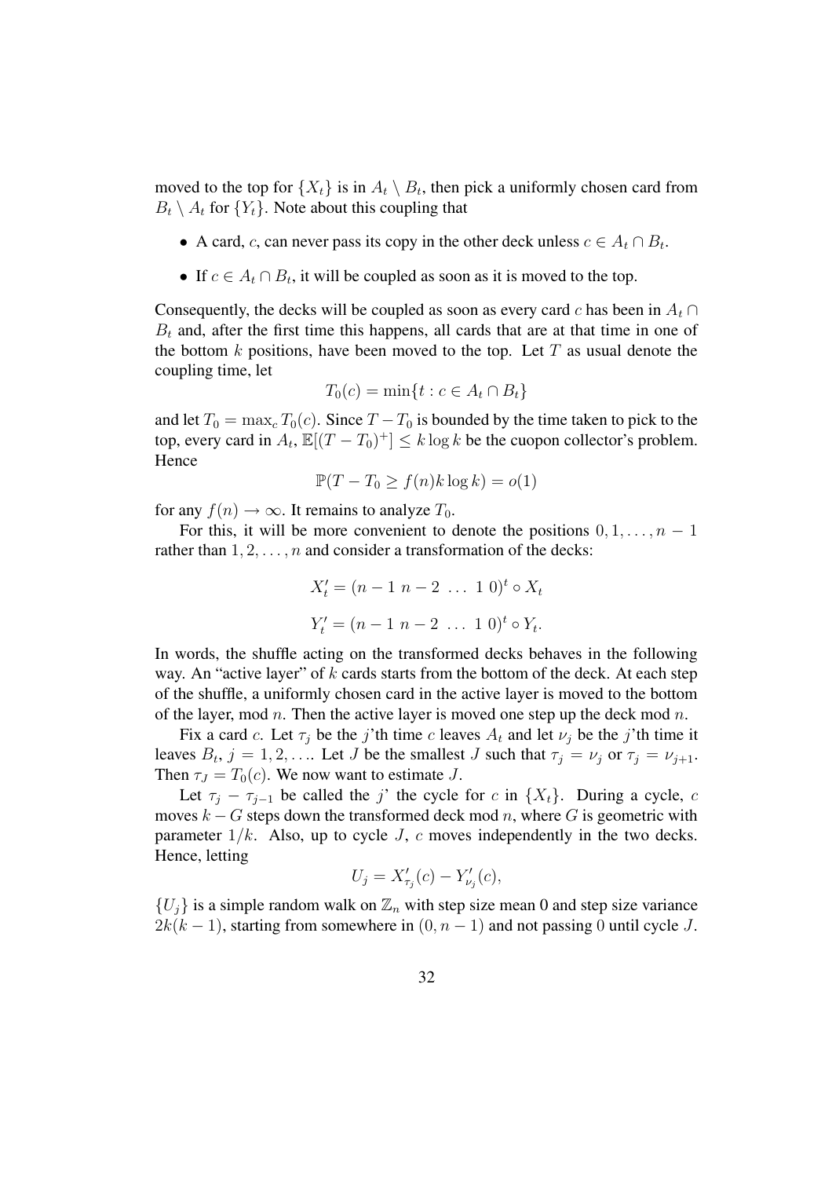moved to the top for $\{X_t\}$ is in $A_t \setminus B_t$, then pick a uniformly chosen card from $B_t \setminus A_t$ for $\{Y_t\}$. Note about this coupling that

- A card, $c$, can never pass its copy in the other deck unless $c \in A_t \cap B_t$.
- If $c \in A_t \cap B_t$, it will be coupled as soon as it is moved to the top.

Consequently, the decks will be coupled as soon as every card $c$ has been in $A_t \cap B_t$ and, after the first time this happens, all cards that are at that time in one of the bottom $k$ positions, have been moved to the top. Let $T$ as usual denote the coupling time, let

$$T_0(c) = \min\{t : c \in A_t \cap B_t\}$$

and let $T_0 = \max_c T_0(c)$. Since $T - T_0$ is bounded by the time taken to pick to the top, every card in $A_t$, $\mathbb{E}[(T - T_0)^+] \leq k \log k$ be the cuopon collector's problem. Hence

$$\mathbb{P}(T - T_0 \geq f(n) k \log k) = o(1)$$

for any $f(n) \to \infty$. It remains to analyze $T_0$.

For this, it will be more convenient to denote the positions $0, 1, \ldots, n-1$ rather than $1, 2, \ldots, n$ and consider a transformation of the decks:

$$X'_t = (n-1\ n-2\ \ldots\ 1\ 0)^t \circ X_t$$

$$Y'_t = (n-1\ n-2\ \ldots\ 1\ 0)^t \circ Y_t.$$

In words, the shuffle acting on the transformed decks behaves in the following way. An "active layer" of $k$ cards starts from the bottom of the deck. At each step of the shuffle, a uniformly chosen card in the active layer is moved to the bottom of the layer, mod $n$. Then the active layer is moved one step up the deck mod $n$.

Fix a card $c$. Let $\tau_j$ be the $j$'th time $c$ leaves $A_t$ and let $\nu_j$ be the $j$'th time it leaves $B_t$, $j = 1, 2, \ldots$. Let $J$ be the smallest $J$ such that $\tau_j = \nu_j$ or $\tau_j = \nu_{j+1}$. Then $\tau_J = T_0(c)$. We now want to estimate $J$.

Let $\tau_j - \tau_{j-1}$ be called the $j$' the cycle for $c$ in $\{X_t\}$. During a cycle, $c$ moves $k - G$ steps down the transformed deck mod $n$, where $G$ is geometric with parameter $1/k$. Also, up to cycle $J$, $c$ moves independently in the two decks. Hence, letting

$$U_j = X'_{\tau_j}(c) - Y'_{\nu_j}(c),$$

$\{U_j\}$ is a simple random walk on $\mathbb{Z}_n$ with step size mean 0 and step size variance $2k(k-1)$, starting from somewhere in $(0, n-1)$ and not passing $0$ until cycle $J$.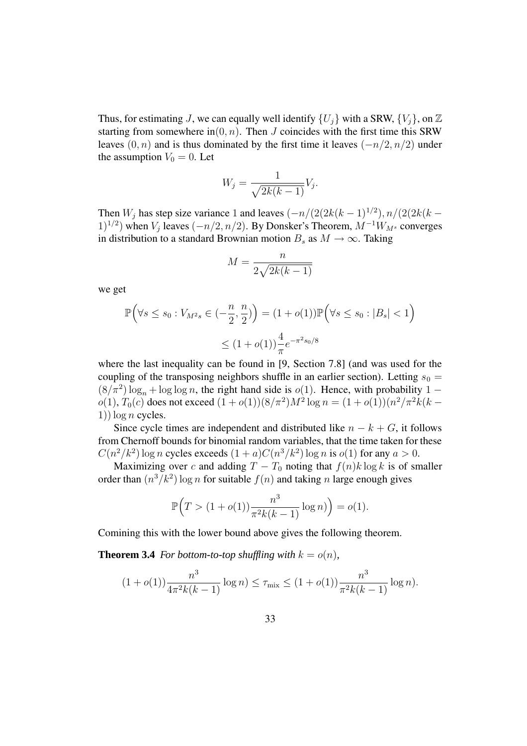Thus, for estimating $J$, we can equally well identify $\{U_j\}$ with a SRW, $\{V_j\}$, on $\mathbb{Z}$ starting from somewhere in$(0, n)$. Then $J$ coincides with the first time this SRW leaves $(0, n)$ and is thus dominated by the first time it leaves $(-n/2, n/2)$ under the assumption $V_0 = 0$. Let

$$W_j = \frac{1}{\sqrt{2k(k-1)}} V_j.$$

Then $W_j$ has step size variance 1 and leaves $(-n/(2(2k(k-1)^{1/2}), n/(2(2k(k-1)^{1/2})$ when $V_j$ leaves $(-n/2, n/2)$. By Donsker's Theorem, $M^{-1}W_{M^s}$ converges in distribution to a standard Brownian motion $B_s$ as $M \to \infty$. Taking

$$M = \frac{n}{2\sqrt{2k(k-1)}}$$

we get

$$\mathbb{P}\Big(\forall s \leq s_0 : V_{M^2 s} \in (-\frac{n}{2}, \frac{n}{2})\Big) = (1 + o(1))\mathbb{P}\Big(\forall s \leq s_0 : |B_s| < 1\Big)$$
$$\leq (1 + o(1))\frac{4}{\pi} e^{-\pi^2 s_0/8}$$

where the last inequality can be found in [9, Section 7.8] (and was used for the coupling of the transposing neighbors shuffle in an earlier section). Letting $s_0 = (8/\pi^2)\log_n + \log\log n$, the right hand side is $o(1)$. Hence, with probability $1 - o(1)$, $T_0(c)$ does not exceed $(1 + o(1))(8/\pi^2)M^2 \log n = (1 + o(1))(n^2/\pi^2 k(k - 1)) \log n$ cycles.

Since cycle times are independent and distributed like $n - k + G$, it follows from Chernoff bounds for binomial random variables, that the time taken for these $C(n^2/k^2)\log n$ cycles exceeds $(1 + a)C(n^3/k^2)\log n$ is $o(1)$ for any $a > 0$.

Maximizing over $c$ and adding $T - T_0$ noting that $f(n)k \log k$ is of smaller order than $(n^3/k^2)\log n$ for suitable $f(n)$ and taking $n$ large enough gives

$$\mathbb{P}\Big(T > (1 + o(1))\frac{n^3}{\pi^2 k(k-1)} \log n)\Big) = o(1).$$

Comining this with the lower bound above gives the following theorem.

**Theorem 3.4** *For bottom-to-top shuffling with $k = o(n)$,*

$$(1 + o(1))\frac{n^3}{4\pi^2 k(k-1)} \log n) \leq \tau_{\text{mix}} \leq (1 + o(1))\frac{n^3}{\pi^2 k(k-1)} \log n).$$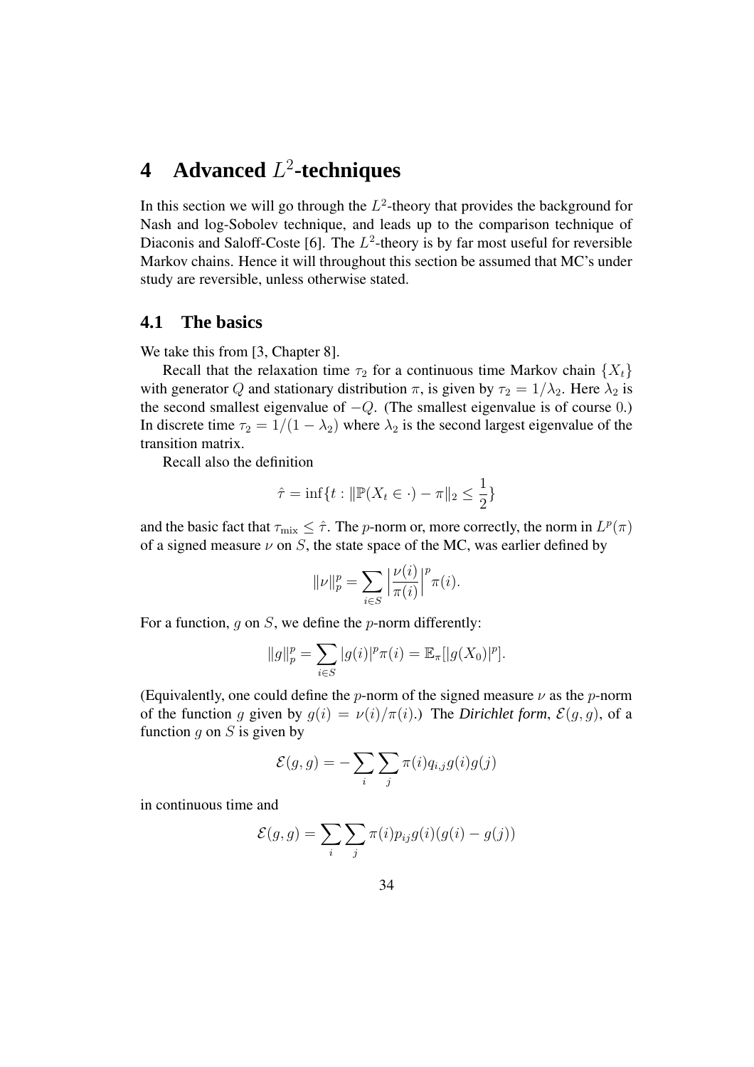# 4 Advanced $L^2$-techniques

In this section we will go through the $L^2$-theory that provides the background for Nash and log-Sobolev technique, and leads up to the comparison technique of Diaconis and Saloff-Coste [6]. The $L^2$-theory is by far most useful for reversible Markov chains. Hence it will throughout this section be assumed that MC's under study are reversible, unless otherwise stated.

## 4.1 The basics

We take this from [3, Chapter 8].

Recall that the relaxation time $\tau_2$ for a continuous time Markov chain $\{X_t\}$ with generator $Q$ and stationary distribution $\pi$, is given by $\tau_2 = 1/\lambda_2$. Here $\lambda_2$ is the second smallest eigenvalue of $-Q$. (The smallest eigenvalue is of course $0$.) In discrete time $\tau_2 = 1/(1-\lambda_2)$ where $\lambda_2$ is the second largest eigenvalue of the transition matrix.

Recall also the definition

$$\hat{\tau} = \inf\{t : \|\mathbb{P}(X_t \in \cdot) - \pi\|_2 \leq \frac{1}{2}\}$$

and the basic fact that $\tau_{\text{mix}} \leq \hat{\tau}$. The $p$-norm or, more correctly, the norm in $L^p(\pi)$ of a signed measure $\nu$ on $S$, the state space of the MC, was earlier defined by

$$\|\nu\|_p^p = \sum_{i \in S} \Big|\frac{\nu(i)}{\pi(i)}\Big|^p \pi(i).$$

For a function, $g$ on $S$, we define the $p$-norm differently:

$$\|g\|_p^p = \sum_{i \in S} |g(i)|^p \pi(i) = \mathbb{E}_\pi[|g(X_0)|^p].$$

(Equivalently, one could define the $p$-norm of the signed measure $\nu$ as the $p$-norm of the function $g$ given by $g(i) = \nu(i)/\pi(i)$.) The *Dirichlet form*, $\mathcal{E}(g, g)$, of a function $g$ on $S$ is given by

$$\mathcal{E}(g, g) = -\sum_i \sum_j \pi(i) q_{i,j} g(i) g(j)$$

in continuous time and

$$\mathcal{E}(g, g) = \sum_i \sum_j \pi(i) p_{ij} g(i)(g(i) - g(j))$$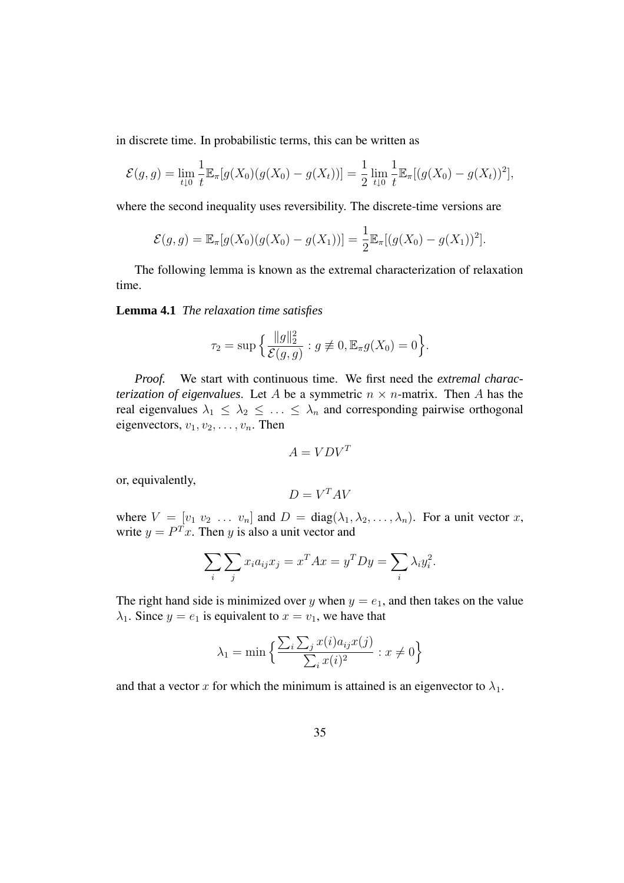in discrete time. In probabilistic terms, this can be written as

$$\mathcal{E}(g,g) = \lim_{t \downarrow 0} \frac{1}{t} \mathbb{E}_\pi[g(X_0)(g(X_0) - g(X_t))] = \frac{1}{2} \lim_{t \downarrow 0} \frac{1}{t} \mathbb{E}_\pi[(g(X_0) - g(X_t))^2],$$

where the second inequality uses reversibility. The discrete-time versions are

$$\mathcal{E}(g,g) = \mathbb{E}_\pi[g(X_0)(g(X_0) - g(X_1))] = \frac{1}{2} \mathbb{E}_\pi[(g(X_0) - g(X_1))^2].$$

The following lemma is known as the extremal characterization of relaxation time.

**Lemma 4.1** *The relaxation time satisfies*

$$\tau_2 = \sup\Big\{ \frac{\|g\|_2^2}{\mathcal{E}(g,g)} : g \not\equiv 0, \mathbb{E}_\pi g(X_0) = 0 \Big\}.$$

*Proof.* We start with continuous time. We first need the ***extremal characterization of eigenvalues***. Let $A$ be a symmetric $n \times n$-matrix. Then $A$ has the real eigenvalues $\lambda_1 \leq \lambda_2 \leq \ldots \leq \lambda_n$ and corresponding pairwise orthogonal eigenvectors, $v_1, v_2, \ldots, v_n$. Then

$$A = VDV^T$$

or, equivalently,

$$D = V^T AV$$

where $V = [v_1 \; v_2 \; \ldots \; v_n]$ and $D = \mathrm{diag}(\lambda_1, \lambda_2, \ldots, \lambda_n)$. For a unit vector $x$, write $y = P^T x$. Then $y$ is also a unit vector and

$$\sum_i \sum_j x_i a_{ij} x_j = x^T Ax = y^T Dy = \sum_i \lambda_i y_i^2.$$

The right hand side is minimized over $y$ when $y = e_1$, and then takes on the value $\lambda_1$. Since $y = e_1$ is equivalent to $x = v_1$, we have that

$$\lambda_1 = \min\Big\{ \frac{\sum_i \sum_j x(i) a_{ij} x(j)}{\sum_i x(i)^2} : x \neq 0 \Big\}$$

and that a vector $x$ for which the minimum is attained is an eigenvector to $\lambda_1$.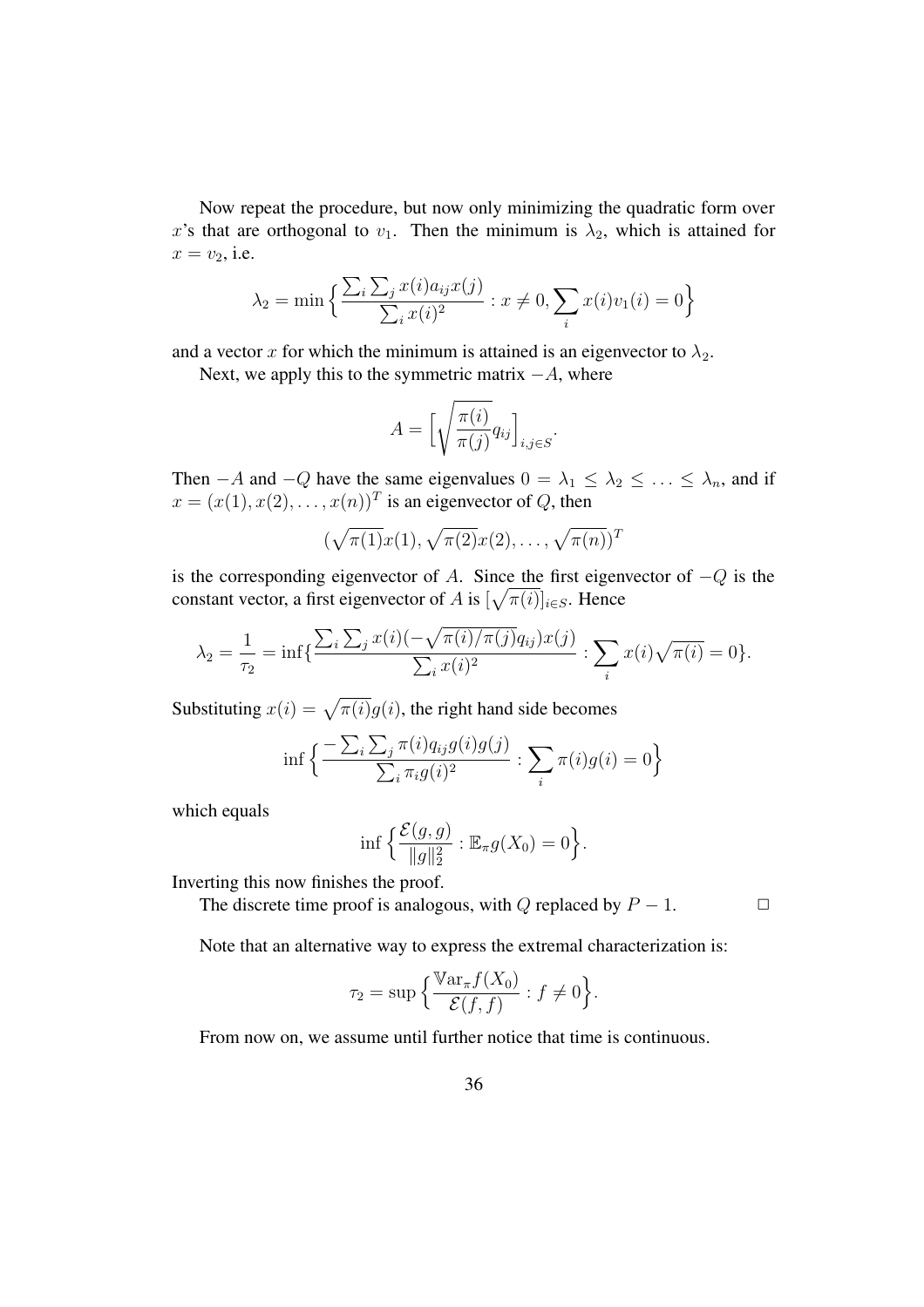Now repeat the procedure, but now only minimizing the quadratic form over $x$'s that are orthogonal to $v_1$. Then the minimum is $\lambda_2$, which is attained for $x = v_2$, i.e.

$$\lambda_2 = \min\Big\{\frac{\sum_i \sum_j x(i) a_{ij} x(j)}{\sum_i x(i)^2} : x \neq 0, \sum_i x(i) v_1(i) = 0\Big\}$$

and a vector $x$ for which the minimum is attained is an eigenvector to $\lambda_2$.

Next, we apply this to the symmetric matrix $-A$, where

$$A = \Big[\sqrt{\frac{\pi(i)}{\pi(j)}} q_{ij}\Big]_{i,j \in S}.$$

Then $-A$ and $-Q$ have the same eigenvalues $0 = \lambda_1 \leq \lambda_2 \leq \ldots \leq \lambda_n$, and if $x = (x(1), x(2), \ldots, x(n))^T$ is an eigenvector of $Q$, then

$$(\sqrt{\pi(1)} x(1), \sqrt{\pi(2)} x(2), \ldots, \sqrt{\pi(n)})^T$$

is the corresponding eigenvector of $A$. Since the first eigenvector of $-Q$ is the constant vector, a first eigenvector of $A$ is $[\sqrt{\pi(i)}]_{i \in S}$. Hence

$$\lambda_2 = \frac{1}{\tau_2} = \inf\{\frac{\sum_i \sum_j x(i)(-\sqrt{\pi(i)/\pi(j)} q_{ij}) x(j)}{\sum_i x(i)^2} : \sum_i x(i)\sqrt{\pi(i)} = 0\}.$$

Substituting $x(i) = \sqrt{\pi(i)} g(i)$, the right hand side becomes

$$\inf\Big\{\frac{-\sum_i \sum_j \pi(i) q_{ij} g(i) g(j)}{\sum_i \pi_i g(i)^2} : \sum_i \pi(i) g(i) = 0\Big\}$$

which equals

$$\inf\Big\{\frac{\mathcal{E}(g,g)}{\|g\|_2^2} : \mathbb{E}_\pi g(X_0) = 0\Big\}.$$

Inverting this now finishes the proof.

The discrete time proof is analogous, with $Q$ replaced by $P - 1$. $\Box$

Note that an alternative way to express the extremal characterization is:

$$\tau_2 = \sup\Big\{\frac{\mathbb{V}\mathrm{ar}_\pi f(X_0)}{\mathcal{E}(f,f)} : f \neq 0\Big\}.$$

From now on, we assume until further notice that time is continuous.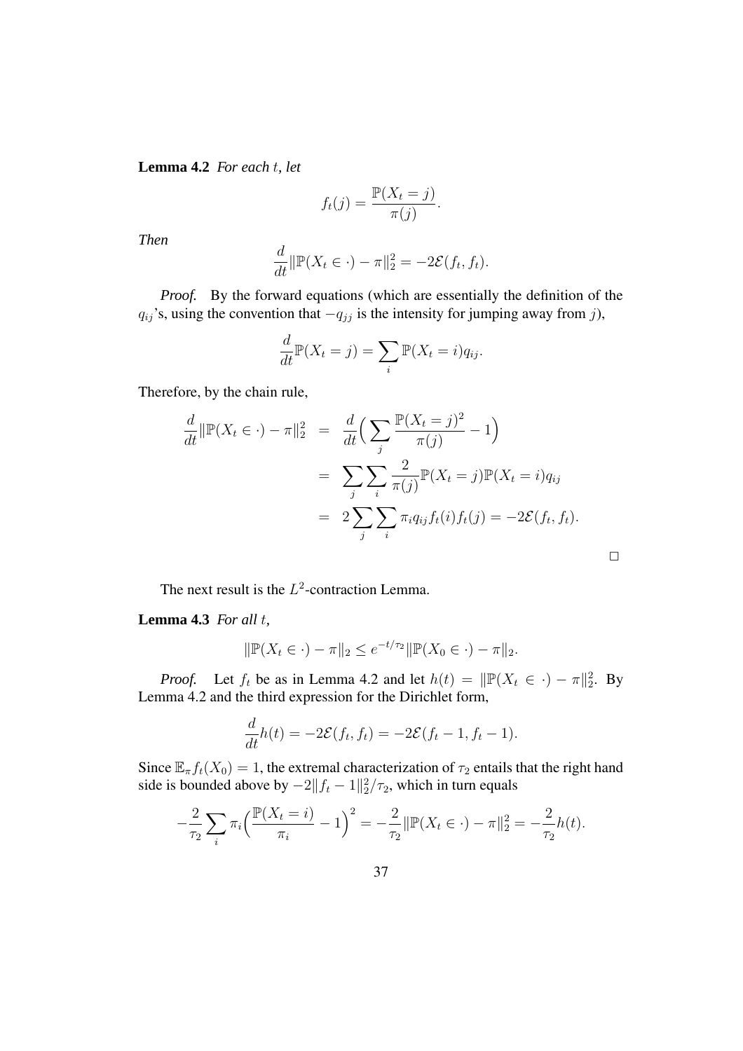**Lemma 4.2** *For each $t$, let*

$$f_t(j) = \frac{\mathbb{P}(X_t = j)}{\pi(j)}.$$

*Then*

$$\frac{d}{dt}\|\mathbb{P}(X_t \in \cdot) - \pi\|_2^2 = -2\mathcal{E}(f_t, f_t).$$

*Proof.* By the forward equations (which are essentially the definition of the $q_{ij}$'s, using the convention that $-q_{jj}$ is the intensity for jumping away from $j$),

$$\frac{d}{dt}\mathbb{P}(X_t = j) = \sum_i \mathbb{P}(X_t = i) q_{ij}.$$

Therefore, by the chain rule,

$$\begin{aligned}
\frac{d}{dt}\|\mathbb{P}(X_t \in \cdot) - \pi\|_2^2 &= \frac{d}{dt}\Big(\sum_j \frac{\mathbb{P}(X_t = j)^2}{\pi(j)} - 1\Big) \\
&= \sum_j \sum_i \frac{2}{\pi(j)} \mathbb{P}(X_t = j)\mathbb{P}(X_t = i) q_{ij} \\
&= 2\sum_j \sum_i \pi_i q_{ij} f_t(i) f_t(j) = -2\mathcal{E}(f_t, f_t).
\end{aligned}$$

□

The next result is the $L^2$-contraction Lemma.

**Lemma 4.3** *For all $t$,*

$$\|\mathbb{P}(X_t \in \cdot) - \pi\|_2 \leq e^{-t/\tau_2}\|\mathbb{P}(X_0 \in \cdot) - \pi\|_2.$$

*Proof.* Let $f_t$ be as in Lemma 4.2 and let $h(t) = \|\mathbb{P}(X_t \in \cdot) - \pi\|_2^2$. By Lemma 4.2 and the third expression for the Dirichlet form,

$$\frac{d}{dt}h(t) = -2\mathcal{E}(f_t, f_t) = -2\mathcal{E}(f_t - 1, f_t - 1).$$

Since $\mathbb{E}_\pi f_t(X_0) = 1$, the extremal characterization of $\tau_2$ entails that the right hand side is bounded above by $-2\|f_t - 1\|_2^2/\tau_2$, which in turn equals

$$-\frac{2}{\tau_2}\sum_i \pi_i \Big(\frac{\mathbb{P}(X_t = i)}{\pi_i} - 1\Big)^2 = -\frac{2}{\tau_2}\|\mathbb{P}(X_t \in \cdot) - \pi\|_2^2 = -\frac{2}{\tau_2}h(t).$$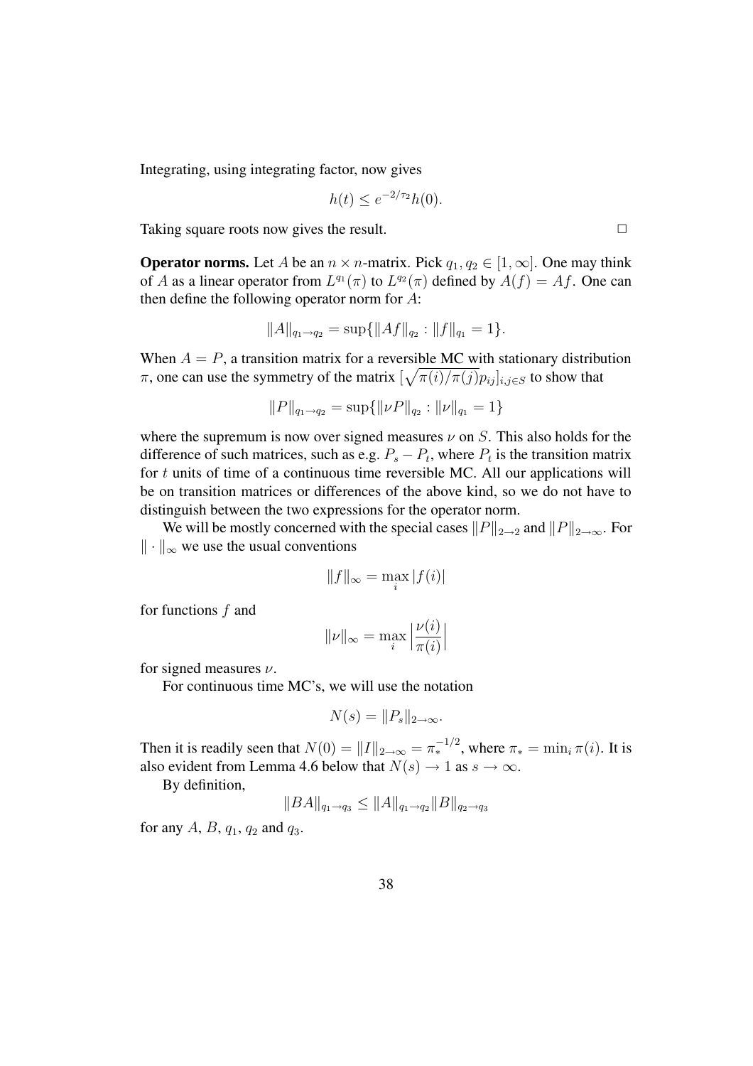Integrating, using integrating factor, now gives

$$h(t) \leq e^{-2/\tau_2} h(0).$$

Taking square roots now gives the result. □

**Operator norms.** Let $A$ be an $n \times n$-matrix. Pick $q_1, q_2 \in [1, \infty]$. One may think of $A$ as a linear operator from $L^{q_1}(\pi)$ to $L^{q_2}(\pi)$ defined by $A(f) = Af$. One can then define the following operator norm for $A$:

$$\|A\|_{q_1 \to q_2} = \sup\{\|Af\|_{q_2} : \|f\|_{q_1} = 1\}.$$

When $A = P$, a transition matrix for a reversible MC with stationary distribution $\pi$, one can use the symmetry of the matrix $[\sqrt{\pi(i)/\pi(j)} p_{ij}]_{i,j \in S}$ to show that

$$\|P\|_{q_1 \to q_2} = \sup\{\|\nu P\|_{q_2} : \|\nu\|_{q_1} = 1\}$$

where the supremum is now over signed measures $\nu$ on $S$. This also holds for the difference of such matrices, such as e.g. $P_s - P_t$, where $P_t$ is the transition matrix for $t$ units of time of a continuous time reversible MC. All our applications will be on transition matrices or differences of the above kind, so we do not have to distinguish between the two expressions for the operator norm.

We will be mostly concerned with the special cases $\|P\|_{2 \to 2}$ and $\|P\|_{2 \to \infty}$. For $\|\cdot\|_\infty$ we use the usual conventions

$$\|f\|_\infty = \max_i |f(i)|$$

for functions $f$ and

$$\|\nu\|_\infty = \max_i \Big|\frac{\nu(i)}{\pi(i)}\Big|$$

for signed measures $\nu$.

For continuous time MC's, we will use the notation

$$N(s) = \|P_s\|_{2 \to \infty}.$$

Then it is readily seen that $N(0) = \|I\|_{2 \to \infty} = \pi_*^{-1/2}$, where $\pi_* = \min_i \pi(i)$. It is also evident from Lemma 4.6 below that $N(s) \to 1$ as $s \to \infty$.

By definition,

$$\|BA\|_{q_1 \to q_3} \leq \|A\|_{q_1 \to q_2} \|B\|_{q_2 \to q_3}$$

for any $A$, $B$, $q_1$, $q_2$ and $q_3$.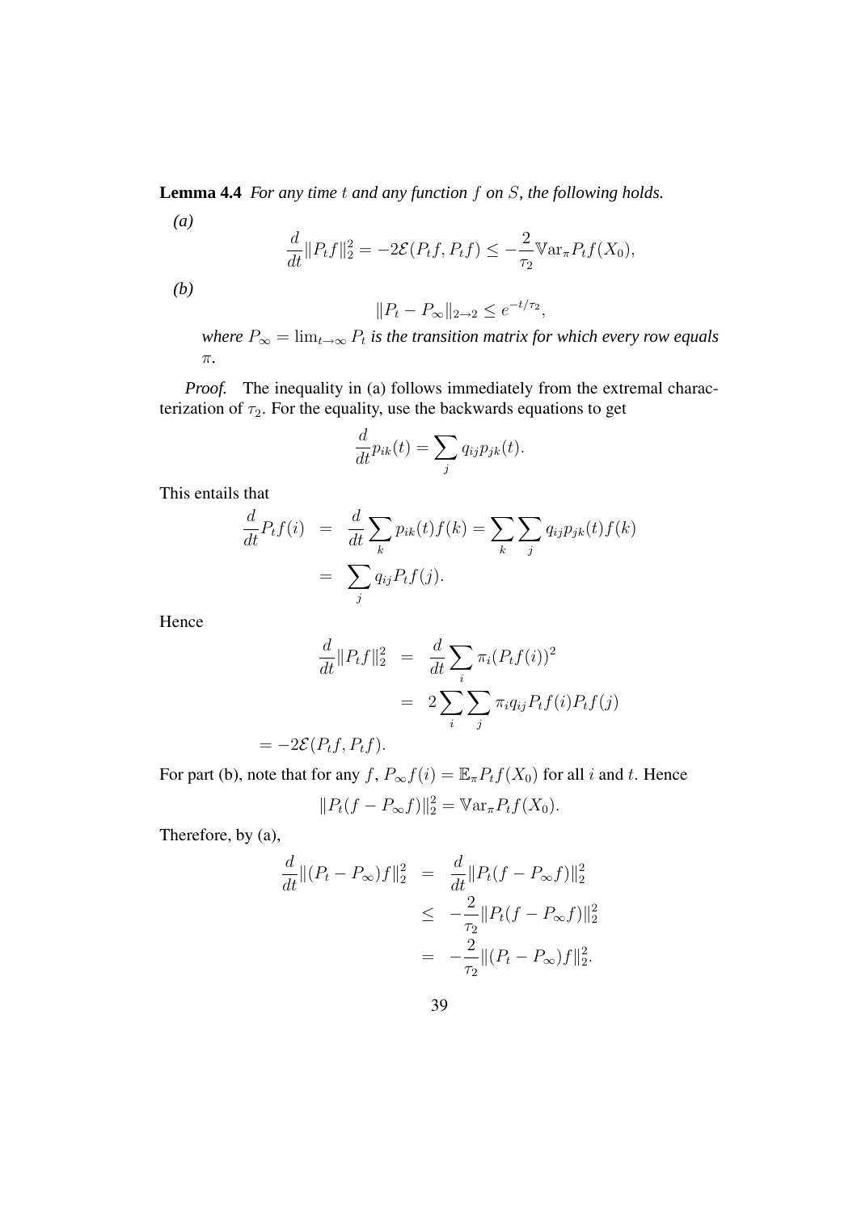**Lemma 4.4** *For any time $t$ and any function $f$ on $S$, the following holds.*

*(a)*

$$\frac{d}{dt}\|P_t f\|_2^2 = -2\mathcal{E}(P_t f, P_t f) \leq -\frac{2}{\tau_2}\mathbb{V}\mathrm{ar}_\pi P_t f(X_0),$$

*(b)*

$$\|P_t - P_\infty\|_{2\to 2} \leq e^{-t/\tau_2},$$

*where $P_\infty = \lim_{t\to\infty} P_t$ is the transition matrix for which every row equals $\pi$.*

*Proof.* The inequality in (a) follows immediately from the extremal characterization of $\tau_2$. For the equality, use the backwards equations to get

$$\frac{d}{dt}p_{ik}(t) = \sum_j q_{ij} p_{jk}(t).$$

This entails that

$$\begin{aligned}
\frac{d}{dt}P_t f(i) &= \frac{d}{dt}\sum_k p_{ik}(t) f(k) = \sum_k \sum_j q_{ij} p_{jk}(t) f(k) \\
&= \sum_j q_{ij} P_t f(j).
\end{aligned}$$

Hence

$$\begin{aligned}
\frac{d}{dt}\|P_t f\|_2^2 &= \frac{d}{dt}\sum_i \pi_i (P_t f(i))^2 \\
&= 2\sum_i \sum_j \pi_i q_{ij} P_t f(i) P_t f(j)
\end{aligned}$$

$$= -2\mathcal{E}(P_t f, P_t f).$$

For part (b), note that for any $f$, $P_\infty f(i) = \mathbb{E}_\pi P_t f(X_0)$ for all $i$ and $t$. Hence

$$\|P_t(f - P_\infty f)\|_2^2 = \mathbb{V}\mathrm{ar}_\pi P_t f(X_0).$$

Therefore, by (a),

$$\begin{aligned}
\frac{d}{dt}\|(P_t - P_\infty)f\|_2^2 &= \frac{d}{dt}\|P_t(f - P_\infty f)\|_2^2 \\
&\leq -\frac{2}{\tau_2}\|P_t(f - P_\infty f)\|_2^2 \\
&= -\frac{2}{\tau_2}\|(P_t - P_\infty)f\|_2^2.
\end{aligned}$$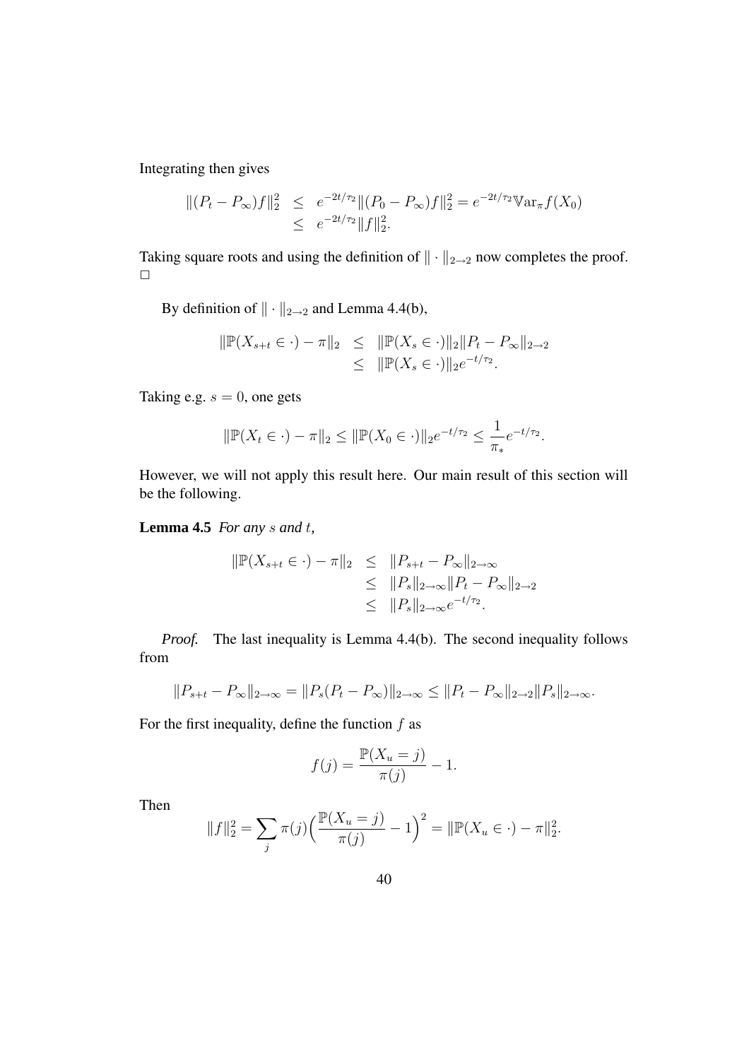Integrating then gives

$$\begin{aligned}\|(P_t - P_\infty)f\|_2^2 &\leq e^{-2t/\tau_2}\|(P_0 - P_\infty)f\|_2^2 = e^{-2t/\tau_2}\mathbb{V}\mathrm{ar}_\pi f(X_0) \\ &\leq e^{-2t/\tau_2}\|f\|_2^2.\end{aligned}$$

Taking square roots and using the definition of $\|\cdot\|_{2\to 2}$ now completes the proof. □

By definition of $\|\cdot\|_{2\to 2}$ and Lemma 4.4(b),

$$\begin{aligned}\|\mathbb{P}(X_{s+t} \in \cdot) - \pi\|_2 &\leq \|\mathbb{P}(X_s \in \cdot)\|_2 \|P_t - P_\infty\|_{2\to 2} \\ &\leq \|\mathbb{P}(X_s \in \cdot)\|_2 e^{-t/\tau_2}.\end{aligned}$$

Taking e.g. $s = 0$, one gets

$$\|\mathbb{P}(X_t \in \cdot) - \pi\|_2 \leq \|\mathbb{P}(X_0 \in \cdot)\|_2 e^{-t/\tau_2} \leq \frac{1}{\pi_*}e^{-t/\tau_2}.$$

However, we will not apply this result here. Our main result of this section will be the following.

**Lemma 4.5** *For any $s$ and $t$,*

$$\begin{aligned}\|\mathbb{P}(X_{s+t} \in \cdot) - \pi\|_2 &\leq \|P_{s+t} - P_\infty\|_{2\to\infty} \\ &\leq \|P_s\|_{2\to\infty}\|P_t - P_\infty\|_{2\to 2} \\ &\leq \|P_s\|_{2\to\infty}e^{-t/\tau_2}.\end{aligned}$$

*Proof.* The last inequality is Lemma 4.4(b). The second inequality follows from

$$\|P_{s+t} - P_\infty\|_{2\to\infty} = \|P_s(P_t - P_\infty)\|_{2\to\infty} \leq \|P_t - P_\infty\|_{2\to 2}\|P_s\|_{2\to\infty}.$$

For the first inequality, define the function $f$ as

$$f(j) = \frac{\mathbb{P}(X_u = j)}{\pi(j)} - 1.$$

Then

$$\|f\|_2^2 = \sum_j \pi(j)\Big(\frac{\mathbb{P}(X_u = j)}{\pi(j)} - 1\Big)^2 = \|\mathbb{P}(X_u \in \cdot) - \pi\|_2^2.$$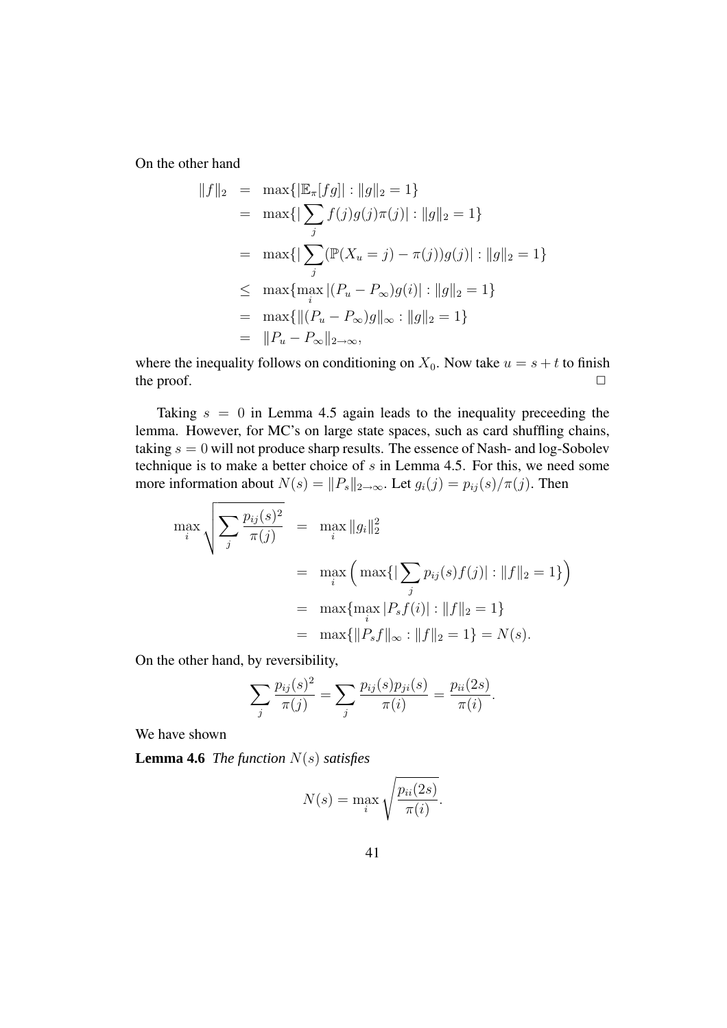On the other hand

$$
\begin{aligned}
\|f\|_2 &= \max\{|\mathbb{E}_\pi[fg]| : \|g\|_2 = 1\} \\
&= \max\{|\sum_j f(j)g(j)\pi(j)| : \|g\|_2 = 1\} \\
&= \max\{|\sum_j (\mathbb{P}(X_u = j) - \pi(j))g(j)| : \|g\|_2 = 1\} \\
&\leq \max\{\max_i |(P_u - P_\infty)g(i)| : \|g\|_2 = 1\} \\
&= \max\{\|(P_u - P_\infty)g\|_\infty : \|g\|_2 = 1\} \\
&= \|P_u - P_\infty\|_{2\to\infty},
\end{aligned}
$$

where the inequality follows on conditioning on $X_0$. Now take $u = s + t$ to finish the proof. $\square$

Taking $s = 0$ in Lemma 4.5 again leads to the inequality preceeding the lemma. However, for MC's on large state spaces, such as card shuffling chains, taking $s = 0$ will not produce sharp results. The essence of Nash- and log-Sobolev technique is to make a better choice of $s$ in Lemma 4.5. For this, we need some more information about $N(s) = \|P_s\|_{2\to\infty}$. Let $g_i(j) = p_{ij}(s)/\pi(j)$. Then

$$
\begin{aligned}
\max_i \sqrt{\sum_j \frac{p_{ij}(s)^2}{\pi(j)}} &= \max_i \|g_i\|_2^2 \\
&= \max_i \Big( \max\{|\sum_j p_{ij}(s)f(j)| : \|f\|_2 = 1\} \Big) \\
&= \max\{\max_i |P_s f(i)| : \|f\|_2 = 1\} \\
&= \max\{\|P_s f\|_\infty : \|f\|_2 = 1\} = N(s).
\end{aligned}
$$

On the other hand, by reversibility,

$$
\sum_j \frac{p_{ij}(s)^2}{\pi(j)} = \sum_j \frac{p_{ij}(s)p_{ji}(s)}{\pi(i)} = \frac{p_{ii}(2s)}{\pi(i)}.
$$

We have shown

**Lemma 4.6** *The function $N(s)$ satisfies*

$$
N(s) = \max_i \sqrt{\frac{p_{ii}(2s)}{\pi(i)}}.
$$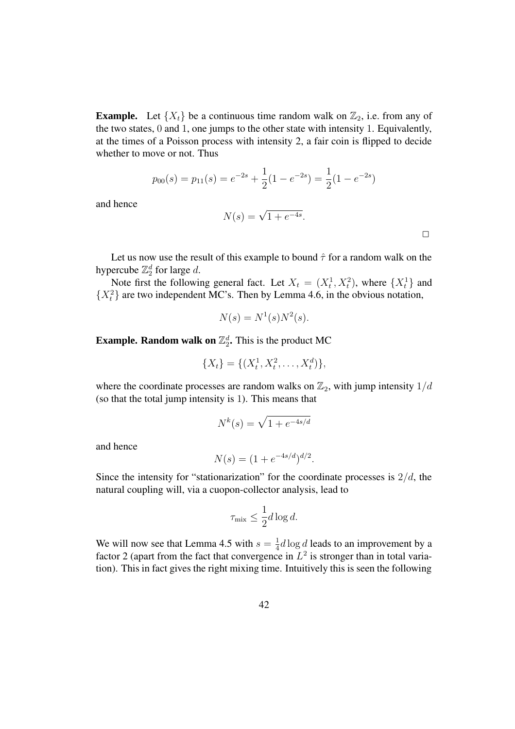**Example.** Let $\{X_t\}$ be a continuous time random walk on $\mathbb{Z}_2$, i.e. from any of the two states, $0$ and $1$, one jumps to the other state with intensity $1$. Equivalently, at the times of a Poisson process with intensity 2, a fair coin is flipped to decide whether to move or not. Thus

$$p_{00}(s) = p_{11}(s) = e^{-2s} + \frac{1}{2}(1 - e^{-2s}) = \frac{1}{2}(1 - e^{-2s})$$

and hence

$$N(s) = \sqrt{1 + e^{-4s}}.$$

□

Let us now use the result of this example to bound $\hat{\tau}$ for a random walk on the hypercube $\mathbb{Z}_2^d$ for large $d$.

Note first the following general fact. Let $X_t = (X_t^1, X_t^2)$, where $\{X_t^1\}$ and $\{X_t^2\}$ are two independent MC's. Then by Lemma 4.6, in the obvious notation,

$$N(s) = N^1(s)N^2(s).$$

**Example. Random walk on $\mathbb{Z}_2^d$.** This is the product MC

$$\{X_t\} = \{(X_t^1, X_t^2, \ldots, X_t^d)\},$$

where the coordinate processes are random walks on $\mathbb{Z}_2$, with jump intensity $1/d$ (so that the total jump intensity is 1). This means that

$$N^k(s) = \sqrt{1 + e^{-4s/d}}$$

and hence

$$N(s) = (1 + e^{-4s/d})^{d/2}.$$

Since the intensity for "stationarization" for the coordinate processes is $2/d$, the natural coupling will, via a cuopon-collector analysis, lead to

$$\tau_{\text{mix}} \leq \frac{1}{2} d \log d.$$

We will now see that Lemma 4.5 with $s = \frac{1}{4} d \log d$ leads to an improvement by a factor 2 (apart from the fact that convergence in $L^2$ is stronger than in total variation). This in fact gives the right mixing time. Intuitively this is seen the following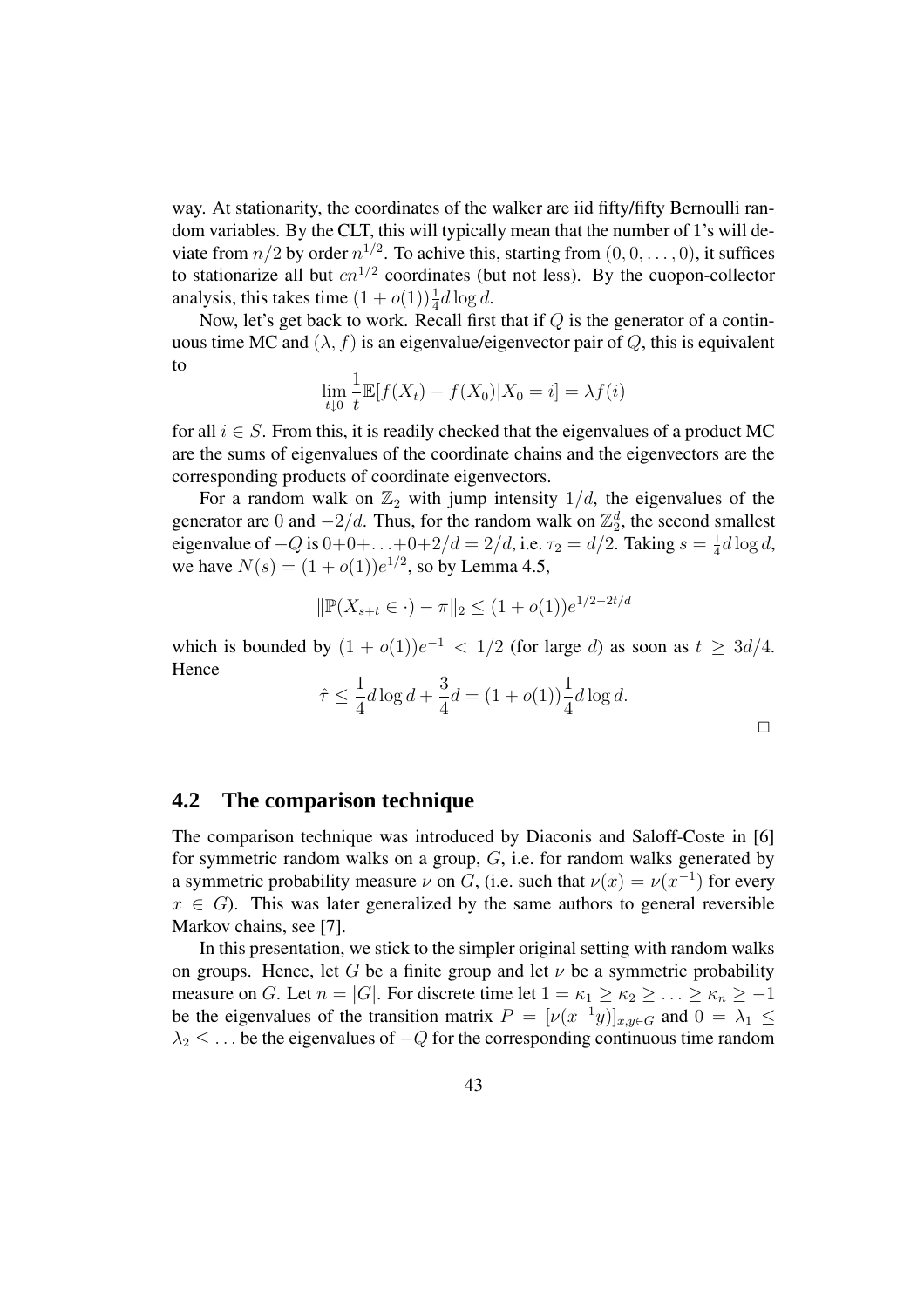way. At stationarity, the coordinates of the walker are iid fifty/fifty Bernoulli random variables. By the CLT, this will typically mean that the number of 1's will deviate from $n/2$ by order $n^{1/2}$. To achive this, starting from $(0, 0, \ldots, 0)$, it suffices to stationarize all but $cn^{1/2}$ coordinates (but not less). By the cuopon-collector analysis, this takes time $(1 + o(1))\frac{1}{4}d \log d$.

Now, let's get back to work. Recall first that if $Q$ is the generator of a continuous time MC and $(\lambda, f)$ is an eigenvalue/eigenvector pair of $Q$, this is equivalent to

$$\lim_{t \downarrow 0} \frac{1}{t}\mathbb{E}[f(X_t) - f(X_0)|X_0 = i] = \lambda f(i)$$

for all $i \in S$. From this, it is readily checked that the eigenvalues of a product MC are the sums of eigenvalues of the coordinate chains and the eigenvectors are the corresponding products of coordinate eigenvectors.

For a random walk on $\mathbb{Z}_2$ with jump intensity $1/d$, the eigenvalues of the generator are $0$ and $-2/d$. Thus, for the random walk on $\mathbb{Z}_2^d$, the second smallest eigenvalue of $-Q$ is $0+0+\ldots+0+2/d = 2/d$, i.e. $\tau_2 = d/2$. Taking $s = \frac{1}{4}d \log d$, we have $N(s) = (1 + o(1))e^{1/2}$, so by Lemma 4.5,

$$\|\mathbb{P}(X_{s+t} \in \cdot) - \pi\|_2 \leq (1 + o(1))e^{1/2 - 2t/d}$$

which is bounded by $(1 + o(1))e^{-1} < 1/2$ (for large $d$) as soon as $t \geq 3d/4$. Hence

$$\hat{\tau} \leq \frac{1}{4}d \log d + \frac{3}{4}d = (1 + o(1))\frac{1}{4}d \log d.$$

$\Box$

## 4.2 The comparison technique

The comparison technique was introduced by Diaconis and Saloff-Coste in [6] for symmetric random walks on a group, $G$, i.e. for random walks generated by a symmetric probability measure $\nu$ on $G$, (i.e. such that $\nu(x) = \nu(x^{-1})$ for every $x \in G$). This was later generalized by the same authors to general reversible Markov chains, see [7].

In this presentation, we stick to the simpler original setting with random walks on groups. Hence, let $G$ be a finite group and let $\nu$ be a symmetric probability measure on $G$. Let $n = |G|$. For discrete time let $1 = \kappa_1 \geq \kappa_2 \geq \ldots \geq \kappa_n \geq -1$ be the eigenvalues of the transition matrix $P = [\nu(x^{-1}y)]_{x,y \in G}$ and $0 = \lambda_1 \leq \lambda_2 \leq \ldots$ be the eigenvalues of $-Q$ for the corresponding continuous time random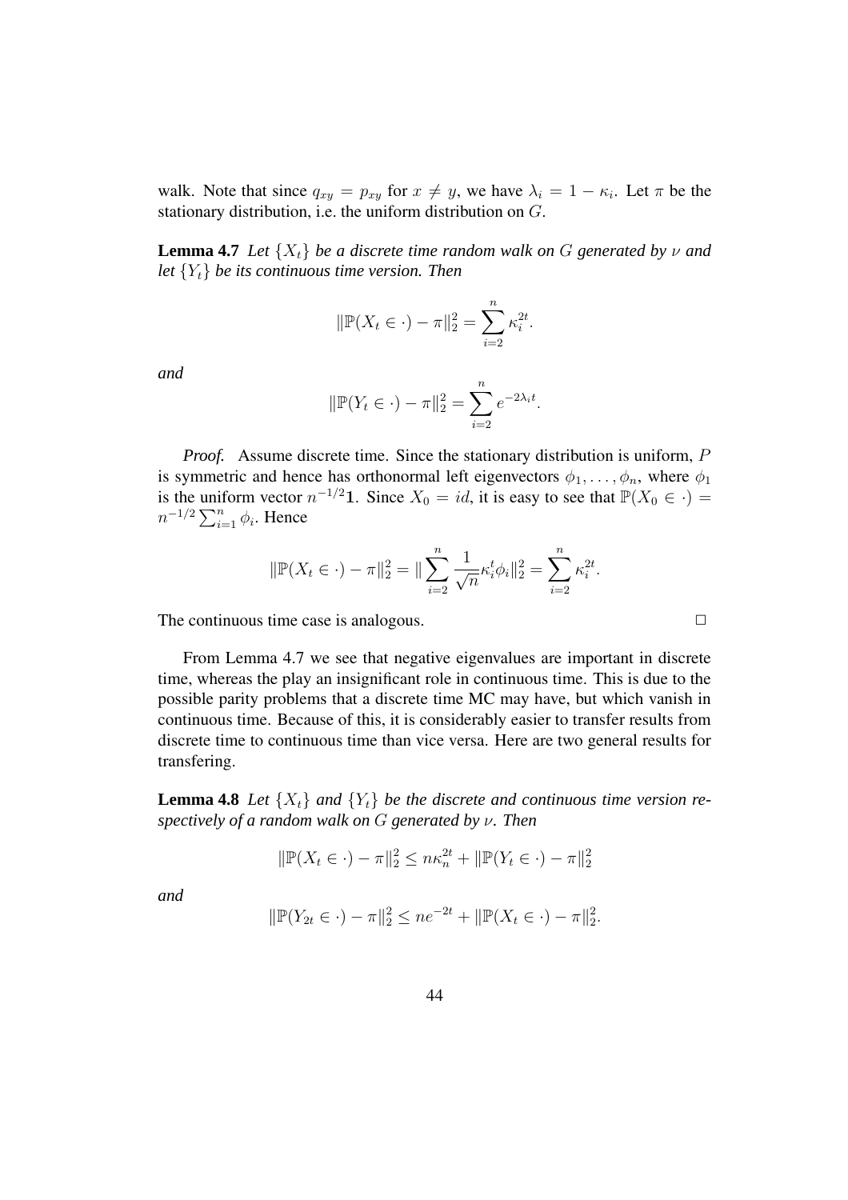walk. Note that since $q_{xy} = p_{xy}$ for $x \neq y$, we have $\lambda_i = 1 - \kappa_i$. Let $\pi$ be the stationary distribution, i.e. the uniform distribution on $G$.

**Lemma 4.7** *Let $\{X_t\}$ be a discrete time random walk on $G$ generated by $\nu$ and let $\{Y_t\}$ be its continuous time version. Then*

$$\|\mathbb{P}(X_t \in \cdot) - \pi\|_2^2 = \sum_{i=2}^{n} \kappa_i^{2t}.$$

*and*

$$\|\mathbb{P}(Y_t \in \cdot) - \pi\|_2^2 = \sum_{i=2}^{n} e^{-2\lambda_i t}.$$

*Proof.* Assume discrete time. Since the stationary distribution is uniform, $P$ is symmetric and hence has orthonormal left eigenvectors $\phi_1, \ldots, \phi_n$, where $\phi_1$ is the uniform vector $n^{-1/2}\mathbf{1}$. Since $X_0 = id$, it is easy to see that $\mathbb{P}(X_0 \in \cdot) = n^{-1/2} \sum_{i=1}^{n} \phi_i$. Hence

$$\|\mathbb{P}(X_t \in \cdot) - \pi\|_2^2 = \|\sum_{i=2}^{n} \frac{1}{\sqrt{n}} \kappa_i^t \phi_i\|_2^2 = \sum_{i=2}^{n} \kappa_i^{2t}.$$

The continuous time case is analogous. $\square$

From Lemma 4.7 we see that negative eigenvalues are important in discrete time, whereas the play an insignificant role in continuous time. This is due to the possible parity problems that a discrete time MC may have, but which vanish in continuous time. Because of this, it is considerably easier to transfer results from discrete time to continuous time than vice versa. Here are two general results for transfering.

**Lemma 4.8** *Let $\{X_t\}$ and $\{Y_t\}$ be the discrete and continuous time version respectively of a random walk on $G$ generated by $\nu$. Then*

$$\|\mathbb{P}(X_t \in \cdot) - \pi\|_2^2 \leq n\kappa_n^{2t} + \|\mathbb{P}(Y_t \in \cdot) - \pi\|_2^2$$

*and*

$$\|\mathbb{P}(Y_{2t} \in \cdot) - \pi\|_2^2 \leq ne^{-2t} + \|\mathbb{P}(X_t \in \cdot) - \pi\|_2^2.$$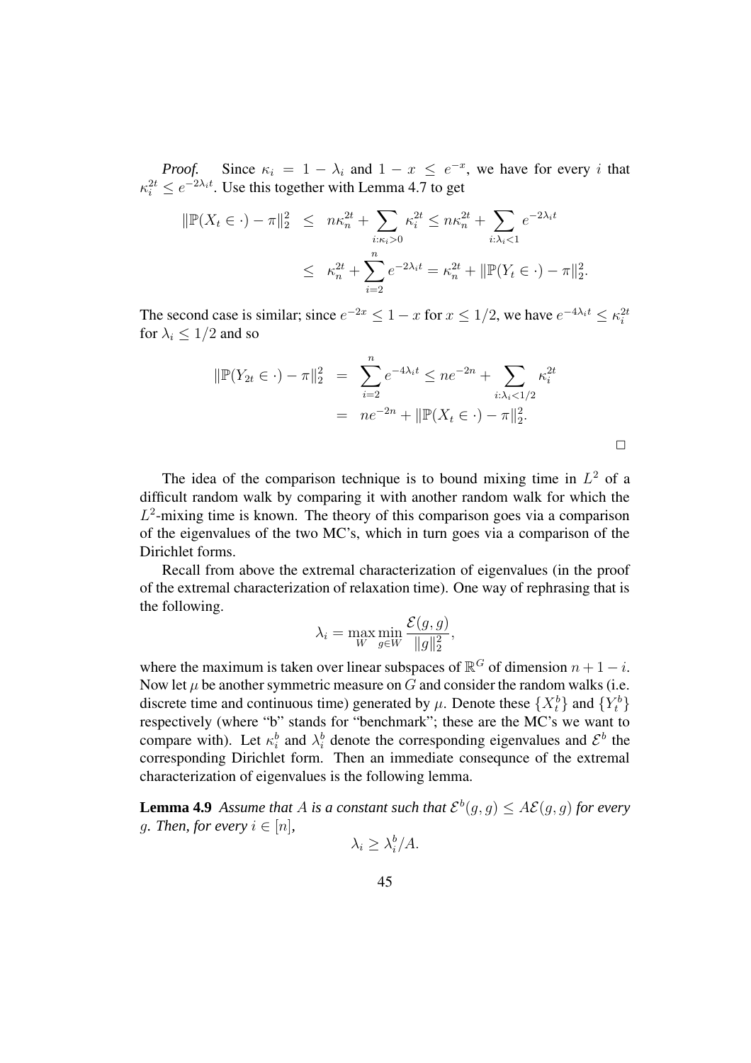*Proof.* Since $\kappa_i = 1 - \lambda_i$ and $1 - x \leq e^{-x}$, we have for every $i$ that $\kappa_i^{2t} \leq e^{-2\lambda_i t}$. Use this together with Lemma 4.7 to get

$$
\begin{aligned}
\|\mathbb{P}(X_t \in \cdot) - \pi\|_2^2 &\leq n\kappa_n^{2t} + \sum_{i:\kappa_i > 0} \kappa_i^{2t} \leq n\kappa_n^{2t} + \sum_{i:\lambda_i < 1} e^{-2\lambda_i t} \\
&\leq \kappa_n^{2t} + \sum_{i=2}^{n} e^{-2\lambda_i t} = \kappa_n^{2t} + \|\mathbb{P}(Y_t \in \cdot) - \pi\|_2^2.
\end{aligned}
$$

The second case is similar; since $e^{-2x} \leq 1 - x$ for $x \leq 1/2$, we have $e^{-4\lambda_i t} \leq \kappa_i^{2t}$ for $\lambda_i \leq 1/2$ and so

$$
\begin{aligned}
\|\mathbb{P}(Y_{2t} \in \cdot) - \pi\|_2^2 &= \sum_{i=2}^{n} e^{-4\lambda_i t} \leq ne^{-2n} + \sum_{i:\lambda_i < 1/2} \kappa_i^{2t} \\
&= ne^{-2n} + \|\mathbb{P}(X_t \in \cdot) - \pi\|_2^2.
\end{aligned}
$$

□

The idea of the comparison technique is to bound mixing time in $L^2$ of a difficult random walk by comparing it with another random walk for which the $L^2$-mixing time is known. The theory of this comparison goes via a comparison of the eigenvalues of the two MC's, which in turn goes via a comparison of the Dirichlet forms.

Recall from above the extremal characterization of eigenvalues (in the proof of the extremal characterization of relaxation time). One way of rephrasing that is the following.

$$
\lambda_i = \max_W \min_{g \in W} \frac{\mathcal{E}(g, g)}{\|g\|_2^2},
$$

where the maximum is taken over linear subspaces of $\mathbb{R}^G$ of dimension $n + 1 - i$. Now let $\mu$ be another symmetric measure on $G$ and consider the random walks (i.e. discrete time and continuous time) generated by $\mu$. Denote these $\{X_t^b\}$ and $\{Y_t^b\}$ respectively (where "b" stands for "benchmark"; these are the MC's we want to compare with). Let $\kappa_i^b$ and $\lambda_i^b$ denote the corresponding eigenvalues and $\mathcal{E}^b$ the corresponding Dirichlet form. Then an immediate consequnce of the extremal characterization of eigenvalues is the following lemma.

**Lemma 4.9** *Assume that $A$ is a constant such that $\mathcal{E}^b(g, g) \leq A\mathcal{E}(g, g)$ for every $g$. Then, for every $i \in [n]$,*

$$
\lambda_i \geq \lambda_i^b / A.
$$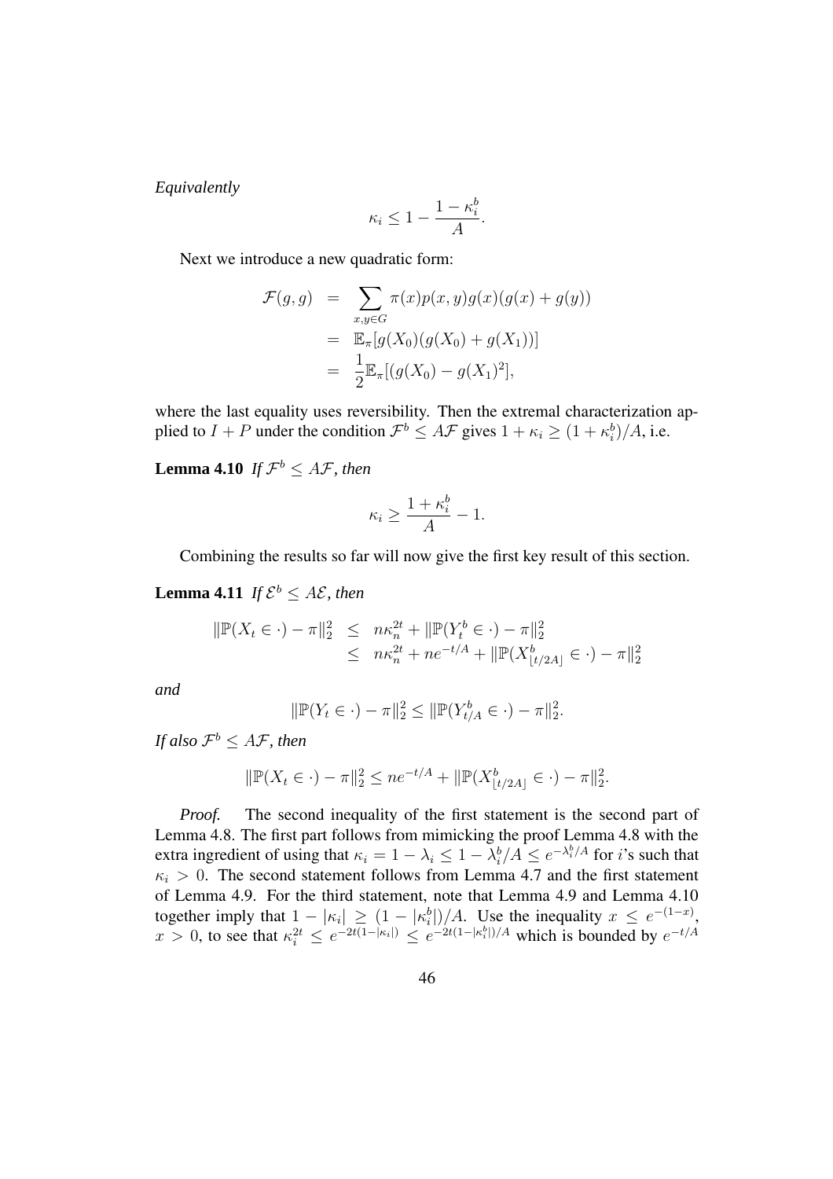*Equivalently*

$$\kappa_i \leq 1 - \frac{1-\kappa_i^b}{A}.$$

Next we introduce a new quadratic form:

$$\begin{aligned}
\mathcal{F}(g,g) &= \sum_{x,y\in G} \pi(x)p(x,y)g(x)(g(x)+g(y)) \\
&= \mathbb{E}_\pi[g(X_0)(g(X_0)+g(X_1))] \\
&= \frac{1}{2}\mathbb{E}_\pi[(g(X_0)-g(X_1)^2],
\end{aligned}$$

where the last equality uses reversibility. Then the extremal characterization applied to $I+P$ under the condition $\mathcal{F}^b \leq A\mathcal{F}$ gives $1+\kappa_i \geq (1+\kappa_i^b)/A$, i.e.

**Lemma 4.10** *If $\mathcal{F}^b \leq A\mathcal{F}$, then*

$$\kappa_i \geq \frac{1+\kappa_i^b}{A} - 1.$$

Combining the results so far will now give the first key result of this section.

**Lemma 4.11** *If $\mathcal{E}^b \leq A\mathcal{E}$, then*

$$\begin{aligned}
\|\mathbb{P}(X_t \in \cdot) - \pi\|_2^2 &\leq n\kappa_n^{2t} + \|\mathbb{P}(Y_t^b \in \cdot) - \pi\|_2^2 \\
&\leq n\kappa_n^{2t} + ne^{-t/A} + \|\mathbb{P}(X_{\lfloor t/2A\rfloor}^b \in \cdot) - \pi\|_2^2
\end{aligned}$$

*and*

$$\|\mathbb{P}(Y_t \in \cdot) - \pi\|_2^2 \leq \|\mathbb{P}(Y_{t/A}^b \in \cdot) - \pi\|_2^2.$$

*If also $\mathcal{F}^b \leq A\mathcal{F}$, then*

$$\|\mathbb{P}(X_t \in \cdot) - \pi\|_2^2 \leq ne^{-t/A} + \|\mathbb{P}(X_{\lfloor t/2A\rfloor}^b \in \cdot) - \pi\|_2^2.$$

*Proof.* The second inequality of the first statement is the second part of Lemma 4.8. The first part follows from mimicking the proof Lemma 4.8 with the extra ingredient of using that $\kappa_i = 1-\lambda_i \leq 1-\lambda_i^b/A \leq e^{-\lambda_i^b/A}$ for $i$'s such that $\kappa_i > 0$. The second statement follows from Lemma 4.7 and the first statement of Lemma 4.9. For the third statement, note that Lemma 4.9 and Lemma 4.10 together imply that $1-|\kappa_i| \geq (1-|\kappa_i^b|)/A$. Use the inequality $x \leq e^{-(1-x)}$, $x>0$, to see that $\kappa_i^{2t} \leq e^{-2t(1-|\kappa_i|)} \leq e^{-2t(1-|\kappa_i^b|)/A}$ which is bounded by $e^{-t/A}$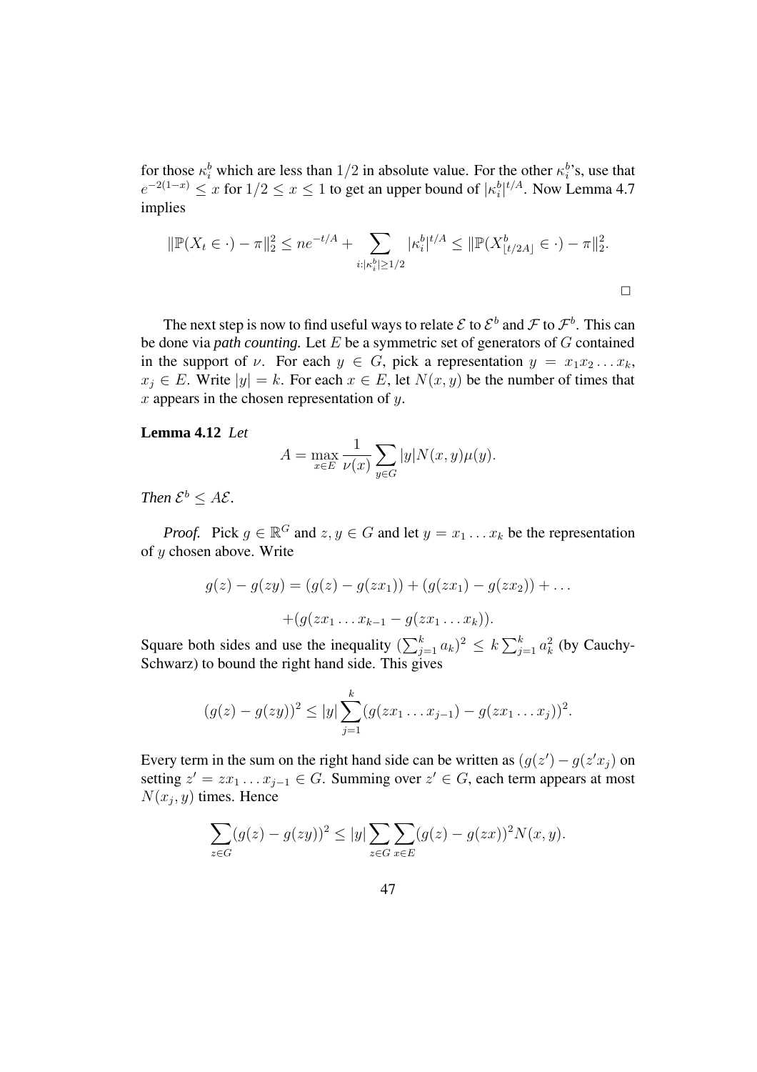for those $\kappa_i^b$ which are less than $1/2$ in absolute value. For the other $\kappa_i^b$'s, use that $e^{-2(1-x)} \leq x$ for $1/2 \leq x \leq 1$ to get an upper bound of $|\kappa_i^b|^{t/A}$. Now Lemma 4.7 implies

$$\|\mathbb{P}(X_t \in \cdot) - \pi\|_2^2 \leq ne^{-t/A} + \sum_{i:|\kappa_i^b| \geq 1/2} |\kappa_i^b|^{t/A} \leq \|\mathbb{P}(X^b_{\lfloor t/2A \rfloor} \in \cdot) - \pi\|_2^2.$$

□

The next step is now to find useful ways to relate $\mathcal{E}$ to $\mathcal{E}^b$ and $\mathcal{F}$ to $\mathcal{F}^b$. This can be done via *path counting.* Let $E$ be a symmetric set of generators of $G$ contained in the support of $\nu$. For each $y \in G$, pick a representation $y = x_1 x_2 \ldots x_k$, $x_j \in E$. Write $|y| = k$. For each $x \in E$, let $N(x, y)$ be the number of times that $x$ appears in the chosen representation of $y$.

**Lemma 4.12** *Let*

$$A = \max_{x \in E} \frac{1}{\nu(x)} \sum_{y \in G} |y| N(x, y) \mu(y).$$

*Then* $\mathcal{E}^b \leq A\mathcal{E}$*.*

*Proof.* Pick $g \in \mathbb{R}^G$ and $z, y \in G$ and let $y = x_1 \ldots x_k$ be the representation of $y$ chosen above. Write

$$g(z) - g(zy) = (g(z) - g(zx_1)) + (g(zx_1) - g(zx_2)) + \ldots$$
$$+ (g(zx_1 \ldots x_{k-1} - g(zx_1 \ldots x_k)).$$

Square both sides and use the inequality $(\sum_{j=1}^k a_k)^2 \leq k \sum_{j=1}^k a_k^2$ (by Cauchy-Schwarz) to bound the right hand side. This gives

$$(g(z) - g(zy))^2 \leq |y| \sum_{j=1}^k (g(zx_1 \ldots x_{j-1}) - g(zx_1 \ldots x_j))^2.$$

Every term in the sum on the right hand side can be written as $(g(z') - g(z'x_j)$ on setting $z' = zx_1 \ldots x_{j-1} \in G$. Summing over $z' \in G$, each term appears at most $N(x_j, y)$ times. Hence

$$\sum_{z \in G} (g(z) - g(zy))^2 \leq |y| \sum_{z \in G} \sum_{x \in E} (g(z) - g(zx))^2 N(x, y).$$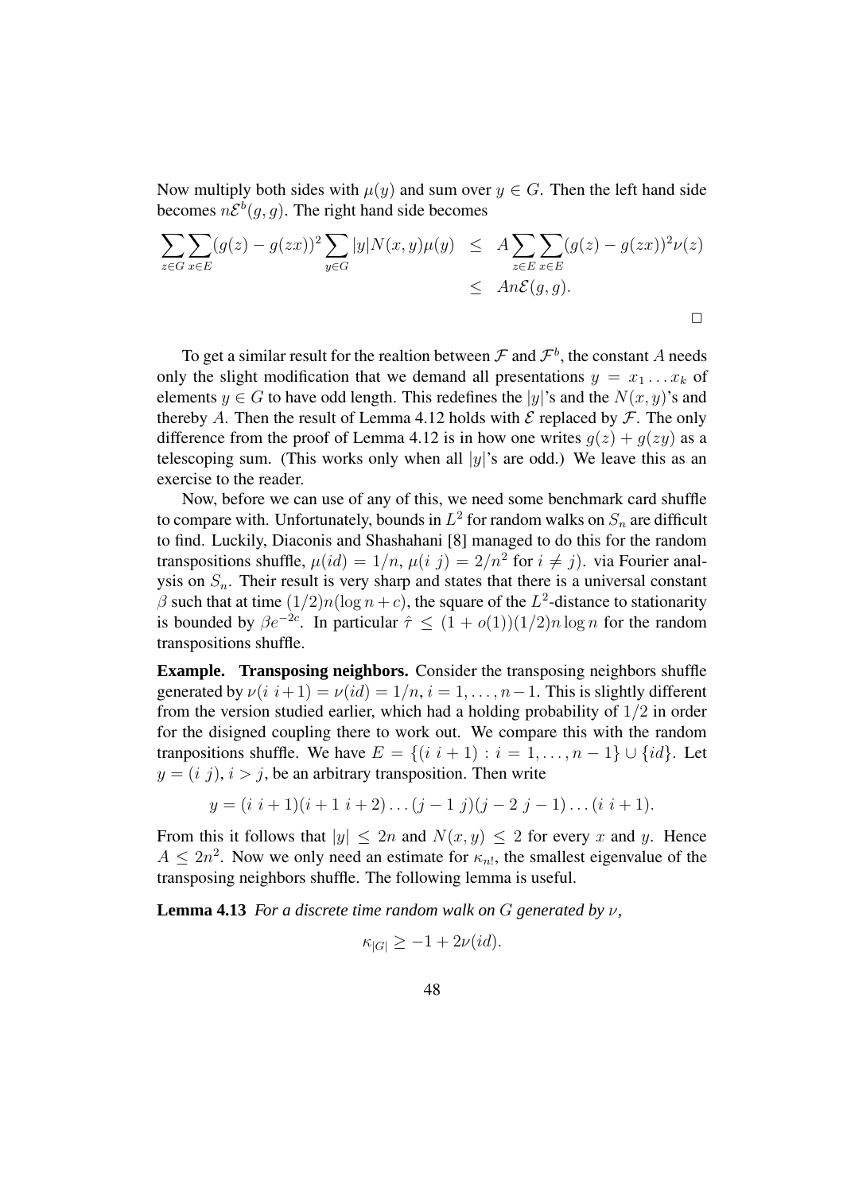Now multiply both sides with $\mu(y)$ and sum over $y \in G$. Then the left hand side becomes $n\mathcal{E}^b(g,g)$. The right hand side becomes

$$
\begin{aligned}
\sum_{z \in G} \sum_{x \in E} (g(z) - g(zx))^2 \sum_{y \in G} |y| N(x,y) \mu(y) &\leq A \sum_{z \in E} \sum_{x \in E} (g(z) - g(zx))^2 \nu(z) \\
&\leq An\mathcal{E}(g,g).
\end{aligned}
$$

□

To get a similar result for the realtion between $\mathcal{F}$ and $\mathcal{F}^b$, the constant $A$ needs only the slight modification that we demand all presentations $y = x_1 \dots x_k$ of elements $y \in G$ to have odd length. This redefines the $|y|$'s and the $N(x,y)$'s and thereby $A$. Then the result of Lemma 4.12 holds with $\mathcal{E}$ replaced by $\mathcal{F}$. The only difference from the proof of Lemma 4.12 is in how one writes $g(z) + g(zy)$ as a telescoping sum. (This works only when all $|y|$'s are odd.) We leave this as an exercise to the reader.

Now, before we can use of any of this, we need some benchmark card shuffle to compare with. Unfortunately, bounds in $L^2$ for random walks on $S_n$ are difficult to find. Luckily, Diaconis and Shashahani [8] managed to do this for the random transpositions shuffle, $\mu(id) = 1/n$, $\mu(i\ j) = 2/n^2$ for $i \neq j$). via Fourier analysis on $S_n$. Their result is very sharp and states that there is a universal constant $\beta$ such that at time $(1/2)n(\log n + c)$, the square of the $L^2$-distance to stationarity is bounded by $\beta e^{-2c}$. In particular $\hat{\tau} \leq (1 + o(1))(1/2)n \log n$ for the random transpositions shuffle.

**Example. Transposing neighbors.** Consider the transposing neighbors shuffle generated by $\nu(i\ i+1) = \nu(id) = 1/n$, $i = 1, \dots, n-1$. This is slightly different from the version studied earlier, which had a holding probability of $1/2$ in order for the disigned coupling there to work out. We compare this with the random tranpositions shuffle. We have $E = \{(i\ i+1) : i = 1, \dots, n-1\} \cup \{id\}$. Let $y = (i\ j)$, $i > j$, be an arbitrary transposition. Then write

$$
y = (i\ i+1)(i+1\ i+2) \dots (j-1\ j)(j-2\ j-1) \dots (i\ i+1).
$$

From this it follows that $|y| \leq 2n$ and $N(x,y) \leq 2$ for every $x$ and $y$. Hence $A \leq 2n^2$. Now we only need an estimate for $\kappa_{n!}$, the smallest eigenvalue of the transposing neighbors shuffle. The following lemma is useful.

**Lemma 4.13** *For a discrete time random walk on $G$ generated by $\nu$,*

$$
\kappa_{|G|} \geq -1 + 2\nu(id).
$$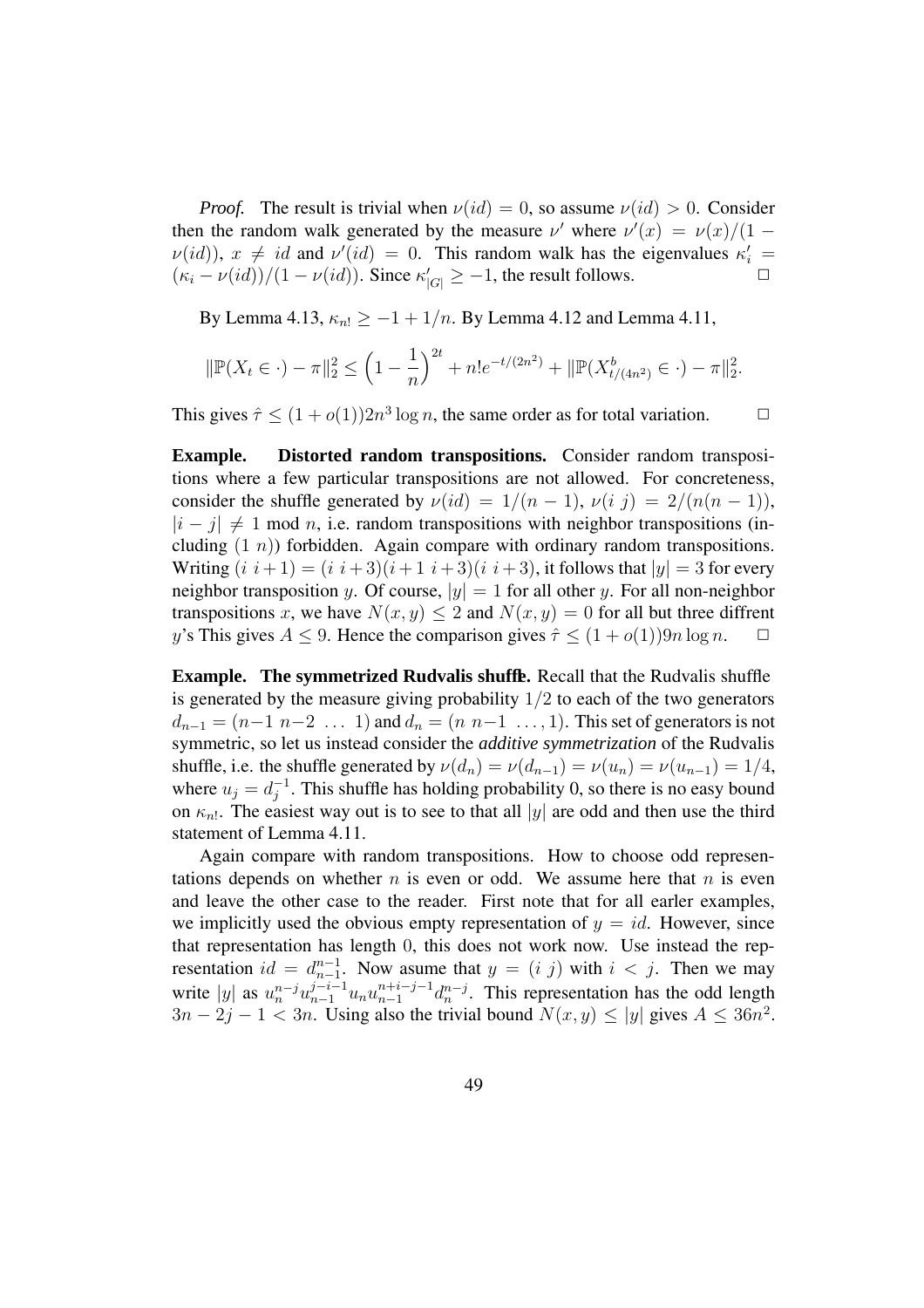*Proof.* The result is trivial when $\nu(id) = 0$, so assume $\nu(id) > 0$. Consider then the random walk generated by the measure $\nu'$ where $\nu'(x) = \nu(x)/(1 - \nu(id))$, $x \neq id$ and $\nu'(id) = 0$. This random walk has the eigenvalues $\kappa_i' = (\kappa_i - \nu(id))/(1 - \nu(id))$. Since $\kappa_{|G|}' \geq -1$, the result follows. $\Box$

By Lemma 4.13, $\kappa_{n!} \geq -1 + 1/n$. By Lemma 4.12 and Lemma 4.11,

$$\|\mathbb{P}(X_t \in \cdot) - \pi\|_2^2 \leq \Big(1 - \frac{1}{n}\Big)^{2t} + n! e^{-t/(2n^2)} + \|\mathbb{P}(X^b_{t/(4n^2)} \in \cdot) - \pi\|_2^2.$$

This gives $\hat{\tau} \leq (1 + o(1)) 2n^3 \log n$, the same order as for total variation. $\Box$

**Example. Distorted random transpositions.** Consider random transpositions where a few particular transpositions are not allowed. For concreteness, consider the shuffle generated by $\nu(id) = 1/(n-1)$, $\nu(i\ j) = 2/(n(n-1))$, $|i - j| \neq 1 \bmod n$, i.e. random transpositions with neighbor transpositions (including $(1\ n)$) forbidden. Again compare with ordinary random transpositions. Writing $(i\ i+1) = (i\ i+3)(i+1\ i+3)(i\ i+3)$, it follows that $|y| = 3$ for every neighbor transposition $y$. Of course, $|y| = 1$ for all other $y$. For all non-neighbor transpositions $x$, we have $N(x, y) \leq 2$ and $N(x, y) = 0$ for all but three diffrent $y$'s This gives $A \leq 9$. Hence the comparison gives $\hat{\tau} \leq (1 + o(1)) 9n \log n$. $\Box$

**Example. The symmetrized Rudvalis shuffle.** Recall that the Rudvalis shuffle is generated by the measure giving probability $1/2$ to each of the two generators $d_{n-1} = (n{-}1\ n{-}2\ \ldots\ 1)$ and $d_n = (n\ n{-}1\ \ldots, 1)$. This set of generators is not symmetric, so let us instead consider the *additive symmetrization* of the Rudvalis shuffle, i.e. the shuffle generated by $\nu(d_n) = \nu(d_{n-1}) = \nu(u_n) = \nu(u_{n-1}) = 1/4$, where $u_j = d_j^{-1}$. This shuffle has holding probability 0, so there is no easy bound on $\kappa_{n!}$. The easiest way out is to see to that all $|y|$ are odd and then use the third statement of Lemma 4.11.

Again compare with random transpositions. How to choose odd representations depends on whether $n$ is even or odd. We assume here that $n$ is even and leave the other case to the reader. First note that for all earler examples, we implicitly used the obvious empty representation of $y = id$. However, since that representation has length 0, this does not work now. Use instead the representation $id = d_{n-1}^{n-1}$. Now asume that $y = (i\ j)$ with $i < j$. Then we may write $|y|$ as $u_n^{n-j} u_{n-1}^{j-i-1} u_n u_{n-1}^{n+i-j-1} d_n^{n-j}$. This representation has the odd length $3n - 2j - 1 < 3n$. Using also the trivial bound $N(x, y) \leq |y|$ gives $A \leq 36n^2$.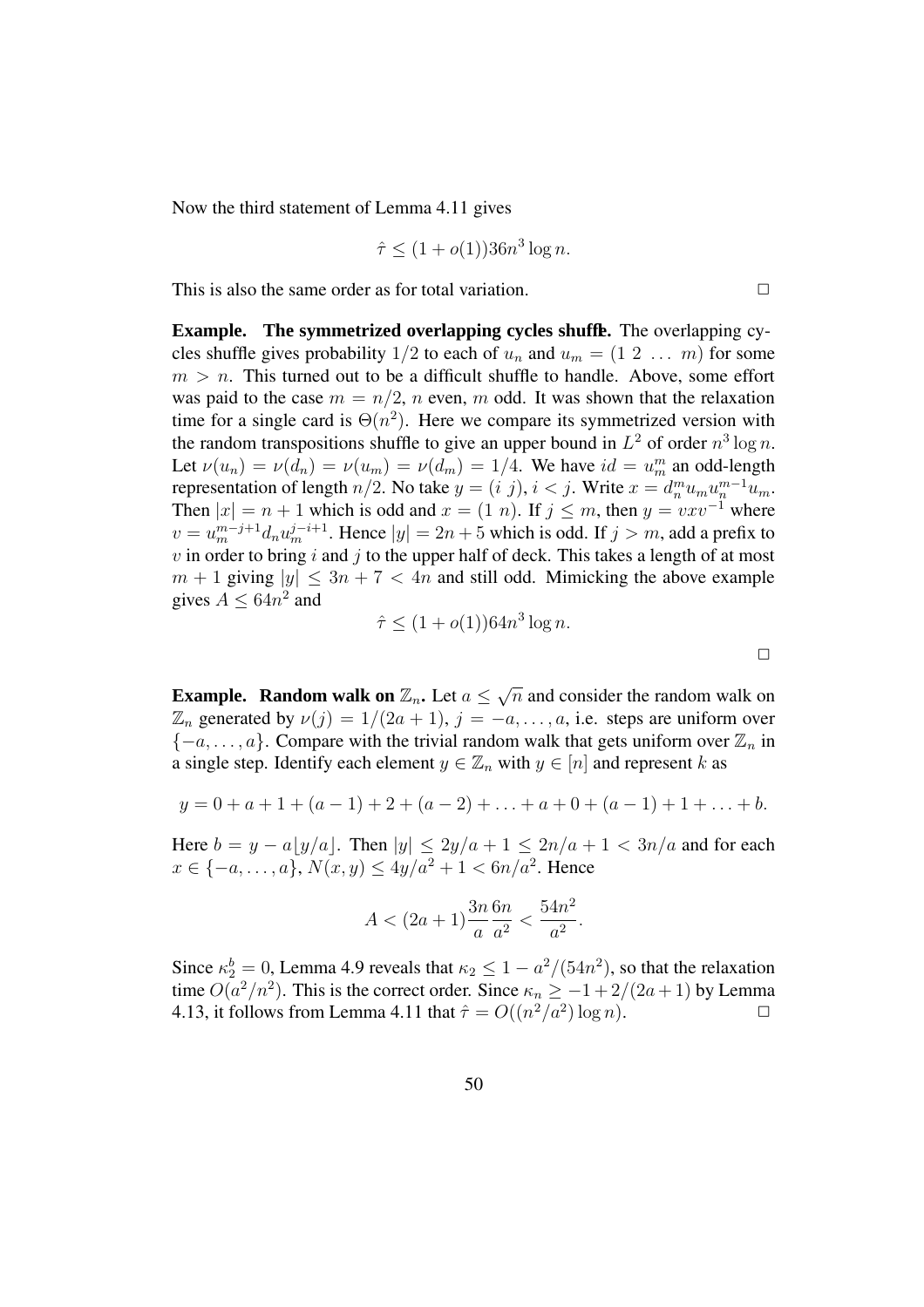Now the third statement of Lemma 4.11 gives

$$\hat{\tau} \leq (1 + o(1))36n^3 \log n.$$

This is also the same order as for total variation. $\square$

**Example. The symmetrized overlapping cycles shuffle.** The overlapping cycles shuffle gives probability $1/2$ to each of $u_n$ and $u_m = (1\ 2\ \ldots\ m)$ for some $m > n$. This turned out to be a difficult shuffle to handle. Above, some effort was paid to the case $m = n/2$, $n$ even, $m$ odd. It was shown that the relaxation time for a single card is $\Theta(n^2)$. Here we compare its symmetrized version with the random transpositions shuffle to give an upper bound in $L^2$ of order $n^3 \log n$. Let $\nu(u_n) = \nu(d_n) = \nu(u_m) = \nu(d_m) = 1/4$. We have $id = u_m^m$ an odd-length representation of length $n/2$. No take $y = (i\ j)$, $i < j$. Write $x = d_n^m u_m u_n^{m-1} u_m$. Then $|x| = n + 1$ which is odd and $x = (1\ n)$. If $j \leq m$, then $y = vxv^{-1}$ where $v = u_m^{m-j+1} d_n u_m^{j-i+1}$. Hence $|y| = 2n + 5$ which is odd. If $j > m$, add a prefix to $v$ in order to bring $i$ and $j$ to the upper half of deck. This takes a length of at most $m + 1$ giving $|y| \leq 3n + 7 < 4n$ and still odd. Mimicking the above example gives $A \leq 64n^2$ and

$$\hat{\tau} \leq (1 + o(1))64n^3 \log n.$$

$\square$

**Example. Random walk on $\mathbb{Z}_n$.** Let $a \leq \sqrt{n}$ and consider the random walk on $\mathbb{Z}_n$ generated by $\nu(j) = 1/(2a+1)$, $j = -a, \ldots, a$, i.e. steps are uniform over $\{-a, \ldots, a\}$. Compare with the trivial random walk that gets uniform over $\mathbb{Z}_n$ in a single step. Identify each element $y \in \mathbb{Z}_n$ with $y \in [n]$ and represent $k$ as

$$y = 0 + a + 1 + (a-1) + 2 + (a-2) + \ldots + a + 0 + (a-1) + 1 + \ldots + b.$$

Here $b = y - a\lfloor y/a \rfloor$. Then $|y| \leq 2y/a + 1 \leq 2n/a + 1 < 3n/a$ and for each $x \in \{-a, \ldots, a\}$, $N(x, y) \leq 4y/a^2 + 1 < 6n/a^2$. Hence

$$A < (2a+1)\frac{3n}{a}\frac{6n}{a^2} < \frac{54n^2}{a^2}.$$

Since $\kappa_2^b = 0$, Lemma 4.9 reveals that $\kappa_2 \leq 1 - a^2/(54n^2)$, so that the relaxation time $O(a^2/n^2)$. This is the correct order. Since $\kappa_n \geq -1 + 2/(2a+1)$ by Lemma 4.13, it follows from Lemma 4.11 that $\hat{\tau} = O((n^2/a^2) \log n)$. $\square$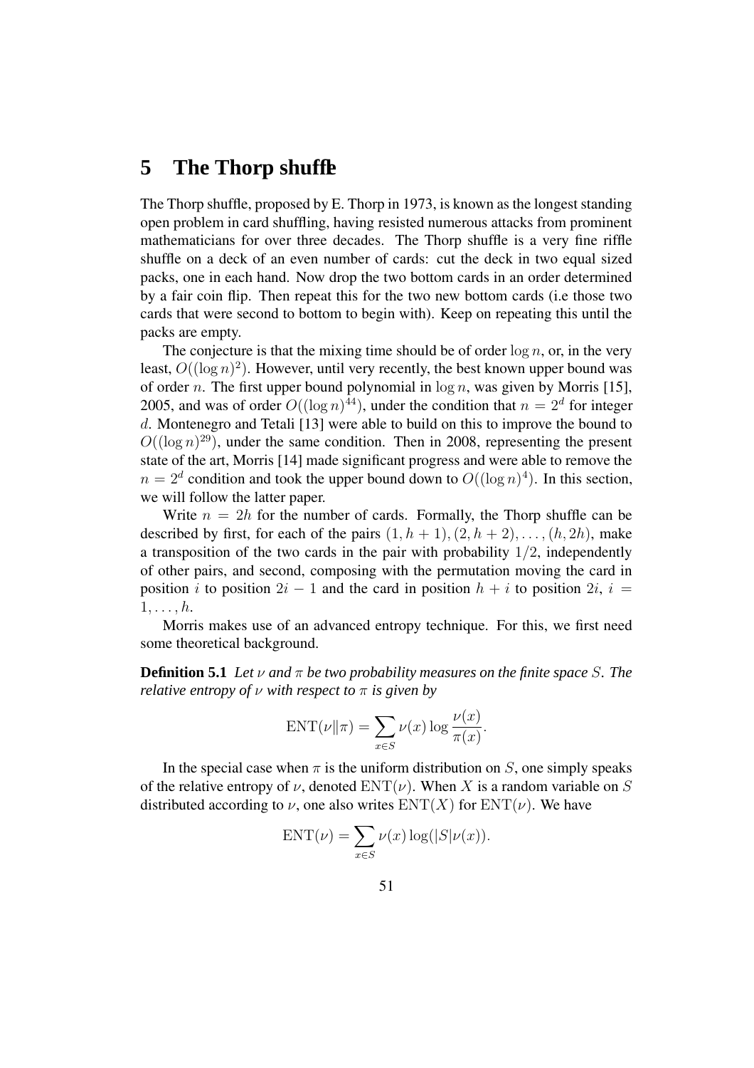# 5 The Thorp shuffle

The Thorp shuffle, proposed by E. Thorp in 1973, is known as the longest standing open problem in card shuffling, having resisted numerous attacks from prominent mathematicians for over three decades. The Thorp shuffle is a very fine riffle shuffle on a deck of an even number of cards: cut the deck in two equal sized packs, one in each hand. Now drop the two bottom cards in an order determined by a fair coin flip. Then repeat this for the two new bottom cards (i.e those two cards that were second to bottom to begin with). Keep on repeating this until the packs are empty.

The conjecture is that the mixing time should be of order $\log n$, or, in the very least, $O((\log n)^2)$. However, until very recently, the best known upper bound was of order $n$. The first upper bound polynomial in $\log n$, was given by Morris [15], 2005, and was of order $O((\log n)^{44})$, under the condition that $n = 2^d$ for integer $d$. Montenegro and Tetali [13] were able to build on this to improve the bound to $O((\log n)^{29})$, under the same condition. Then in 2008, representing the present state of the art, Morris [14] made significant progress and were able to remove the $n = 2^d$ condition and took the upper bound down to $O((\log n)^4)$. In this section, we will follow the latter paper.

Write $n = 2h$ for the number of cards. Formally, the Thorp shuffle can be described by first, for each of the pairs $(1, h+1), (2, h+2), \ldots, (h, 2h)$, make a transposition of the two cards in the pair with probability $1/2$, independently of other pairs, and second, composing with the permutation moving the card in position $i$ to position $2i-1$ and the card in position $h+i$ to position $2i$, $i = 1, \ldots, h$.

Morris makes use of an advanced entropy technique. For this, we first need some theoretical background.

**Definition 5.1** *Let $\nu$ and $\pi$ be two probability measures on the finite space $S$. The relative entropy of $\nu$ with respect to $\pi$ is given by*

$$\mathrm{ENT}(\nu \| \pi) = \sum_{x \in S} \nu(x) \log \frac{\nu(x)}{\pi(x)}.$$

In the special case when $\pi$ is the uniform distribution on $S$, one simply speaks of the relative entropy of $\nu$, denoted $\mathrm{ENT}(\nu)$. When $X$ is a random variable on $S$ distributed according to $\nu$, one also writes $\mathrm{ENT}(X)$ for $\mathrm{ENT}(\nu)$. We have

$$\mathrm{ENT}(\nu) = \sum_{x \in S} \nu(x) \log(|S|\nu(x)).$$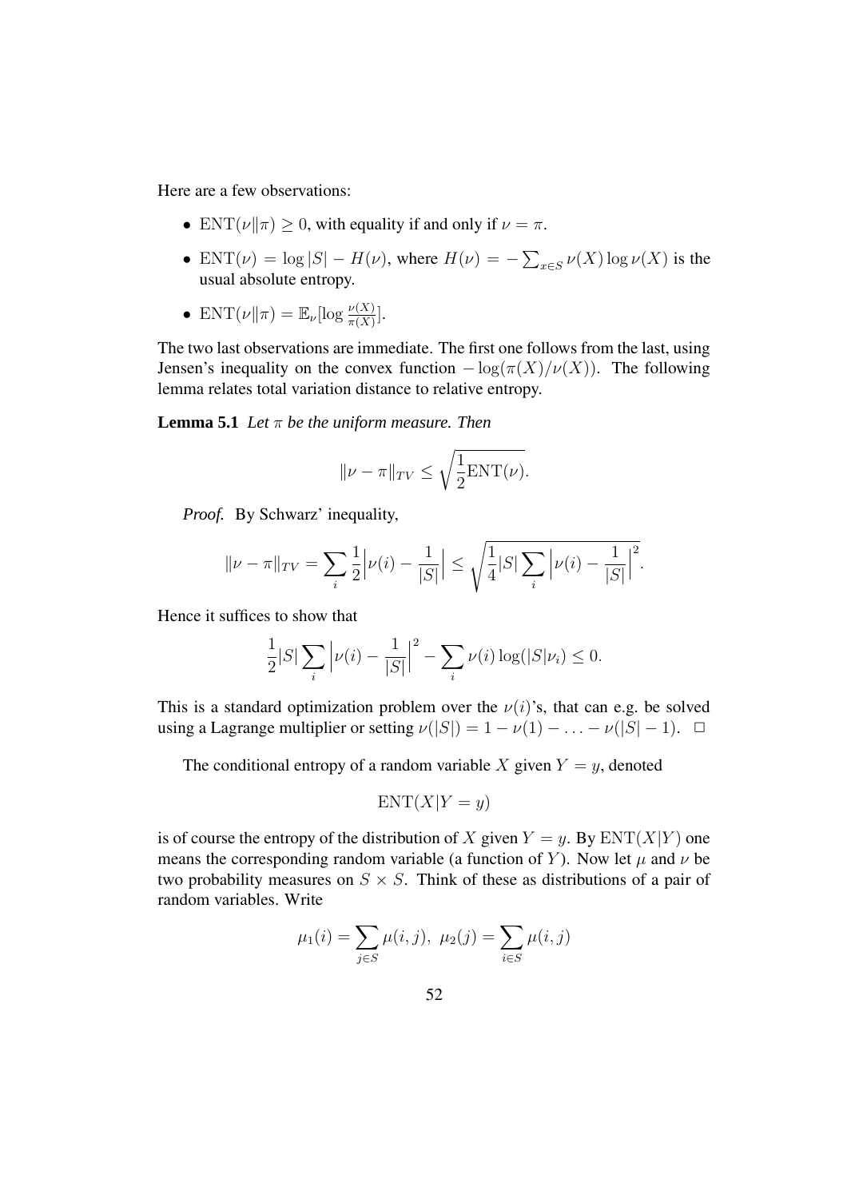Here are a few observations:

- $\text{ENT}(\nu\|\pi) \geq 0$, with equality if and only if $\nu = \pi$.
- $\text{ENT}(\nu) = \log|S| - H(\nu)$, where $H(\nu) = -\sum_{x\in S} \nu(X)\log\nu(X)$ is the usual absolute entropy.
- $\text{ENT}(\nu\|\pi) = \mathbb{E}_\nu[\log \frac{\nu(X)}{\pi(X)}]$.

The two last observations are immediate. The first one follows from the last, using Jensen's inequality on the convex function $-\log(\pi(X)/\nu(X))$. The following lemma relates total variation distance to relative entropy.

**Lemma 5.1** *Let $\pi$ be the uniform measure. Then*

$$\|\nu - \pi\|_{TV} \leq \sqrt{\frac{1}{2}\text{ENT}(\nu)}.$$

*Proof.* By Schwarz' inequality,

$$\|\nu - \pi\|_{TV} = \sum_i \frac{1}{2}\Big|\nu(i) - \frac{1}{|S|}\Big| \leq \sqrt{\frac{1}{4}|S|\sum_i \Big|\nu(i) - \frac{1}{|S|}\Big|^2}.$$

Hence it suffices to show that

$$\frac{1}{2}|S|\sum_i \Big|\nu(i) - \frac{1}{|S|}\Big|^2 - \sum_i \nu(i)\log(|S|\nu_i) \leq 0.$$

This is a standard optimization problem over the $\nu(i)$'s, that can e.g. be solved using a Lagrange multiplier or setting $\nu(|S|) = 1 - \nu(1) - \ldots - \nu(|S| - 1)$. $\Box$

The conditional entropy of a random variable $X$ given $Y = y$, denoted

$$\text{ENT}(X|Y = y)$$

is of course the entropy of the distribution of $X$ given $Y = y$. By $\text{ENT}(X|Y)$ one means the corresponding random variable (a function of $Y$). Now let $\mu$ and $\nu$ be two probability measures on $S \times S$. Think of these as distributions of a pair of random variables. Write

$$\mu_1(i) = \sum_{j\in S}\mu(i,j),\ \mu_2(j) = \sum_{i\in S}\mu(i,j)$$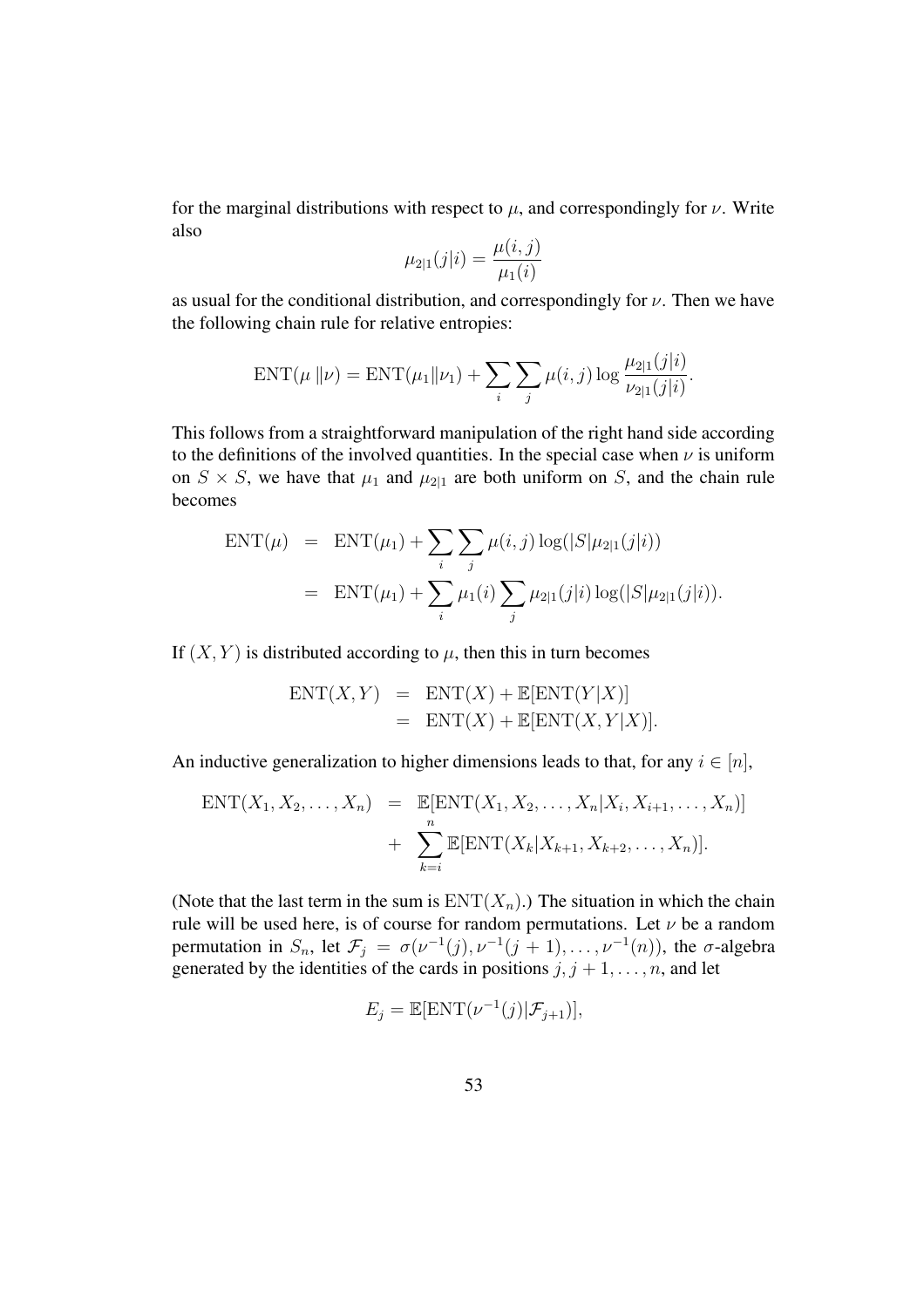for the marginal distributions with respect to $\mu$, and correspondingly for $\nu$. Write also

$$\mu_{2|1}(j|i) = \frac{\mu(i,j)}{\mu_1(i)}$$

as usual for the conditional distribution, and correspondingly for $\nu$. Then we have the following chain rule for relative entropies:

$$\mathrm{ENT}(\mu \,\|\nu) = \mathrm{ENT}(\mu_1\|\nu_1) + \sum_i \sum_j \mu(i,j) \log \frac{\mu_{2|1}(j|i)}{\nu_{2|1}(j|i)}.$$

This follows from a straightforward manipulation of the right hand side according to the definitions of the involved quantities. In the special case when $\nu$ is uniform on $S \times S$, we have that $\mu_1$ and $\mu_{2|1}$ are both uniform on $S$, and the chain rule becomes

$$\begin{aligned}
\mathrm{ENT}(\mu) &= \mathrm{ENT}(\mu_1) + \sum_i \sum_j \mu(i,j) \log(|S|\mu_{2|1}(j|i)) \\
&= \mathrm{ENT}(\mu_1) + \sum_i \mu_1(i) \sum_j \mu_{2|1}(j|i) \log(|S|\mu_{2|1}(j|i)).
\end{aligned}$$

If $(X, Y)$ is distributed according to $\mu$, then this in turn becomes

$$\begin{aligned}
\mathrm{ENT}(X, Y) &= \mathrm{ENT}(X) + \mathbb{E}[\mathrm{ENT}(Y|X)] \\
&= \mathrm{ENT}(X) + \mathbb{E}[\mathrm{ENT}(X, Y|X)].
\end{aligned}$$

An inductive generalization to higher dimensions leads to that, for any $i \in [n]$,

$$\begin{aligned}
\mathrm{ENT}(X_1, X_2, \ldots, X_n) &= \mathbb{E}[\mathrm{ENT}(X_1, X_2, \ldots, X_n | X_i, X_{i+1}, \ldots, X_n)] \\
&\quad + \sum_{k=i}^{n} \mathbb{E}[\mathrm{ENT}(X_k | X_{k+1}, X_{k+2}, \ldots, X_n)].
\end{aligned}$$

(Note that the last term in the sum is $\mathrm{ENT}(X_n)$.) The situation in which the chain rule will be used here, is of course for random permutations. Let $\nu$ be a random permutation in $S_n$, let $\mathcal{F}_j = \sigma(\nu^{-1}(j), \nu^{-1}(j+1), \ldots, \nu^{-1}(n))$, the $\sigma$-algebra generated by the identities of the cards in positions $j, j+1, \ldots, n$, and let

$$E_j = \mathbb{E}[\mathrm{ENT}(\nu^{-1}(j)|\mathcal{F}_{j+1})],$$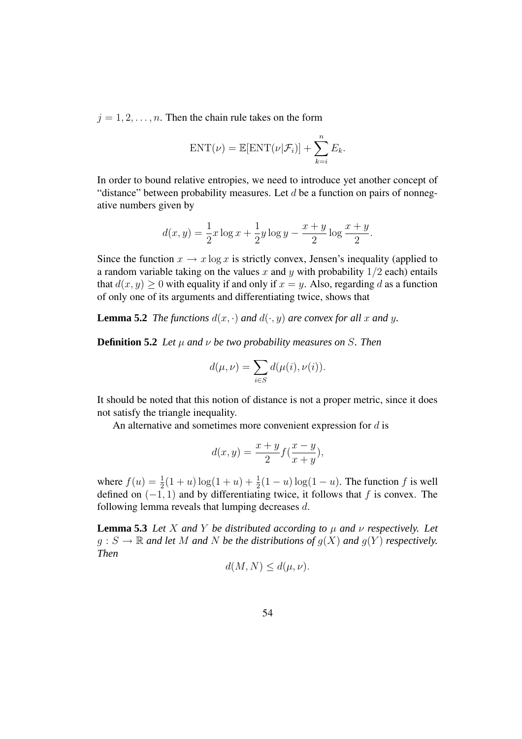$j = 1, 2, \ldots, n$. Then the chain rule takes on the form

$$\mathrm{ENT}(\nu) = \mathbb{E}[\mathrm{ENT}(\nu|\mathcal{F}_i)] + \sum_{k=i}^{n} E_k.$$

In order to bound relative entropies, we need to introduce yet another concept of "distance" between probability measures. Let $d$ be a function on pairs of nonnegative numbers given by

$$d(x, y) = \frac{1}{2}x \log x + \frac{1}{2}y \log y - \frac{x+y}{2} \log \frac{x+y}{2}.$$

Since the function $x \to x \log x$ is strictly convex, Jensen's inequality (applied to a random variable taking on the values $x$ and $y$ with probability $1/2$ each) entails that $d(x, y) \geq 0$ with equality if and only if $x = y$. Also, regarding $d$ as a function of only one of its arguments and differentiating twice, shows that

**Lemma 5.2** *The functions $d(x, \cdot)$ and $d(\cdot, y)$ are convex for all $x$ and $y$.*

**Definition 5.2** *Let $\mu$ and $\nu$ be two probability measures on $S$. Then*

$$d(\mu, \nu) = \sum_{i \in S} d(\mu(i), \nu(i)).$$

It should be noted that this notion of distance is not a proper metric, since it does not satisfy the triangle inequality.

An alternative and sometimes more convenient expression for $d$ is

$$d(x, y) = \frac{x+y}{2} f(\frac{x-y}{x+y}),$$

where $f(u) = \frac{1}{2}(1+u)\log(1+u) + \frac{1}{2}(1-u)\log(1-u)$. The function $f$ is well defined on $(-1, 1)$ and by differentiating twice, it follows that $f$ is convex. The following lemma reveals that lumping decreases $d$.

**Lemma 5.3** *Let $X$ and $Y$ be distributed according to $\mu$ and $\nu$ respectively. Let $g : S \to \mathbb{R}$ and let $M$ and $N$ be the distributions of $g(X)$ and $g(Y)$ respectively. Then*

$$d(M, N) \leq d(\mu, \nu).$$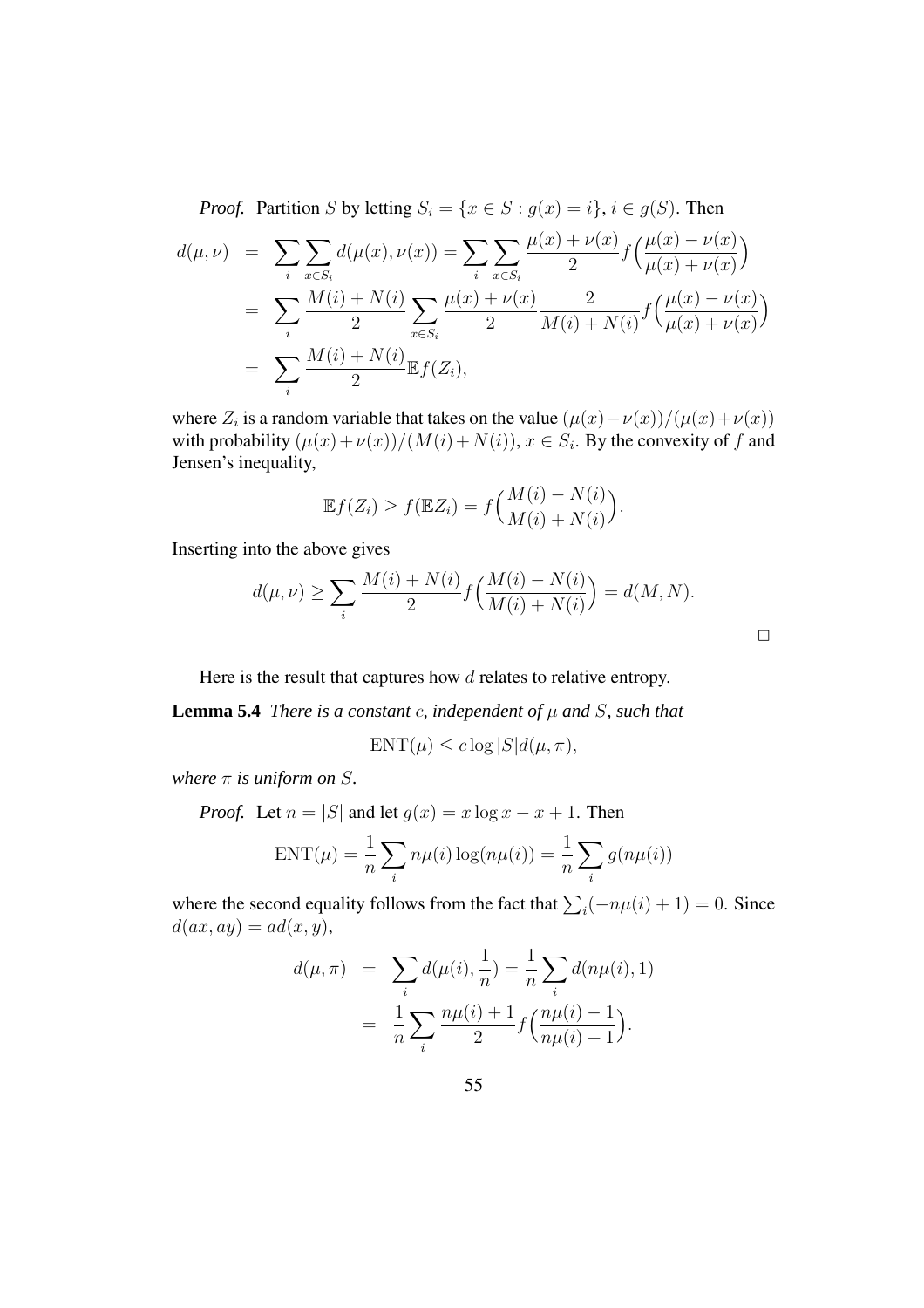*Proof.* Partition $S$ by letting $S_i = \{x \in S : g(x) = i\}$, $i \in g(S)$. Then

$$
\begin{aligned}
d(\mu, \nu) &= \sum_i \sum_{x \in S_i} d(\mu(x), \nu(x)) = \sum_i \sum_{x \in S_i} \frac{\mu(x) + \nu(x)}{2} f\Big(\frac{\mu(x) - \nu(x)}{\mu(x) + \nu(x)}\Big) \\
&= \sum_i \frac{M(i) + N(i)}{2} \sum_{x \in S_i} \frac{\mu(x) + \nu(x)}{2} \frac{2}{M(i) + N(i)} f\Big(\frac{\mu(x) - \nu(x)}{\mu(x) + \nu(x)}\Big) \\
&= \sum_i \frac{M(i) + N(i)}{2} \mathbb{E} f(Z_i),
\end{aligned}
$$

where $Z_i$ is a random variable that takes on the value $(\mu(x) - \nu(x))/(\mu(x) + \nu(x))$ with probability $(\mu(x) + \nu(x))/(M(i) + N(i))$, $x \in S_i$. By the convexity of $f$ and Jensen's inequality,

$$
\mathbb{E} f(Z_i) \geq f(\mathbb{E} Z_i) = f\Big(\frac{M(i) - N(i)}{M(i) + N(i)}\Big).
$$

Inserting into the above gives

$$
d(\mu, \nu) \geq \sum_i \frac{M(i) + N(i)}{2} f\Big(\frac{M(i) - N(i)}{M(i) + N(i)}\Big) = d(M, N).
$$

□

Here is the result that captures how $d$ relates to relative entropy.

**Lemma 5.4** *There is a constant $c$, independent of $\mu$ and $S$, such that*

$$
\mathrm{ENT}(\mu) \leq c \log |S| d(\mu, \pi),
$$

*where $\pi$ is uniform on $S$.*

*Proof.* Let $n = |S|$ and let $g(x) = x \log x - x + 1$. Then

$$
\mathrm{ENT}(\mu) = \frac{1}{n} \sum_i n\mu(i) \log(n\mu(i)) = \frac{1}{n} \sum_i g(n\mu(i))
$$

where the second equality follows from the fact that $\sum_i (-n\mu(i) + 1) = 0$. Since $d(ax, ay) = a d(x, y)$,

$$
\begin{aligned}
d(\mu, \pi) &= \sum_i d(\mu(i), \frac{1}{n}) = \frac{1}{n} \sum_i d(n\mu(i), 1) \\
&= \frac{1}{n} \sum_i \frac{n\mu(i) + 1}{2} f\Big(\frac{n\mu(i) - 1}{n\mu(i) + 1}\Big).
\end{aligned}
$$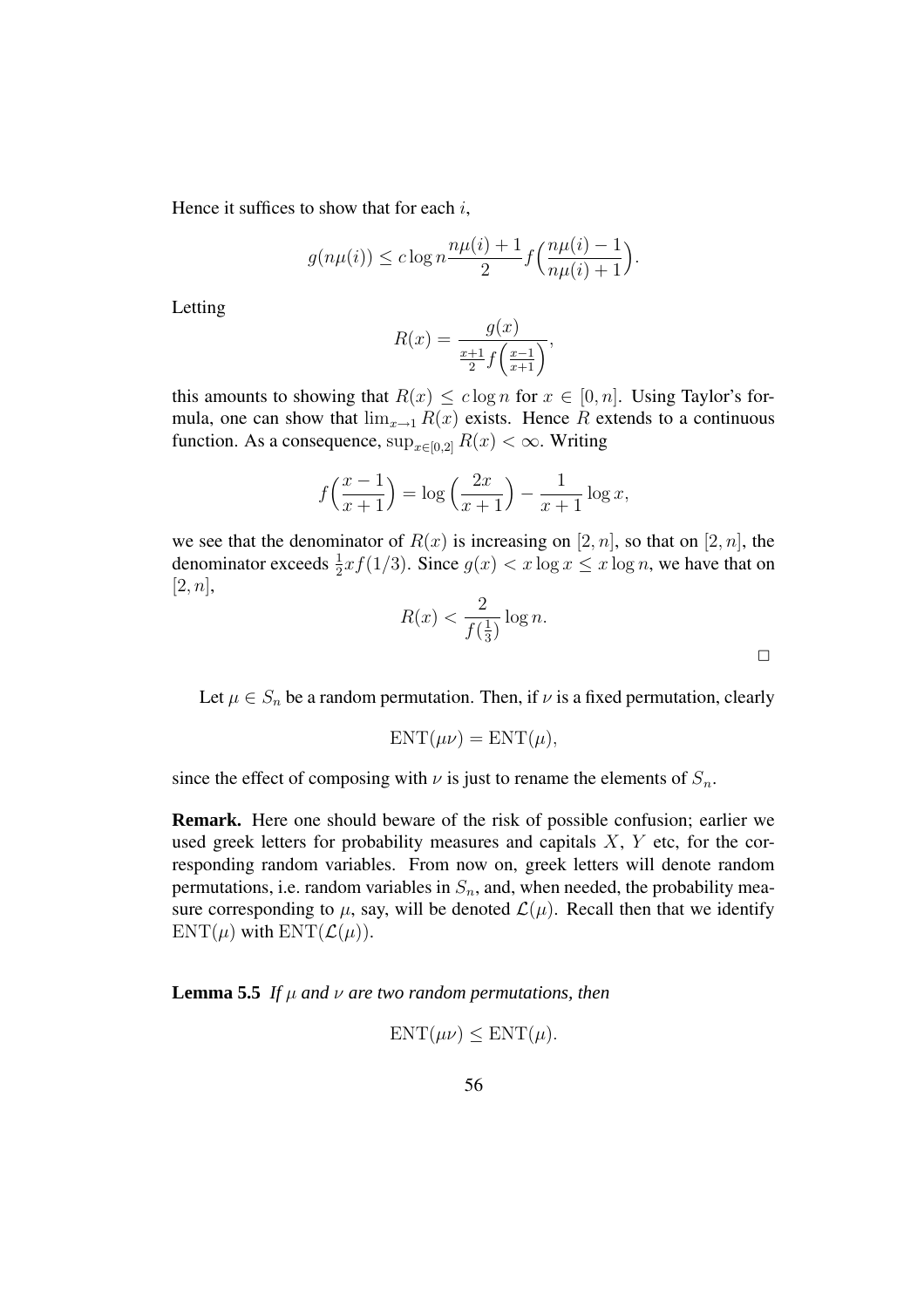Hence it suffices to show that for each $i$,

$$g(n\mu(i)) \leq c \log n \frac{n\mu(i)+1}{2} f\Big(\frac{n\mu(i)-1}{n\mu(i)+1}\Big).$$

Letting

$$R(x) = \frac{g(x)}{\frac{x+1}{2} f\Big(\frac{x-1}{x+1}\Big)},$$

this amounts to showing that $R(x) \leq c \log n$ for $x \in [0, n]$. Using Taylor's formula, one can show that $\lim_{x \to 1} R(x)$ exists. Hence $R$ extends to a continuous function. As a consequence, $\sup_{x \in [0,2]} R(x) < \infty$. Writing

$$f\Big(\frac{x-1}{x+1}\Big) = \log\Big(\frac{2x}{x+1}\Big) - \frac{1}{x+1} \log x,$$

we see that the denominator of $R(x)$ is increasing on $[2, n]$, so that on $[2, n]$, the denominator exceeds $\frac{1}{2} x f(1/3)$. Since $g(x) < x \log x \leq x \log n$, we have that on $[2, n]$,

$$R(x) < \frac{2}{f(\frac{1}{3})} \log n.$$

□

Let $\mu \in S_n$ be a random permutation. Then, if $\nu$ is a fixed permutation, clearly

$$\mathrm{ENT}(\mu\nu) = \mathrm{ENT}(\mu),$$

since the effect of composing with $\nu$ is just to rename the elements of $S_n$.

**Remark.** Here one should beware of the risk of possible confusion; earlier we used greek letters for probability measures and capitals $X$, $Y$ etc, for the corresponding random variables. From now on, greek letters will denote random permutations, i.e. random variables in $S_n$, and, when needed, the probability measure corresponding to $\mu$, say, will be denoted $\mathcal{L}(\mu)$. Recall then that we identify $\mathrm{ENT}(\mu)$ with $\mathrm{ENT}(\mathcal{L}(\mu))$.

**Lemma 5.5** *If $\mu$ and $\nu$ are two random permutations, then*

$$\mathrm{ENT}(\mu\nu) \leq \mathrm{ENT}(\mu).$$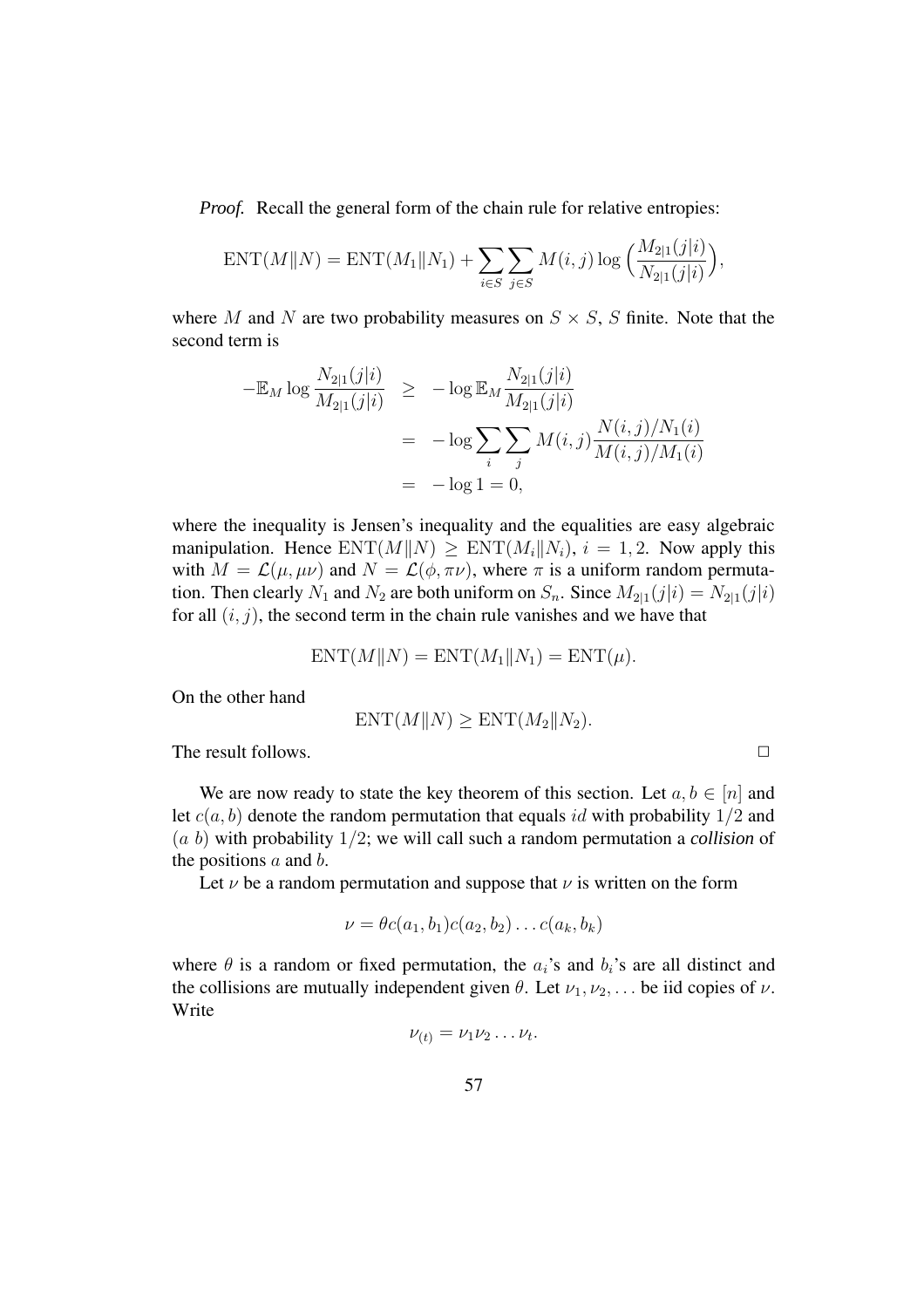*Proof.* Recall the general form of the chain rule for relative entropies:

$$\mathrm{ENT}(M\|N) = \mathrm{ENT}(M_1\|N_1) + \sum_{i\in S}\sum_{j\in S} M(i,j)\log\Big(\frac{M_{2|1}(j|i)}{N_{2|1}(j|i)}\Big),$$

where $M$ and $N$ are two probability measures on $S \times S$, $S$ finite. Note that the second term is

$$\begin{aligned}
-\mathbb{E}_M \log \frac{N_{2|1}(j|i)}{M_{2|1}(j|i)} &\geq -\log \mathbb{E}_M \frac{N_{2|1}(j|i)}{M_{2|1}(j|i)} \\
&= -\log \sum_i \sum_j M(i,j) \frac{N(i,j)/N_1(i)}{M(i,j)/M_1(i)} \\
&= -\log 1 = 0,
\end{aligned}$$

where the inequality is Jensen's inequality and the equalities are easy algebraic manipulation. Hence $\mathrm{ENT}(M\|N) \geq \mathrm{ENT}(M_i\|N_i)$, $i = 1, 2$. Now apply this with $M = \mathcal{L}(\mu, \mu\nu)$ and $N = \mathcal{L}(\phi, \pi\nu)$, where $\pi$ is a uniform random permutation. Then clearly $N_1$ and $N_2$ are both uniform on $S_n$. Since $M_{2|1}(j|i) = N_{2|1}(j|i)$ for all $(i, j)$, the second term in the chain rule vanishes and we have that

$$\mathrm{ENT}(M\|N) = \mathrm{ENT}(M_1\|N_1) = \mathrm{ENT}(\mu).$$

On the other hand

$$\mathrm{ENT}(M\|N) \geq \mathrm{ENT}(M_2\|N_2).$$

The result follows. □

We are now ready to state the key theorem of this section. Let $a, b \in [n]$ and let $c(a, b)$ denote the random permutation that equals $id$ with probability $1/2$ and $(a\ b)$ with probability $1/2$; we will call such a random permutation a *collision* of the positions $a$ and $b$.

Let $\nu$ be a random permutation and suppose that $\nu$ is written on the form

$$\nu = \theta c(a_1, b_1)c(a_2, b_2) \ldots c(a_k, b_k)$$

where $\theta$ is a random or fixed permutation, the $a_i$'s and $b_i$'s are all distinct and the collisions are mutually independent given $\theta$. Let $\nu_1, \nu_2, \ldots$ be iid copies of $\nu$. Write

$$\nu_{(t)} = \nu_1\nu_2 \ldots \nu_t.$$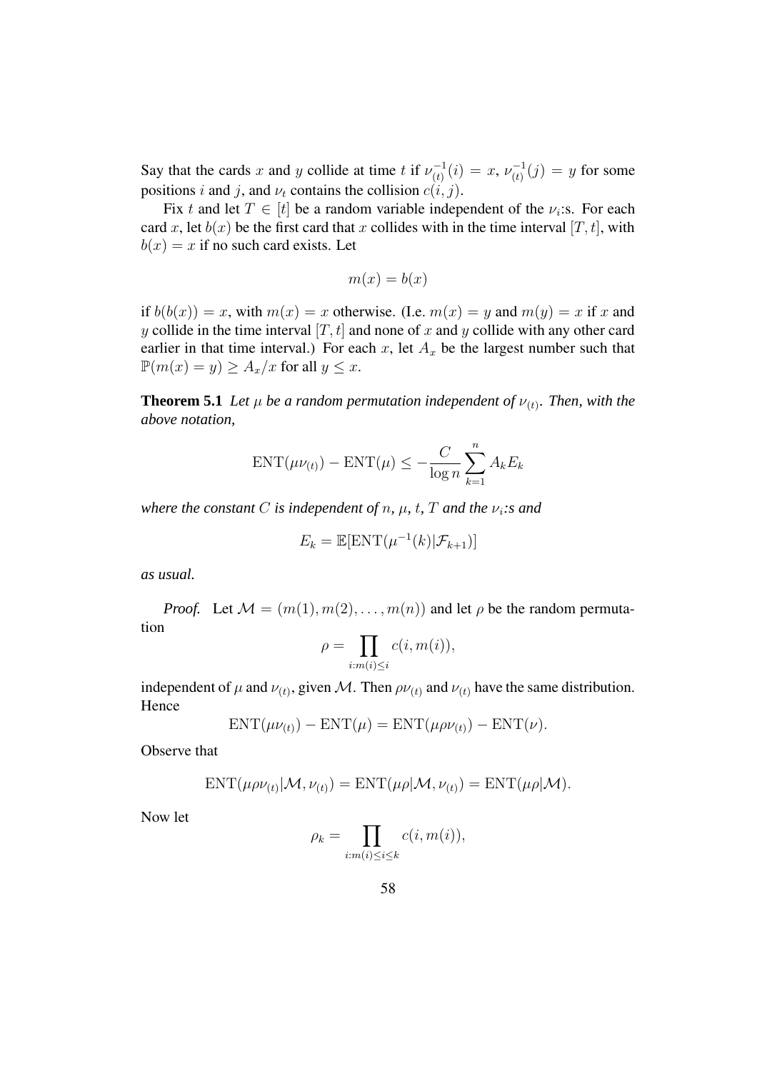Say that the cards $x$ and $y$ collide at time $t$ if $\nu_{(t)}^{-1}(i) = x$, $\nu_{(t)}^{-1}(j) = y$ for some positions $i$ and $j$, and $\nu_t$ contains the collision $c(i, j)$.

Fix $t$ and let $T \in [t]$ be a random variable independent of the $\nu_i$:s. For each card $x$, let $b(x)$ be the first card that $x$ collides with in the time interval $[T, t]$, with $b(x) = x$ if no such card exists. Let

$$m(x) = b(x)$$

if $b(b(x)) = x$, with $m(x) = x$ otherwise. (I.e. $m(x) = y$ and $m(y) = x$ if $x$ and $y$ collide in the time interval $[T, t]$ and none of $x$ and $y$ collide with any other card earlier in that time interval.) For each $x$, let $A_x$ be the largest number such that $\mathbb{P}(m(x) = y) \geq A_x/x$ for all $y \leq x$.

**Theorem 5.1** *Let $\mu$ be a random permutation independent of $\nu_{(t)}$. Then, with the above notation,*

$$\mathrm{ENT}(\mu\nu_{(t)}) - \mathrm{ENT}(\mu) \leq -\frac{C}{\log n}\sum_{k=1}^{n} A_k E_k$$

*where the constant $C$ is independent of $n$, $\mu$, $t$, $T$ and the $\nu_i$:s and*

$$E_k = \mathbb{E}[\mathrm{ENT}(\mu^{-1}(k)|\mathcal{F}_{k+1})]$$

*as usual.*

*Proof.* Let $\mathcal{M} = (m(1), m(2), \ldots, m(n))$ and let $\rho$ be the random permutation

$$\rho = \prod_{i:m(i)\leq i} c(i, m(i)),$$

independent of $\mu$ and $\nu_{(t)}$, given $\mathcal{M}$. Then $\rho\nu_{(t)}$ and $\nu_{(t)}$ have the same distribution. Hence

$$\mathrm{ENT}(\mu\nu_{(t)}) - \mathrm{ENT}(\mu) = \mathrm{ENT}(\mu\rho\nu_{(t)}) - \mathrm{ENT}(\nu).$$

Observe that

$$\mathrm{ENT}(\mu\rho\nu_{(t)}|\mathcal{M}, \nu_{(t)}) = \mathrm{ENT}(\mu\rho|\mathcal{M}, \nu_{(t)}) = \mathrm{ENT}(\mu\rho|\mathcal{M}).$$

Now let

$$\rho_k = \prod_{i:m(i)\leq i\leq k} c(i, m(i)),$$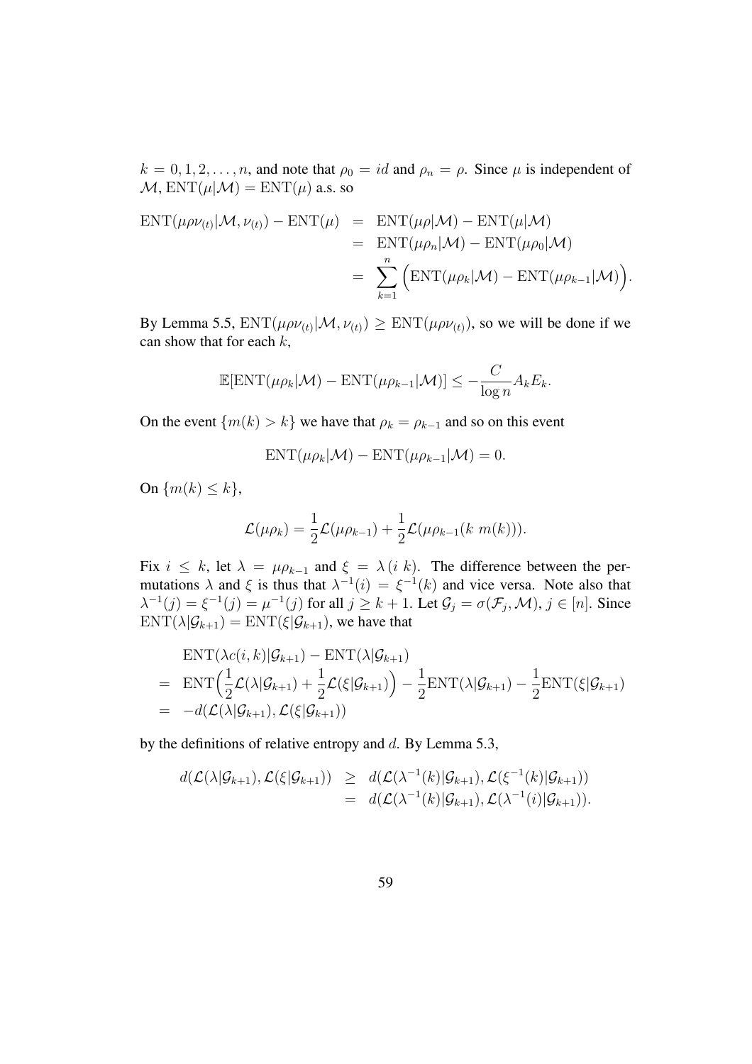$k = 0, 1, 2, \ldots, n$, and note that $\rho_0 = id$ and $\rho_n = \rho$. Since $\mu$ is independent of $\mathcal{M}$, $\mathrm{ENT}(\mu|\mathcal{M}) = \mathrm{ENT}(\mu)$ a.s. so

$$
\begin{aligned}
\mathrm{ENT}(\mu\rho\nu_{(t)}|\mathcal{M}, \nu_{(t)}) - \mathrm{ENT}(\mu) &= \mathrm{ENT}(\mu\rho|\mathcal{M}) - \mathrm{ENT}(\mu|\mathcal{M}) \\
&= \mathrm{ENT}(\mu\rho_n|\mathcal{M}) - \mathrm{ENT}(\mu\rho_0|\mathcal{M}) \\
&= \sum_{k=1}^{n} \Big( \mathrm{ENT}(\mu\rho_k|\mathcal{M}) - \mathrm{ENT}(\mu\rho_{k-1}|\mathcal{M}) \Big).
\end{aligned}
$$

By Lemma 5.5, $\mathrm{ENT}(\mu\rho\nu_{(t)}|\mathcal{M}, \nu_{(t)}) \geq \mathrm{ENT}(\mu\rho\nu_{(t)})$, so we will be done if we can show that for each $k$,

$$
\mathbb{E}[\mathrm{ENT}(\mu\rho_k|\mathcal{M}) - \mathrm{ENT}(\mu\rho_{k-1}|\mathcal{M})] \leq -\frac{C}{\log n} A_k E_k.
$$

On the event $\{m(k) > k\}$ we have that $\rho_k = \rho_{k-1}$ and so on this event

$$
\mathrm{ENT}(\mu\rho_k|\mathcal{M}) - \mathrm{ENT}(\mu\rho_{k-1}|\mathcal{M}) = 0.
$$

On $\{m(k) \leq k\}$,

$$
\mathcal{L}(\mu\rho_k) = \frac{1}{2}\mathcal{L}(\mu\rho_{k-1}) + \frac{1}{2}\mathcal{L}(\mu\rho_{k-1}(k\ m(k))).
$$

Fix $i \leq k$, let $\lambda = \mu\rho_{k-1}$ and $\xi = \lambda\,(i\ k)$. The difference between the permutations $\lambda$ and $\xi$ is thus that $\lambda^{-1}(i) = \xi^{-1}(k)$ and vice versa. Note also that $\lambda^{-1}(j) = \xi^{-1}(j) = \mu^{-1}(j)$ for all $j \geq k+1$. Let $\mathcal{G}_j = \sigma(\mathcal{F}_j, \mathcal{M})$, $j \in [n]$. Since $\mathrm{ENT}(\lambda|\mathcal{G}_{k+1}) = \mathrm{ENT}(\xi|\mathcal{G}_{k+1})$, we have that

$$
\begin{aligned}
&\mathrm{ENT}(\lambda c(i,k)|\mathcal{G}_{k+1}) - \mathrm{ENT}(\lambda|\mathcal{G}_{k+1}) \\
= \;& \mathrm{ENT}\Big(\frac{1}{2}\mathcal{L}(\lambda|\mathcal{G}_{k+1}) + \frac{1}{2}\mathcal{L}(\xi|\mathcal{G}_{k+1})\Big) - \frac{1}{2}\mathrm{ENT}(\lambda|\mathcal{G}_{k+1}) - \frac{1}{2}\mathrm{ENT}(\xi|\mathcal{G}_{k+1}) \\
= \;& -d(\mathcal{L}(\lambda|\mathcal{G}_{k+1}), \mathcal{L}(\xi|\mathcal{G}_{k+1}))
\end{aligned}
$$

by the definitions of relative entropy and $d$. By Lemma 5.3,

$$
\begin{aligned}
d(\mathcal{L}(\lambda|\mathcal{G}_{k+1}), \mathcal{L}(\xi|\mathcal{G}_{k+1})) &\geq d(\mathcal{L}(\lambda^{-1}(k)|\mathcal{G}_{k+1}), \mathcal{L}(\xi^{-1}(k)|\mathcal{G}_{k+1})) \\
&= d(\mathcal{L}(\lambda^{-1}(k)|\mathcal{G}_{k+1}), \mathcal{L}(\lambda^{-1}(i)|\mathcal{G}_{k+1})).
\end{aligned}
$$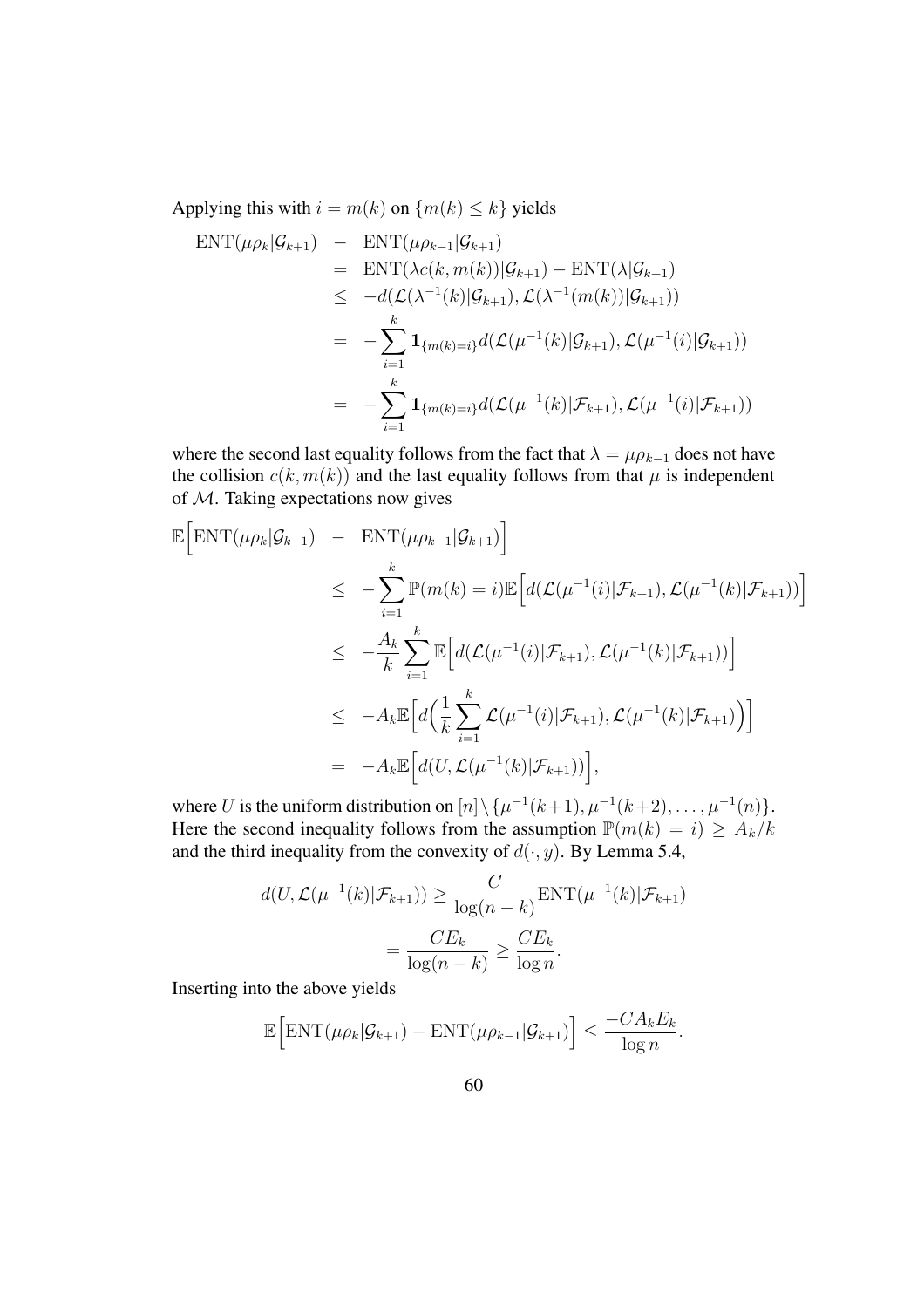Applying this with $i = m(k)$ on $\{m(k) \leq k\}$ yields

$$
\begin{aligned}
\mathrm{ENT}(\mu\rho_k|\mathcal{G}_{k+1}) \quad - \quad & \mathrm{ENT}(\mu\rho_{k-1}|\mathcal{G}_{k+1}) \\
= \quad & \mathrm{ENT}(\lambda c(k, m(k))|\mathcal{G}_{k+1}) - \mathrm{ENT}(\lambda|\mathcal{G}_{k+1}) \\
\leq \quad & -d(\mathcal{L}(\lambda^{-1}(k)|\mathcal{G}_{k+1}), \mathcal{L}(\lambda^{-1}(m(k))|\mathcal{G}_{k+1})) \\
= \quad & -\sum_{i=1}^{k} \mathbf{1}_{\{m(k)=i\}} d(\mathcal{L}(\mu^{-1}(k)|\mathcal{G}_{k+1}), \mathcal{L}(\mu^{-1}(i)|\mathcal{G}_{k+1})) \\
= \quad & -\sum_{i=1}^{k} \mathbf{1}_{\{m(k)=i\}} d(\mathcal{L}(\mu^{-1}(k)|\mathcal{F}_{k+1}), \mathcal{L}(\mu^{-1}(i)|\mathcal{F}_{k+1}))
\end{aligned}
$$

where the second last equality follows from the fact that $\lambda = \mu\rho_{k-1}$ does not have the collision $c(k, m(k))$ and the last equality follows from that $\mu$ is independent of $\mathcal{M}$. Taking expectations now gives

$$
\begin{aligned}
\mathbb{E}\Big[\mathrm{ENT}(\mu\rho_k|\mathcal{G}_{k+1}) \quad - \quad & \mathrm{ENT}(\mu\rho_{k-1}|\mathcal{G}_{k+1})\Big] \\
\leq \quad & -\sum_{i=1}^{k} \mathbb{P}(m(k) = i)\mathbb{E}\Big[d(\mathcal{L}(\mu^{-1}(i)|\mathcal{F}_{k+1}), \mathcal{L}(\mu^{-1}(k)|\mathcal{F}_{k+1}))\Big] \\
\leq \quad & -\frac{A_k}{k}\sum_{i=1}^{k} \mathbb{E}\Big[d(\mathcal{L}(\mu^{-1}(i)|\mathcal{F}_{k+1}), \mathcal{L}(\mu^{-1}(k)|\mathcal{F}_{k+1}))\Big] \\
\leq \quad & -A_k\mathbb{E}\Big[d\Big(\frac{1}{k}\sum_{i=1}^{k} \mathcal{L}(\mu^{-1}(i)|\mathcal{F}_{k+1}), \mathcal{L}(\mu^{-1}(k)|\mathcal{F}_{k+1})\Big)\Big] \\
= \quad & -A_k\mathbb{E}\Big[d(U, \mathcal{L}(\mu^{-1}(k)|\mathcal{F}_{k+1}))\Big],
\end{aligned}
$$

where $U$ is the uniform distribution on $[n] \setminus \{\mu^{-1}(k+1), \mu^{-1}(k+2), \ldots, \mu^{-1}(n)\}$. Here the second inequality follows from the assumption $\mathbb{P}(m(k) = i) \geq A_k/k$ and the third inequality from the convexity of $d(\cdot, y)$. By Lemma 5.4,

$$
\begin{aligned}
d(U, \mathcal{L}(\mu^{-1}(k)|\mathcal{F}_{k+1})) &\geq \frac{C}{\log(n-k)}\mathrm{ENT}(\mu^{-1}(k)|\mathcal{F}_{k+1}) \\
&= \frac{CE_k}{\log(n-k)} \geq \frac{CE_k}{\log n}.
\end{aligned}
$$

Inserting into the above yields

$$
\mathbb{E}\Big[\mathrm{ENT}(\mu\rho_k|\mathcal{G}_{k+1}) - \mathrm{ENT}(\mu\rho_{k-1}|\mathcal{G}_{k+1})\Big] \leq \frac{-CA_kE_k}{\log n}.
$$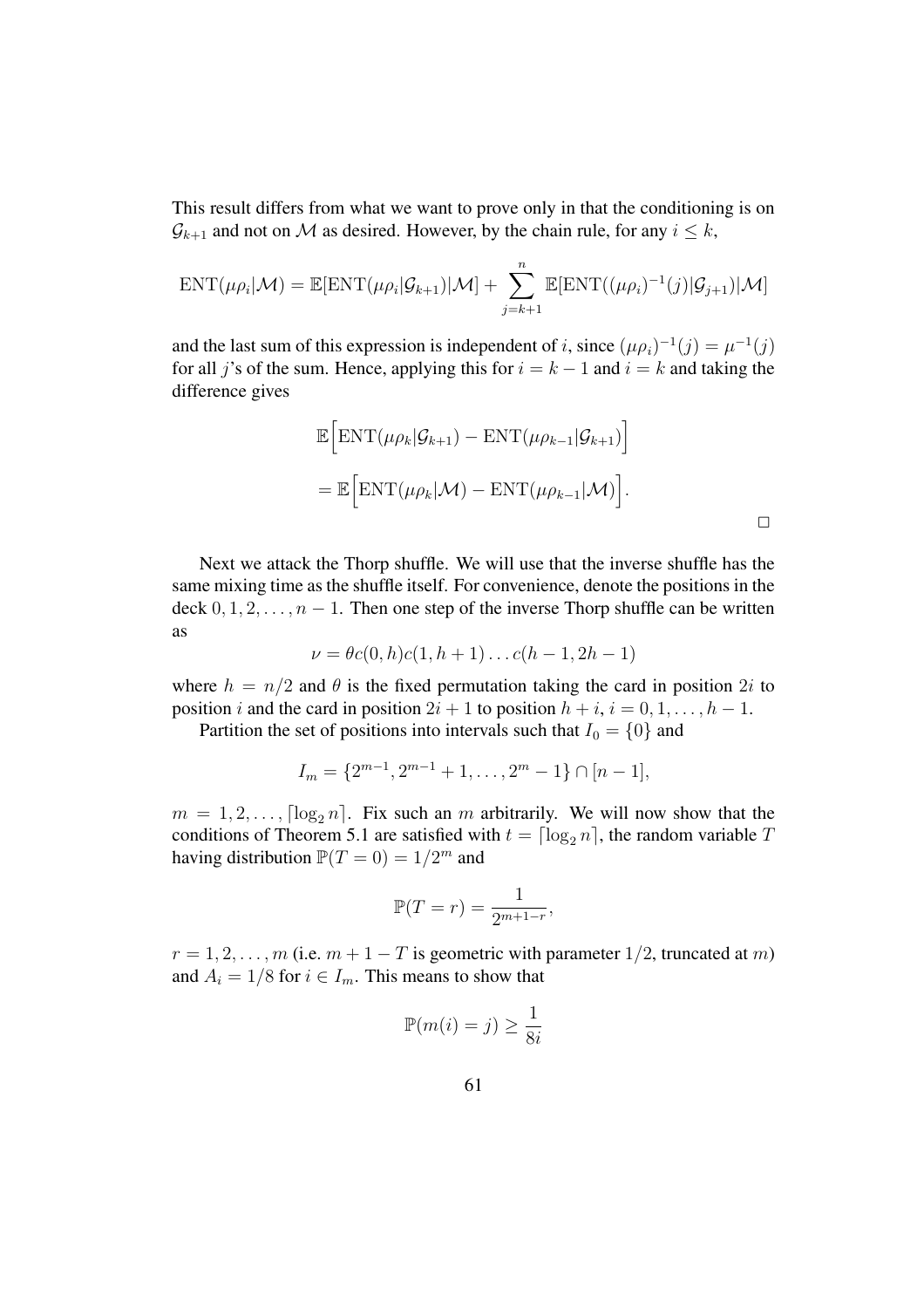This result differs from what we want to prove only in that the conditioning is on $\mathcal{G}_{k+1}$ and not on $\mathcal{M}$ as desired. However, by the chain rule, for any $i \leq k$,

$$\mathrm{ENT}(\mu\rho_i|\mathcal{M}) = \mathbb{E}[\mathrm{ENT}(\mu\rho_i|\mathcal{G}_{k+1})|\mathcal{M}] + \sum_{j=k+1}^{n} \mathbb{E}[\mathrm{ENT}((\mu\rho_i)^{-1}(j)|\mathcal{G}_{j+1})|\mathcal{M}]$$

and the last sum of this expression is independent of $i$, since $(\mu\rho_i)^{-1}(j) = \mu^{-1}(j)$ for all $j$'s of the sum. Hence, applying this for $i = k-1$ and $i = k$ and taking the difference gives

$$\mathbb{E}\Big[\mathrm{ENT}(\mu\rho_k|\mathcal{G}_{k+1}) - \mathrm{ENT}(\mu\rho_{k-1}|\mathcal{G}_{k+1})\Big]$$

$$= \mathbb{E}\Big[\mathrm{ENT}(\mu\rho_k|\mathcal{M}) - \mathrm{ENT}(\mu\rho_{k-1}|\mathcal{M})\Big].$$

□

Next we attack the Thorp shuffle. We will use that the inverse shuffle has the same mixing time as the shuffle itself. For convenience, denote the positions in the deck $0, 1, 2, \ldots, n-1$. Then one step of the inverse Thorp shuffle can be written as

$$\nu = \theta c(0, h)c(1, h+1) \ldots c(h-1, 2h-1)$$

where $h = n/2$ and $\theta$ is the fixed permutation taking the card in position $2i$ to position $i$ and the card in position $2i+1$ to position $h+i$, $i = 0, 1, \ldots, h-1$.

Partition the set of positions into intervals such that $I_0 = \{0\}$ and

$$I_m = \{2^{m-1}, 2^{m-1}+1, \ldots, 2^m - 1\} \cap [n-1],$$

$m = 1, 2, \ldots, \lceil \log_2 n \rceil$. Fix such an $m$ arbitrarily. We will now show that the conditions of Theorem 5.1 are satisfied with $t = \lceil \log_2 n \rceil$, the random variable $T$ having distribution $\mathbb{P}(T = 0) = 1/2^m$ and

$$\mathbb{P}(T = r) = \frac{1}{2^{m+1-r}},$$

$r = 1, 2, \ldots, m$ (i.e. $m + 1 - T$ is geometric with parameter $1/2$, truncated at $m$) and $A_i = 1/8$ for $i \in I_m$. This means to show that

$$\mathbb{P}(m(i) = j) \geq \frac{1}{8i}$$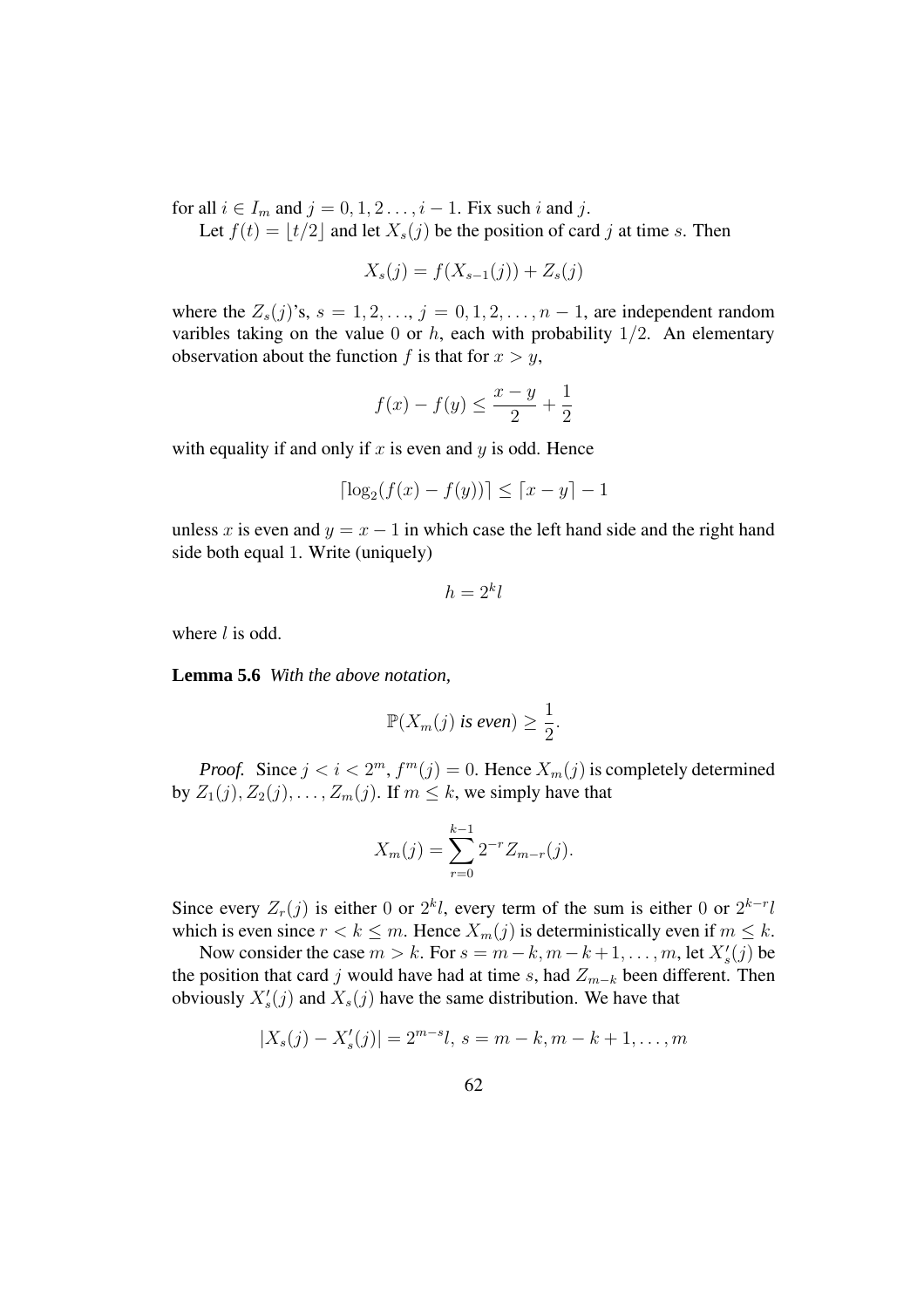for all $i \in I_m$ and $j = 0, 1, 2 \ldots, i-1$. Fix such $i$ and $j$.

Let $f(t) = \lfloor t/2 \rfloor$ and let $X_s(j)$ be the position of card $j$ at time $s$. Then

$$X_s(j) = f(X_{s-1}(j)) + Z_s(j)$$

where the $Z_s(j)$'s, $s = 1, 2, \ldots$, $j = 0, 1, 2, \ldots, n-1$, are independent random varibles taking on the value 0 or $h$, each with probability $1/2$. An elementary observation about the function $f$ is that for $x > y$,

$$f(x) - f(y) \leq \frac{x-y}{2} + \frac{1}{2}$$

with equality if and only if $x$ is even and $y$ is odd. Hence

$$\lceil \log_2(f(x) - f(y)) \rceil \leq \lceil x - y \rceil - 1$$

unless $x$ is even and $y = x - 1$ in which case the left hand side and the right hand side both equal 1. Write (uniquely)

$$h = 2^k l$$

where $l$ is odd.

**Lemma 5.6** *With the above notation,*

$$\mathbb{P}(X_m(j) \textit{ is even}) \geq \frac{1}{2}.$$

*Proof.* Since $j < i < 2^m$, $f^m(j) = 0$. Hence $X_m(j)$ is completely determined by $Z_1(j), Z_2(j), \ldots, Z_m(j)$. If $m \leq k$, we simply have that

$$X_m(j) = \sum_{r=0}^{k-1} 2^{-r} Z_{m-r}(j).$$

Since every $Z_r(j)$ is either 0 or $2^k l$, every term of the sum is either 0 or $2^{k-r} l$ which is even since $r < k \leq m$. Hence $X_m(j)$ is deterministically even if $m \leq k$.

Now consider the case $m > k$. For $s = m-k, m-k+1, \ldots, m$, let $X'_s(j)$ be the position that card $j$ would have had at time $s$, had $Z_{m-k}$ been different. Then obviously $X'_s(j)$ and $X_s(j)$ have the same distribution. We have that

$$|X_s(j) - X'_s(j)| = 2^{m-s} l, \; s = m-k, m-k+1, \ldots, m$$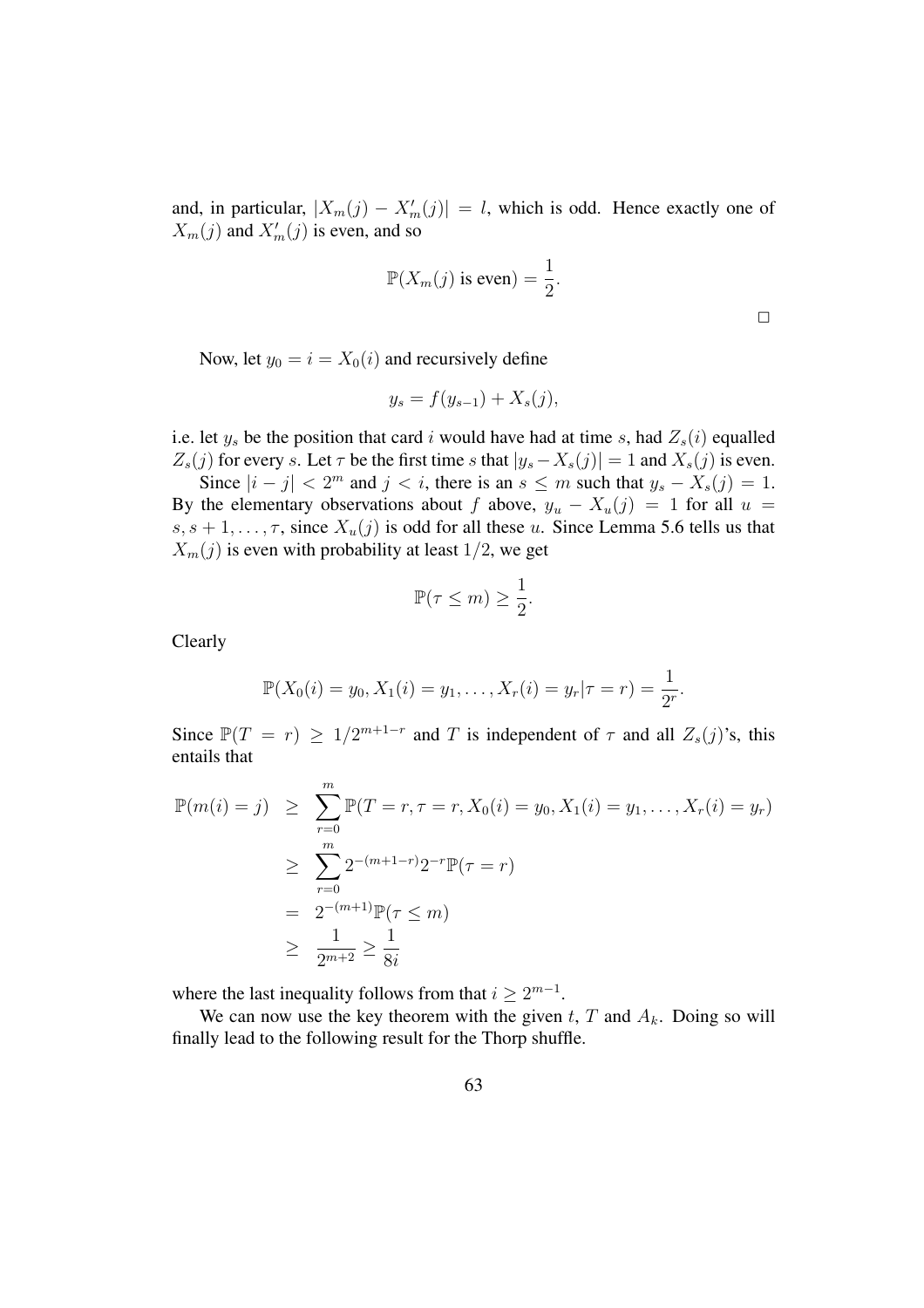and, in particular, $|X_m(j) - X'_m(j)| = l$, which is odd. Hence exactly one of $X_m(j)$ and $X'_m(j)$ is even, and so

$$\mathbb{P}(X_m(j) \text{ is even}) = \frac{1}{2}.$$

□

Now, let $y_0 = i = X_0(i)$ and recursively define

$$y_s = f(y_{s-1}) + X_s(j),$$

i.e. let $y_s$ be the position that card $i$ would have had at time $s$, had $Z_s(i)$ equalled $Z_s(j)$ for every $s$. Let $\tau$ be the first time $s$ that $|y_s - X_s(j)| = 1$ and $X_s(j)$ is even.

Since $|i - j| < 2^m$ and $j < i$, there is an $s \leq m$ such that $y_s - X_s(j) = 1$. By the elementary observations about $f$ above, $y_u - X_u(j) = 1$ for all $u = s, s+1, \ldots, \tau$, since $X_u(j)$ is odd for all these $u$. Since Lemma 5.6 tells us that $X_m(j)$ is even with probability at least $1/2$, we get

$$\mathbb{P}(\tau \leq m) \geq \frac{1}{2}.$$

Clearly

$$\mathbb{P}(X_0(i) = y_0, X_1(i) = y_1, \ldots, X_r(i) = y_r | \tau = r) = \frac{1}{2^r}.$$

Since $\mathbb{P}(T = r) \geq 1/2^{m+1-r}$ and $T$ is independent of $\tau$ and all $Z_s(j)$'s, this entails that

$$\begin{aligned}
\mathbb{P}(m(i) = j) &\geq \sum_{r=0}^{m} \mathbb{P}(T = r, \tau = r, X_0(i) = y_0, X_1(i) = y_1, \ldots, X_r(i) = y_r) \\
&\geq \sum_{r=0}^{m} 2^{-(m+1-r)} 2^{-r} \mathbb{P}(\tau = r) \\
&= 2^{-(m+1)} \mathbb{P}(\tau \leq m) \\
&\geq \frac{1}{2^{m+2}} \geq \frac{1}{8i}
\end{aligned}$$

where the last inequality follows from that $i \geq 2^{m-1}$.

We can now use the key theorem with the given $t$, $T$ and $A_k$. Doing so will finally lead to the following result for the Thorp shuffle.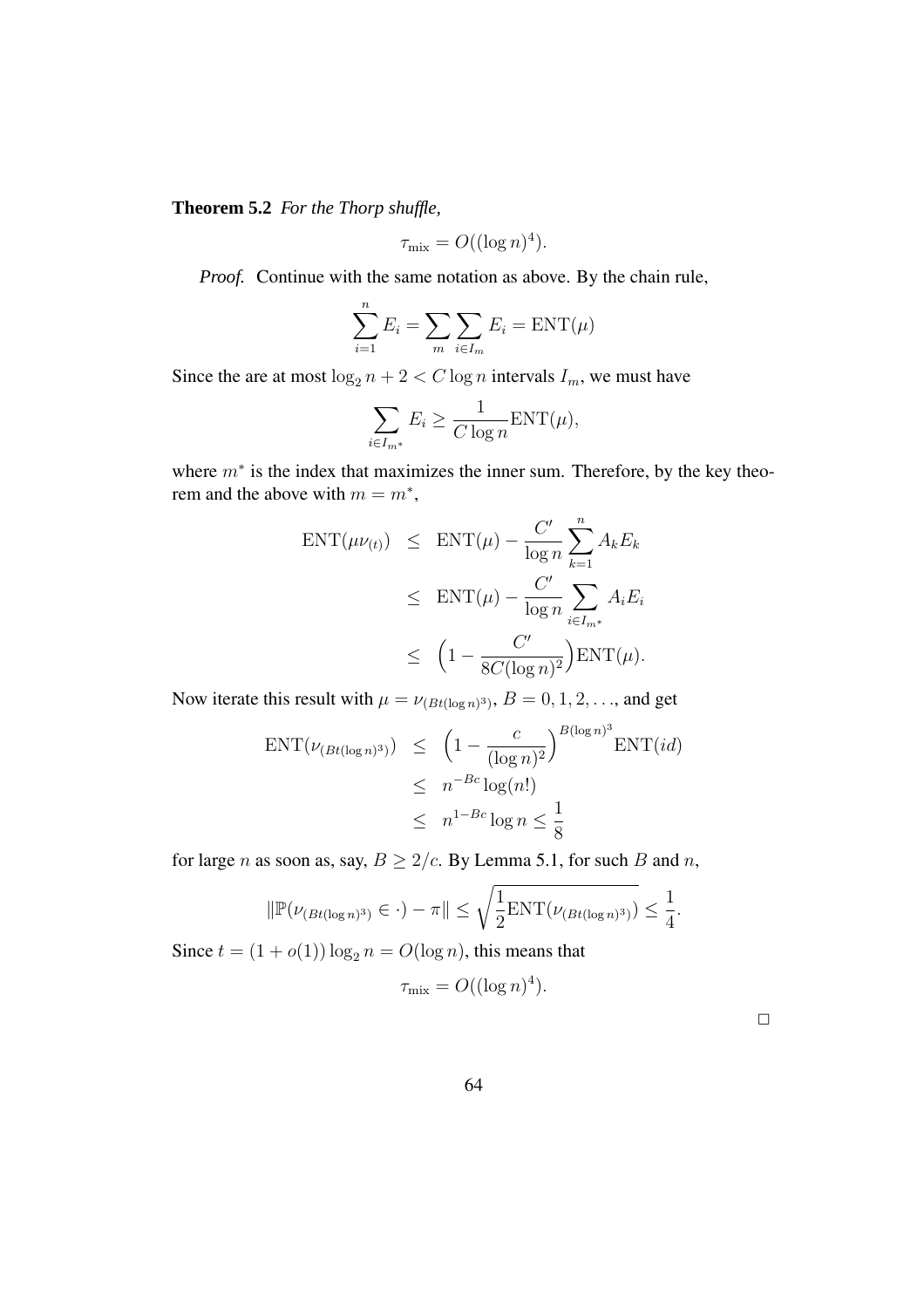**Theorem 5.2** *For the Thorp shuffle,*

$$\tau_{\text{mix}} = O((\log n)^4).$$

*Proof.* Continue with the same notation as above. By the chain rule,

$$\sum_{i=1}^{n} E_i = \sum_{m} \sum_{i \in I_m} E_i = \text{ENT}(\mu)$$

Since the are at most $\log_2 n + 2 < C \log n$ intervals $I_m$, we must have

$$\sum_{i \in I_{m^*}} E_i \geq \frac{1}{C \log n} \text{ENT}(\mu),$$

where $m^*$ is the index that maximizes the inner sum. Therefore, by the key theorem and the above with $m = m^*$,

$$\begin{aligned}
\text{ENT}(\mu\nu_{(t)}) &\leq \text{ENT}(\mu) - \frac{C'}{\log n} \sum_{k=1}^{n} A_k E_k \\
&\leq \text{ENT}(\mu) - \frac{C'}{\log n} \sum_{i \in I_{m^*}} A_i E_i \\
&\leq \Big(1 - \frac{C'}{8C(\log n)^2}\Big) \text{ENT}(\mu).
\end{aligned}$$

Now iterate this result with $\mu = \nu_{(Bt(\log n)^3)}$, $B = 0, 1, 2, \ldots$, and get

$$\begin{aligned}
\text{ENT}(\nu_{(Bt(\log n)^3)}) &\leq \Big(1 - \frac{c}{(\log n)^2}\Big)^{B(\log n)^3} \text{ENT}(id) \\
&\leq n^{-Bc} \log(n!) \\
&\leq n^{1-Bc} \log n \leq \frac{1}{8}
\end{aligned}$$

for large $n$ as soon as, say, $B \geq 2/c$. By Lemma 5.1, for such $B$ and $n$,

$$\|\mathbb{P}(\nu_{(Bt(\log n)^3)} \in \cdot) - \pi\| \leq \sqrt{\frac{1}{2} \text{ENT}(\nu_{(Bt(\log n)^3)})} \leq \frac{1}{4}.$$

Since $t = (1 + o(1)) \log_2 n = O(\log n)$, this means that

$$\tau_{\text{mix}} = O((\log n)^4).$$

$\square$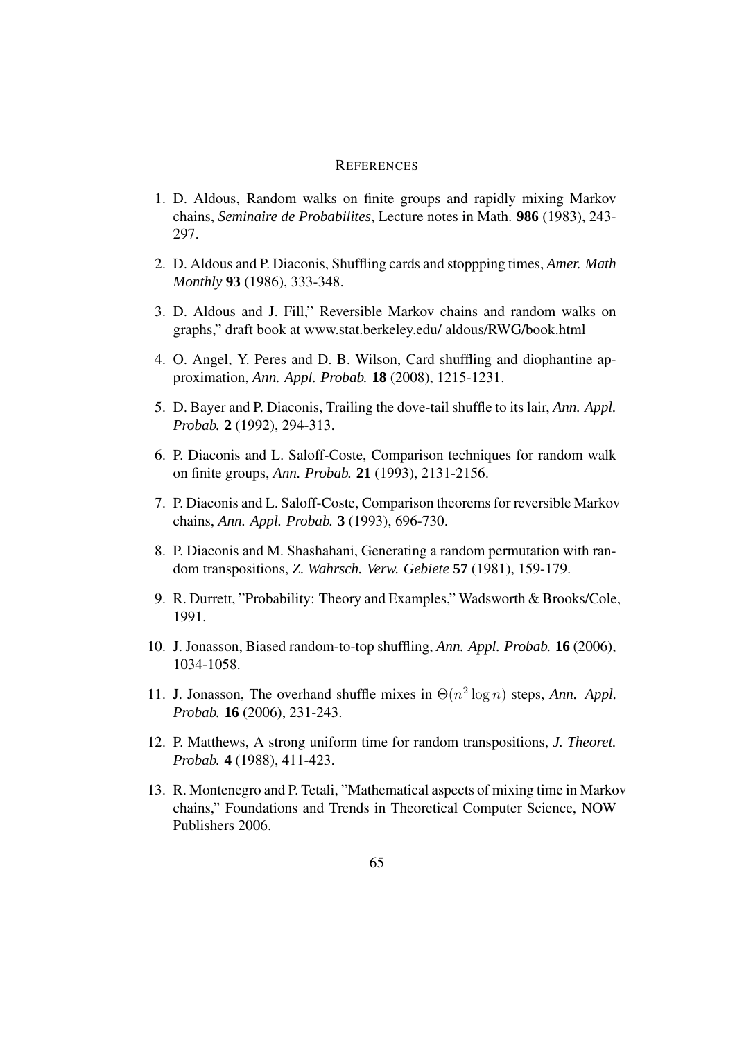# REFERENCES

1. D. Aldous, Random walks on finite groups and rapidly mixing Markov chains, *Seminaire de Probabilites*, Lecture notes in Math. **986** (1983), 243-297.

2. D. Aldous and P. Diaconis, Shuffling cards and stoppping times, *Amer. Math Monthly* **93** (1986), 333-348.

3. D. Aldous and J. Fill," Reversible Markov chains and random walks on graphs," draft book at www.stat.berkeley.edu/ aldous/RWG/book.html

4. O. Angel, Y. Peres and D. B. Wilson, Card shuffling and diophantine approximation, *Ann. Appl. Probab.* **18** (2008), 1215-1231.

5. D. Bayer and P. Diaconis, Trailing the dove-tail shuffle to its lair, *Ann. Appl. Probab.* **2** (1992), 294-313.

6. P. Diaconis and L. Saloff-Coste, Comparison techniques for random walk on finite groups, *Ann. Probab.* **21** (1993), 2131-2156.

7. P. Diaconis and L. Saloff-Coste, Comparison theorems for reversible Markov chains, *Ann. Appl. Probab.* **3** (1993), 696-730.

8. P. Diaconis and M. Shashahani, Generating a random permutation with random transpositions, *Z. Wahrsch. Verw. Gebiete* **57** (1981), 159-179.

9. R. Durrett, "Probability: Theory and Examples," Wadsworth & Brooks/Cole, 1991.

10. J. Jonasson, Biased random-to-top shuffling, *Ann. Appl. Probab.* **16** (2006), 1034-1058.

11. J. Jonasson, The overhand shuffle mixes in $\Theta(n^2 \log n)$ steps, *Ann. Appl. Probab.* **16** (2006), 231-243.

12. P. Matthews, A strong uniform time for random transpositions, *J. Theoret. Probab.* **4** (1988), 411-423.

13. R. Montenegro and P. Tetali, "Mathematical aspects of mixing time in Markov chains," Foundations and Trends in Theoretical Computer Science, NOW Publishers 2006.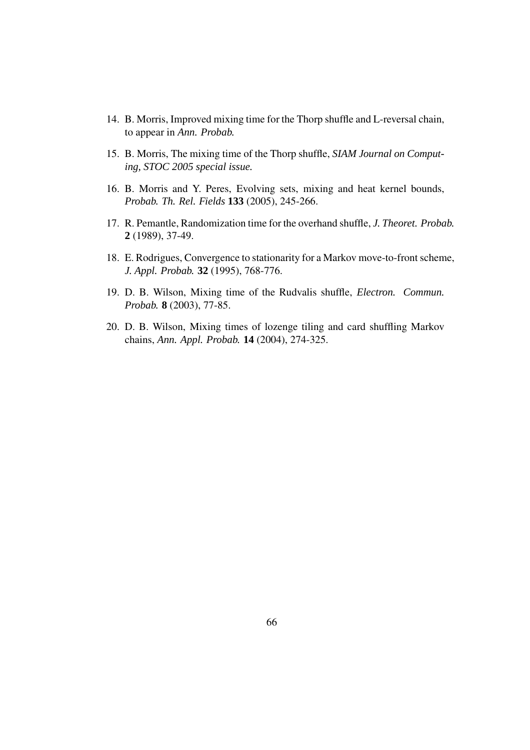14. B. Morris, Improved mixing time for the Thorp shuffle and L-reversal chain, to appear in *Ann. Probab.*

15. B. Morris, The mixing time of the Thorp shuffle, *SIAM Journal on Computing, STOC 2005 special issue.*

16. B. Morris and Y. Peres, Evolving sets, mixing and heat kernel bounds, *Probab. Th. Rel. Fields* **133** (2005), 245-266.

17. R. Pemantle, Randomization time for the overhand shuffle, *J. Theoret. Probab.* **2** (1989), 37-49.

18. E. Rodrigues, Convergence to stationarity for a Markov move-to-front scheme, *J. Appl. Probab.* **32** (1995), 768-776.

19. D. B. Wilson, Mixing time of the Rudvalis shuffle, *Electron. Commun. Probab.* **8** (2003), 77-85.

20. D. B. Wilson, Mixing times of lozenge tiling and card shuffling Markov chains, *Ann. Appl. Probab.* **14** (2004), 274-325.